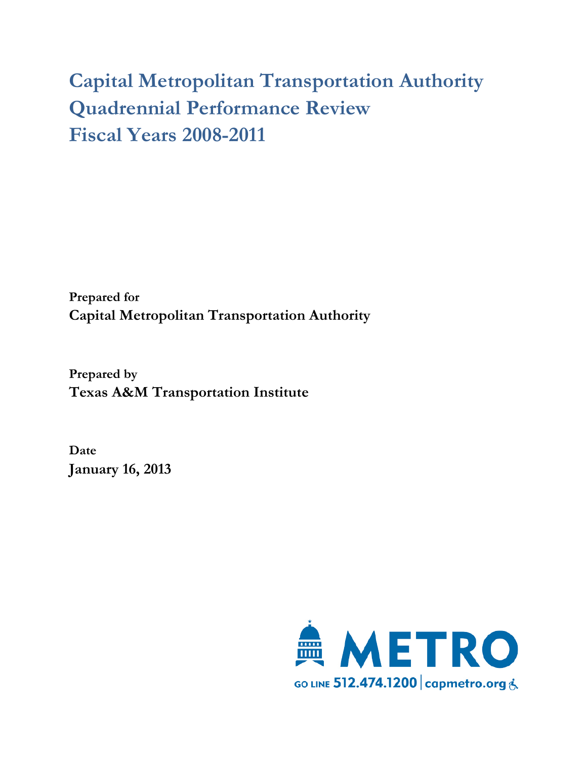# Capital Metropolitan Transportation Authority Quadrennial Performance Review Fiscal Years 2008-2011

**Prepared for**
**Capital Metropolitan Transportation Authority**

**Prepared by**
**Texas A&M Transportation Institute**

**Date**
**January 16, 2013**

METRO
GO LINE 512.474.1200 | capmetro.org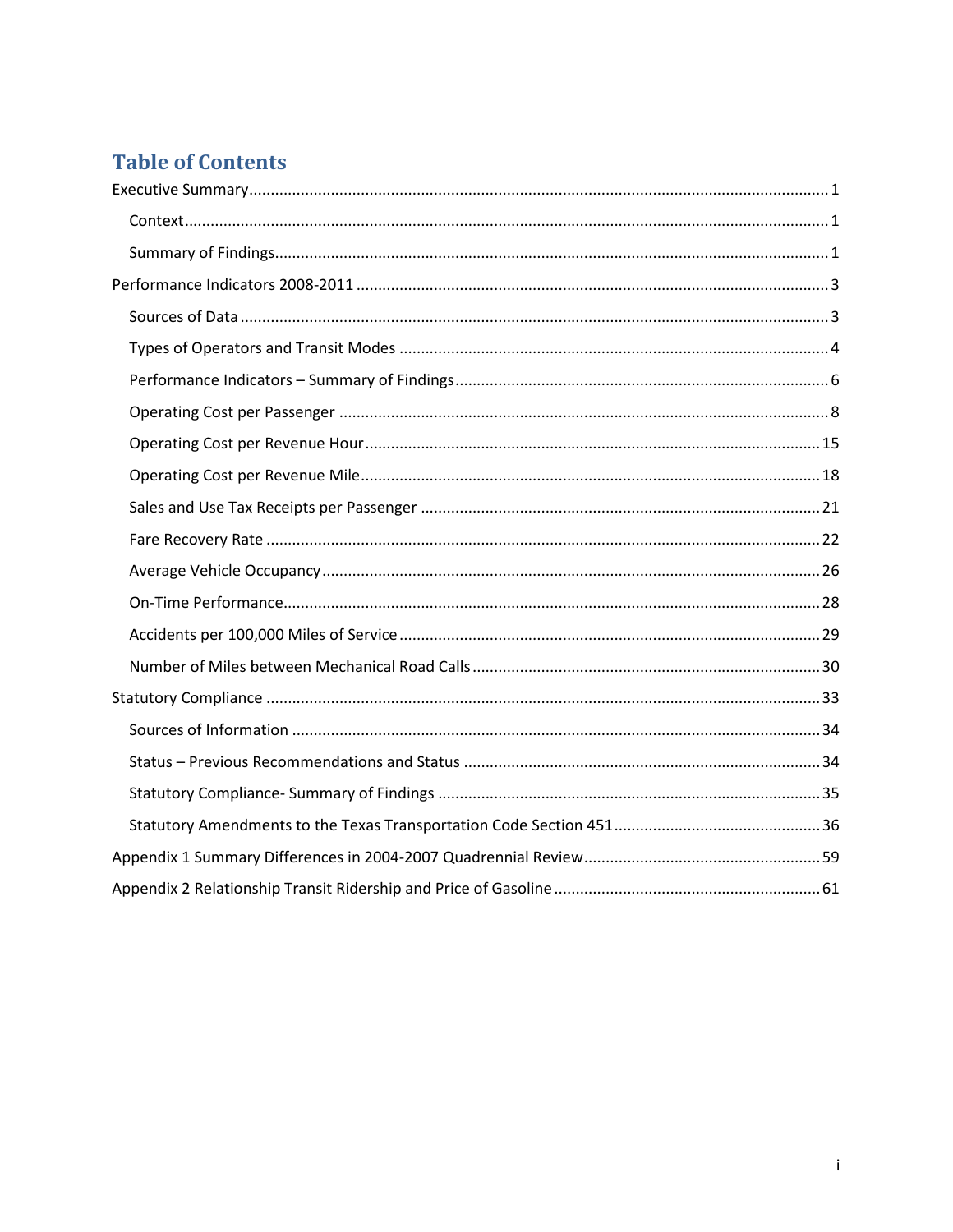# Table of Contents

Executive Summary ..... 1

- Context ..... 1
- Summary of Findings ..... 1

Performance Indicators 2008-2011 ..... 3

- Sources of Data ..... 3
- Types of Operators and Transit Modes ..... 4
- Performance Indicators – Summary of Findings ..... 6
- Operating Cost per Passenger ..... 8
- Operating Cost per Revenue Hour ..... 15
- Operating Cost per Revenue Mile ..... 18
- Sales and Use Tax Receipts per Passenger ..... 21
- Fare Recovery Rate ..... 22
- Average Vehicle Occupancy ..... 26
- On-Time Performance ..... 28
- Accidents per 100,000 Miles of Service ..... 29
- Number of Miles between Mechanical Road Calls ..... 30

Statutory Compliance ..... 33

- Sources of Information ..... 34
- Status – Previous Recommendations and Status ..... 34
- Statutory Compliance- Summary of Findings ..... 35
- Statutory Amendments to the Texas Transportation Code Section 451 ..... 36

Appendix 1 Summary Differences in 2004-2007 Quadrennial Review ..... 59

Appendix 2 Relationship Transit Ridership and Price of Gasoline ..... 61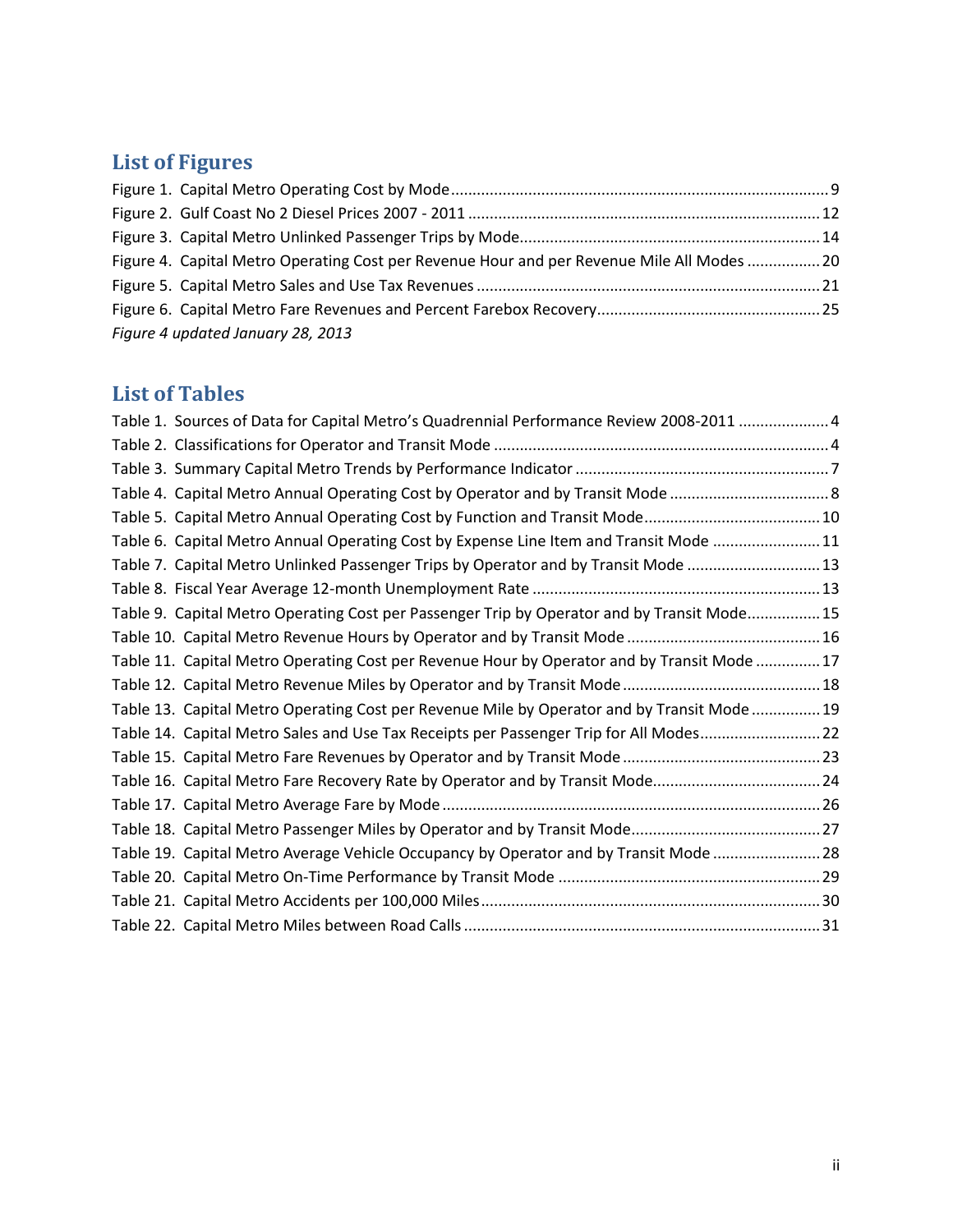## List of Figures

Figure 1. Capital Metro Operating Cost by Mode ........ 9
Figure 2. Gulf Coast No 2 Diesel Prices 2007 - 2011 ........ 12
Figure 3. Capital Metro Unlinked Passenger Trips by Mode ........ 14
Figure 4. Capital Metro Operating Cost per Revenue Hour and per Revenue Mile All Modes ........ 20
Figure 5. Capital Metro Sales and Use Tax Revenues ........ 21
Figure 6. Capital Metro Fare Revenues and Percent Farebox Recovery ........ 25
*Figure 4 updated January 28, 2013*

## List of Tables

Table 1. Sources of Data for Capital Metro's Quadrennial Performance Review 2008-2011 ........ 4
Table 2. Classifications for Operator and Transit Mode ........ 4
Table 3. Summary Capital Metro Trends by Performance Indicator ........ 7
Table 4. Capital Metro Annual Operating Cost by Operator and by Transit Mode ........ 8
Table 5. Capital Metro Annual Operating Cost by Function and Transit Mode ........ 10
Table 6. Capital Metro Annual Operating Cost by Expense Line Item and Transit Mode ........ 11
Table 7. Capital Metro Unlinked Passenger Trips by Operator and by Transit Mode ........ 13
Table 8. Fiscal Year Average 12-month Unemployment Rate ........ 13
Table 9. Capital Metro Operating Cost per Passenger Trip by Operator and by Transit Mode ........ 15
Table 10. Capital Metro Revenue Hours by Operator and by Transit Mode ........ 16
Table 11. Capital Metro Operating Cost per Revenue Hour by Operator and by Transit Mode ........ 17
Table 12. Capital Metro Revenue Miles by Operator and by Transit Mode ........ 18
Table 13. Capital Metro Operating Cost per Revenue Mile by Operator and by Transit Mode ........ 19
Table 14. Capital Metro Sales and Use Tax Receipts per Passenger Trip for All Modes ........ 22
Table 15. Capital Metro Fare Revenues by Operator and by Transit Mode ........ 23
Table 16. Capital Metro Fare Recovery Rate by Operator and by Transit Mode ........ 24
Table 17. Capital Metro Average Fare by Mode ........ 26
Table 18. Capital Metro Passenger Miles by Operator and by Transit Mode ........ 27
Table 19. Capital Metro Average Vehicle Occupancy by Operator and by Transit Mode ........ 28
Table 20. Capital Metro On-Time Performance by Transit Mode ........ 29
Table 21. Capital Metro Accidents per 100,000 Miles ........ 30
Table 22. Capital Metro Miles between Road Calls ........ 31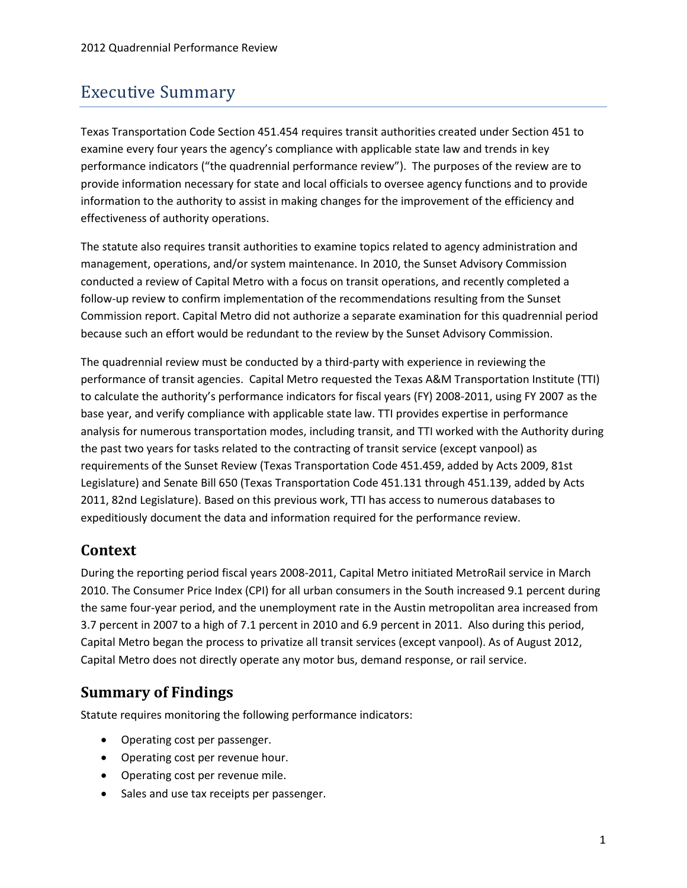# Executive Summary

Texas Transportation Code Section 451.454 requires transit authorities created under Section 451 to examine every four years the agency's compliance with applicable state law and trends in key performance indicators ("the quadrennial performance review"). The purposes of the review are to provide information necessary for state and local officials to oversee agency functions and to provide information to the authority to assist in making changes for the improvement of the efficiency and effectiveness of authority operations.

The statute also requires transit authorities to examine topics related to agency administration and management, operations, and/or system maintenance. In 2010, the Sunset Advisory Commission conducted a review of Capital Metro with a focus on transit operations, and recently completed a follow-up review to confirm implementation of the recommendations resulting from the Sunset Commission report. Capital Metro did not authorize a separate examination for this quadrennial period because such an effort would be redundant to the review by the Sunset Advisory Commission.

The quadrennial review must be conducted by a third-party with experience in reviewing the performance of transit agencies. Capital Metro requested the Texas A&M Transportation Institute (TTI) to calculate the authority's performance indicators for fiscal years (FY) 2008-2011, using FY 2007 as the base year, and verify compliance with applicable state law. TTI provides expertise in performance analysis for numerous transportation modes, including transit, and TTI worked with the Authority during the past two years for tasks related to the contracting of transit service (except vanpool) as requirements of the Sunset Review (Texas Transportation Code 451.459, added by Acts 2009, 81st Legislature) and Senate Bill 650 (Texas Transportation Code 451.131 through 451.139, added by Acts 2011, 82nd Legislature). Based on this previous work, TTI has access to numerous databases to expeditiously document the data and information required for the performance review.

## Context

During the reporting period fiscal years 2008-2011, Capital Metro initiated MetroRail service in March 2010. The Consumer Price Index (CPI) for all urban consumers in the South increased 9.1 percent during the same four-year period, and the unemployment rate in the Austin metropolitan area increased from 3.7 percent in 2007 to a high of 7.1 percent in 2010 and 6.9 percent in 2011. Also during this period, Capital Metro began the process to privatize all transit services (except vanpool). As of August 2012, Capital Metro does not directly operate any motor bus, demand response, or rail service.

## Summary of Findings

Statute requires monitoring the following performance indicators:

- Operating cost per passenger.
- Operating cost per revenue hour.
- Operating cost per revenue mile.
- Sales and use tax receipts per passenger.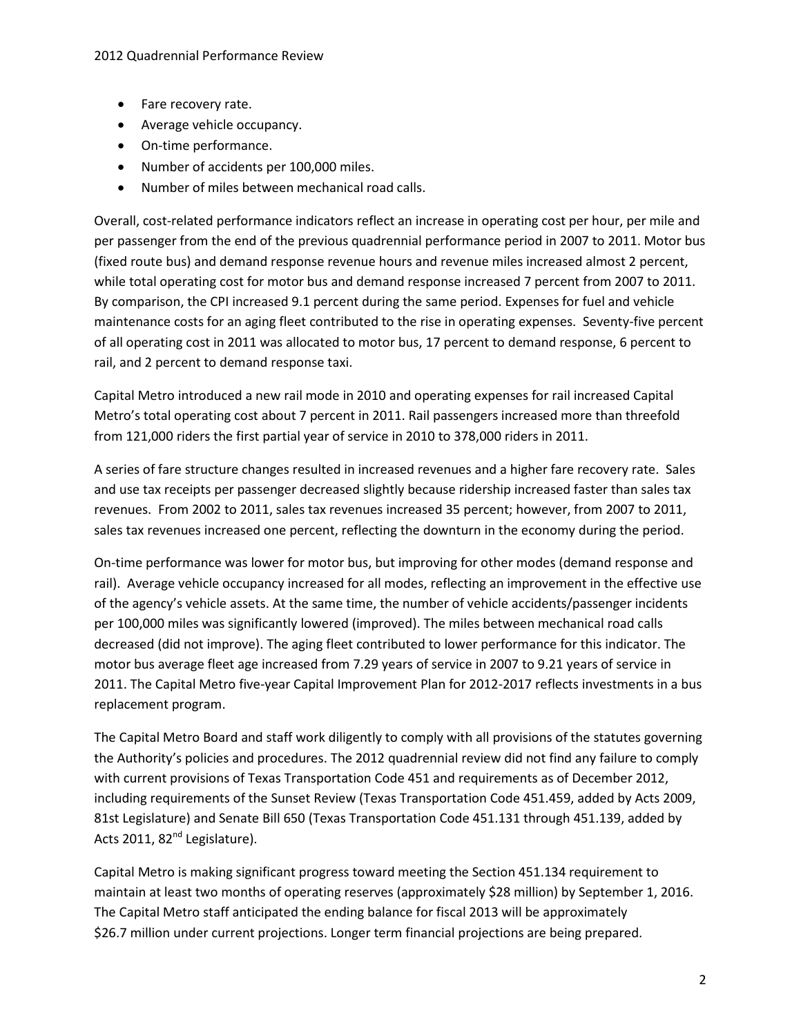- Fare recovery rate.
- Average vehicle occupancy.
- On-time performance.
- Number of accidents per 100,000 miles.
- Number of miles between mechanical road calls.

Overall, cost-related performance indicators reflect an increase in operating cost per hour, per mile and per passenger from the end of the previous quadrennial performance period in 2007 to 2011. Motor bus (fixed route bus) and demand response revenue hours and revenue miles increased almost 2 percent, while total operating cost for motor bus and demand response increased 7 percent from 2007 to 2011. By comparison, the CPI increased 9.1 percent during the same period. Expenses for fuel and vehicle maintenance costs for an aging fleet contributed to the rise in operating expenses. Seventy-five percent of all operating cost in 2011 was allocated to motor bus, 17 percent to demand response, 6 percent to rail, and 2 percent to demand response taxi.

Capital Metro introduced a new rail mode in 2010 and operating expenses for rail increased Capital Metro's total operating cost about 7 percent in 2011. Rail passengers increased more than threefold from 121,000 riders the first partial year of service in 2010 to 378,000 riders in 2011.

A series of fare structure changes resulted in increased revenues and a higher fare recovery rate. Sales and use tax receipts per passenger decreased slightly because ridership increased faster than sales tax revenues. From 2002 to 2011, sales tax revenues increased 35 percent; however, from 2007 to 2011, sales tax revenues increased one percent, reflecting the downturn in the economy during the period.

On-time performance was lower for motor bus, but improving for other modes (demand response and rail). Average vehicle occupancy increased for all modes, reflecting an improvement in the effective use of the agency's vehicle assets. At the same time, the number of vehicle accidents/passenger incidents per 100,000 miles was significantly lowered (improved). The miles between mechanical road calls decreased (did not improve). The aging fleet contributed to lower performance for this indicator. The motor bus average fleet age increased from 7.29 years of service in 2007 to 9.21 years of service in 2011. The Capital Metro five-year Capital Improvement Plan for 2012-2017 reflects investments in a bus replacement program.

The Capital Metro Board and staff work diligently to comply with all provisions of the statutes governing the Authority's policies and procedures. The 2012 quadrennial review did not find any failure to comply with current provisions of Texas Transportation Code 451 and requirements as of December 2012, including requirements of the Sunset Review (Texas Transportation Code 451.459, added by Acts 2009, 81st Legislature) and Senate Bill 650 (Texas Transportation Code 451.131 through 451.139, added by Acts 2011, 82nd Legislature).

Capital Metro is making significant progress toward meeting the Section 451.134 requirement to maintain at least two months of operating reserves (approximately $28 million) by September 1, 2016. The Capital Metro staff anticipated the ending balance for fiscal 2013 will be approximately $26.7 million under current projections. Longer term financial projections are being prepared.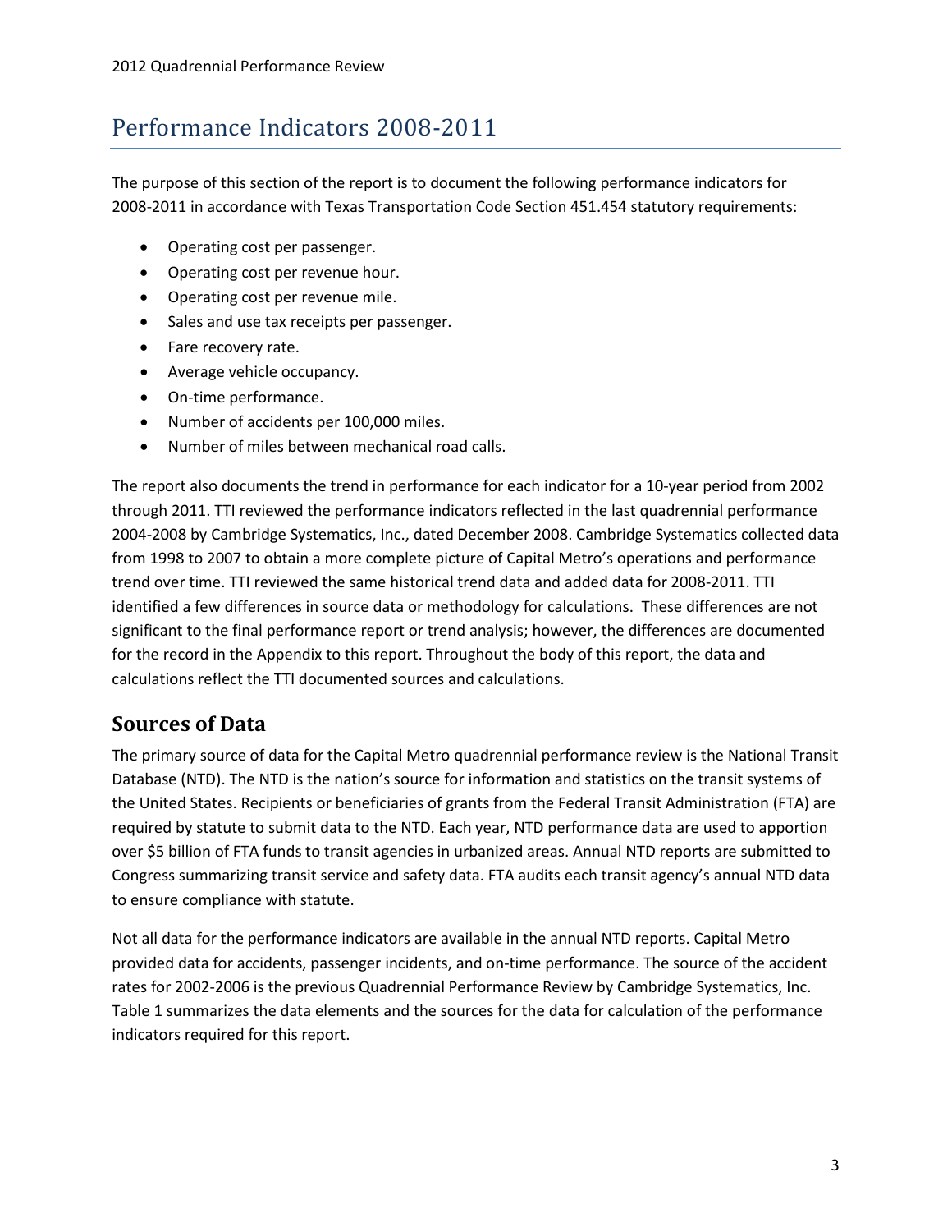# Performance Indicators 2008-2011

The purpose of this section of the report is to document the following performance indicators for 2008-2011 in accordance with Texas Transportation Code Section 451.454 statutory requirements:

- Operating cost per passenger.
- Operating cost per revenue hour.
- Operating cost per revenue mile.
- Sales and use tax receipts per passenger.
- Fare recovery rate.
- Average vehicle occupancy.
- On-time performance.
- Number of accidents per 100,000 miles.
- Number of miles between mechanical road calls.

The report also documents the trend in performance for each indicator for a 10-year period from 2002 through 2011. TTI reviewed the performance indicators reflected in the last quadrennial performance 2004-2008 by Cambridge Systematics, Inc., dated December 2008. Cambridge Systematics collected data from 1998 to 2007 to obtain a more complete picture of Capital Metro's operations and performance trend over time. TTI reviewed the same historical trend data and added data for 2008-2011. TTI identified a few differences in source data or methodology for calculations. These differences are not significant to the final performance report or trend analysis; however, the differences are documented for the record in the Appendix to this report. Throughout the body of this report, the data and calculations reflect the TTI documented sources and calculations.

## Sources of Data

The primary source of data for the Capital Metro quadrennial performance review is the National Transit Database (NTD). The NTD is the nation's source for information and statistics on the transit systems of the United States. Recipients or beneficiaries of grants from the Federal Transit Administration (FTA) are required by statute to submit data to the NTD. Each year, NTD performance data are used to apportion over $5 billion of FTA funds to transit agencies in urbanized areas. Annual NTD reports are submitted to Congress summarizing transit service and safety data. FTA audits each transit agency's annual NTD data to ensure compliance with statute.

Not all data for the performance indicators are available in the annual NTD reports. Capital Metro provided data for accidents, passenger incidents, and on-time performance. The source of the accident rates for 2002-2006 is the previous Quadrennial Performance Review by Cambridge Systematics, Inc. Table 1 summarizes the data elements and the sources for the data for calculation of the performance indicators required for this report.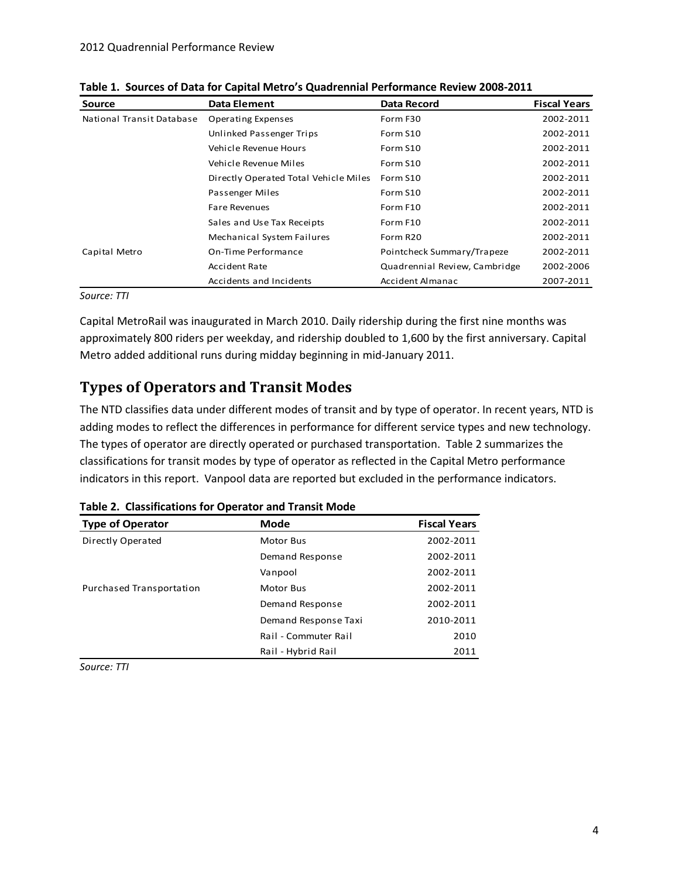**Table 1. Sources of Data for Capital Metro's Quadrennial Performance Review 2008-2011**

| Source | Data Element | Data Record | Fiscal Years |
|---|---|---|---|
| National Transit Database | Operating Expenses | Form F30 | 2002-2011 |
| | Unlinked Passenger Trips | Form S10 | 2002-2011 |
| | Vehicle Revenue Hours | Form S10 | 2002-2011 |
| | Vehicle Revenue Miles | Form S10 | 2002-2011 |
| | Directly Operated Total Vehicle Miles | Form S10 | 2002-2011 |
| | Passenger Miles | Form S10 | 2002-2011 |
| | Fare Revenues | Form F10 | 2002-2011 |
| | Sales and Use Tax Receipts | Form F10 | 2002-2011 |
| | Mechanical System Failures | Form R20 | 2002-2011 |
| Capital Metro | On-Time Performance | Pointcheck Summary/Trapeze | 2002-2011 |
| | Accident Rate | Quadrennial Review, Cambridge | 2002-2006 |
| | Accidents and Incidents | Accident Almanac | 2007-2011 |

*Source: TTI*

Capital MetroRail was inaugurated in March 2010. Daily ridership during the first nine months was approximately 800 riders per weekday, and ridership doubled to 1,600 by the first anniversary. Capital Metro added additional runs during midday beginning in mid-January 2011.

## Types of Operators and Transit Modes

The NTD classifies data under different modes of transit and by type of operator. In recent years, NTD is adding modes to reflect the differences in performance for different service types and new technology. The types of operator are directly operated or purchased transportation. Table 2 summarizes the classifications for transit modes by type of operator as reflected in the Capital Metro performance indicators in this report. Vanpool data are reported but excluded in the performance indicators.

**Table 2. Classifications for Operator and Transit Mode**

| Type of Operator | Mode | Fiscal Years |
|---|---|---|
| Directly Operated | Motor Bus | 2002-2011 |
| | Demand Response | 2002-2011 |
| | Vanpool | 2002-2011 |
| Purchased Transportation | Motor Bus | 2002-2011 |
| | Demand Response | 2002-2011 |
| | Demand Response Taxi | 2010-2011 |
| | Rail - Commuter Rail | 2010 |
| | Rail - Hybrid Rail | 2011 |

*Source: TTI*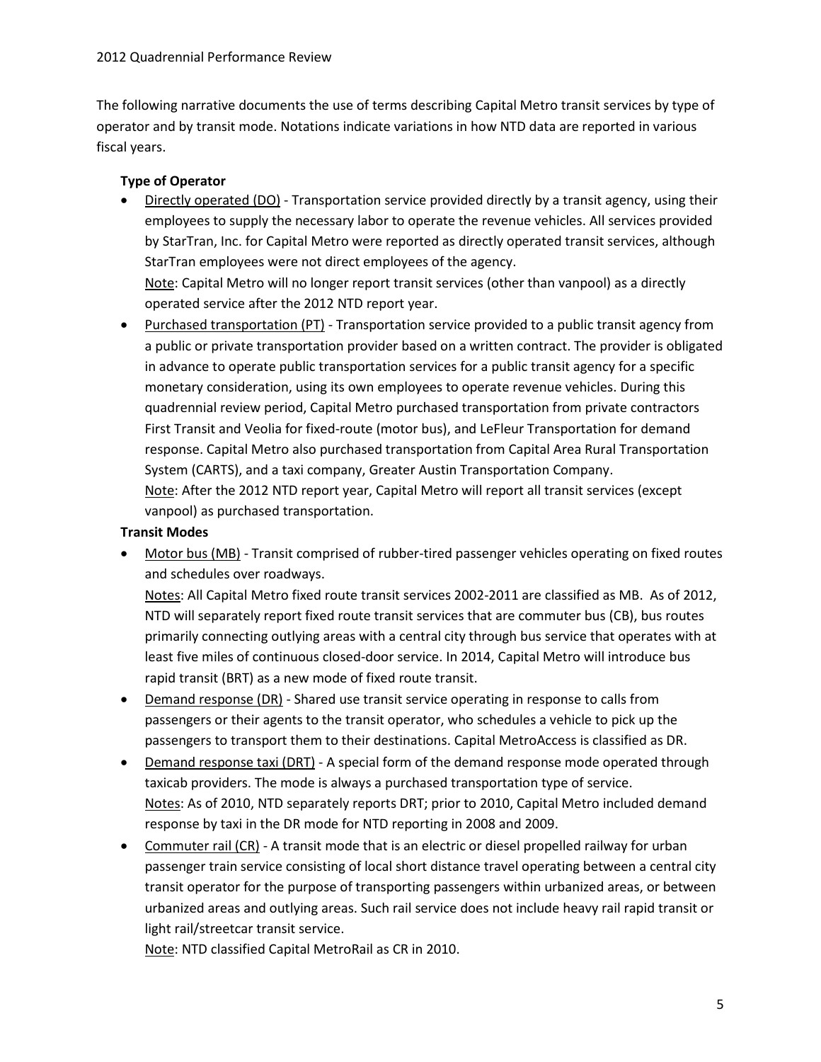The following narrative documents the use of terms describing Capital Metro transit services by type of operator and by transit mode. Notations indicate variations in how NTD data are reported in various fiscal years.

**Type of Operator**

- Directly operated (DO) - Transportation service provided directly by a transit agency, using their employees to supply the necessary labor to operate the revenue vehicles. All services provided by StarTran, Inc. for Capital Metro were reported as directly operated transit services, although StarTran employees were not direct employees of the agency.
  Note: Capital Metro will no longer report transit services (other than vanpool) as a directly operated service after the 2012 NTD report year.
- Purchased transportation (PT) - Transportation service provided to a public transit agency from a public or private transportation provider based on a written contract. The provider is obligated in advance to operate public transportation services for a public transit agency for a specific monetary consideration, using its own employees to operate revenue vehicles. During this quadrennial review period, Capital Metro purchased transportation from private contractors First Transit and Veolia for fixed-route (motor bus), and LeFleur Transportation for demand response. Capital Metro also purchased transportation from Capital Area Rural Transportation System (CARTS), and a taxi company, Greater Austin Transportation Company.
  Note: After the 2012 NTD report year, Capital Metro will report all transit services (except vanpool) as purchased transportation.

**Transit Modes**

- Motor bus (MB) - Transit comprised of rubber-tired passenger vehicles operating on fixed routes and schedules over roadways.
  Notes: All Capital Metro fixed route transit services 2002-2011 are classified as MB. As of 2012, NTD will separately report fixed route transit services that are commuter bus (CB), bus routes primarily connecting outlying areas with a central city through bus service that operates with at least five miles of continuous closed-door service. In 2014, Capital Metro will introduce bus rapid transit (BRT) as a new mode of fixed route transit.
- Demand response (DR) - Shared use transit service operating in response to calls from passengers or their agents to the transit operator, who schedules a vehicle to pick up the passengers to transport them to their destinations. Capital MetroAccess is classified as DR.
- Demand response taxi (DRT) - A special form of the demand response mode operated through taxicab providers. The mode is always a purchased transportation type of service.
  Notes: As of 2010, NTD separately reports DRT; prior to 2010, Capital Metro included demand response by taxi in the DR mode for NTD reporting in 2008 and 2009.
- Commuter rail (CR) - A transit mode that is an electric or diesel propelled railway for urban passenger train service consisting of local short distance travel operating between a central city transit operator for the purpose of transporting passengers within urbanized areas, or between urbanized areas and outlying areas. Such rail service does not include heavy rail rapid transit or light rail/streetcar transit service.
  Note: NTD classified Capital MetroRail as CR in 2010.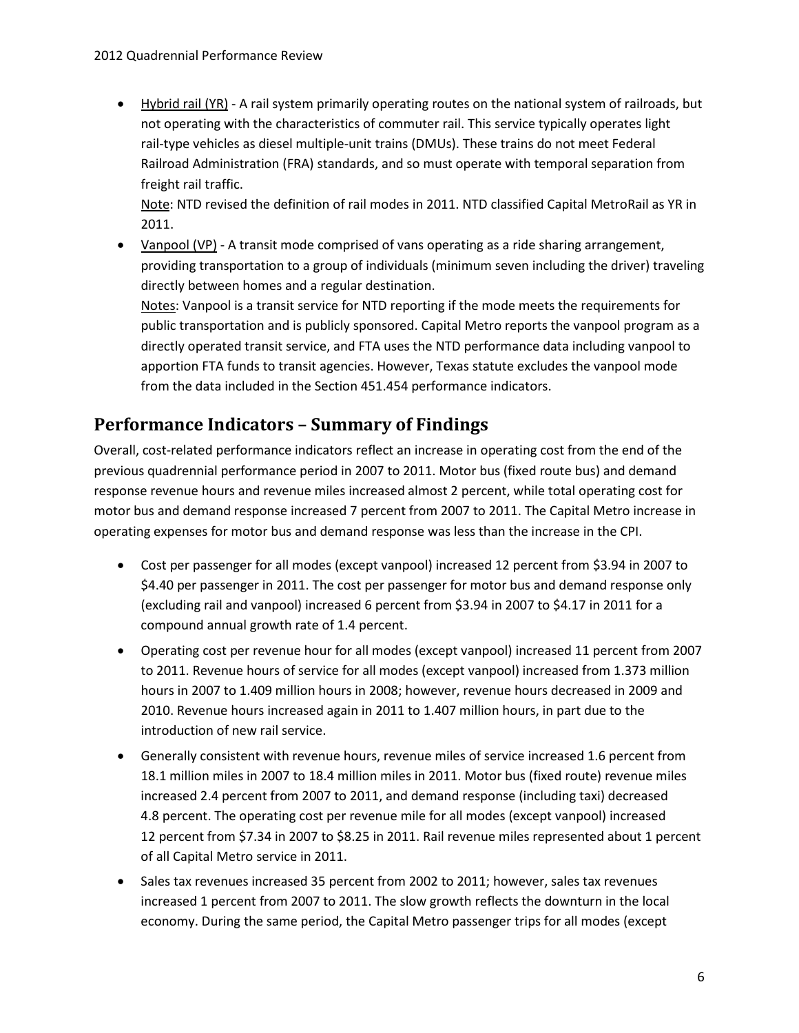- Hybrid rail (YR) - A rail system primarily operating routes on the national system of railroads, but not operating with the characteristics of commuter rail. This service typically operates light rail-type vehicles as diesel multiple-unit trains (DMUs). These trains do not meet Federal Railroad Administration (FRA) standards, and so must operate with temporal separation from freight rail traffic.

  Note: NTD revised the definition of rail modes in 2011. NTD classified Capital MetroRail as YR in 2011.
- Vanpool (VP) - A transit mode comprised of vans operating as a ride sharing arrangement, providing transportation to a group of individuals (minimum seven including the driver) traveling directly between homes and a regular destination.

  Notes: Vanpool is a transit service for NTD reporting if the mode meets the requirements for public transportation and is publicly sponsored. Capital Metro reports the vanpool program as a directly operated transit service, and FTA uses the NTD performance data including vanpool to apportion FTA funds to transit agencies. However, Texas statute excludes the vanpool mode from the data included in the Section 451.454 performance indicators.

## Performance Indicators – Summary of Findings

Overall, cost-related performance indicators reflect an increase in operating cost from the end of the previous quadrennial performance period in 2007 to 2011. Motor bus (fixed route bus) and demand response revenue hours and revenue miles increased almost 2 percent, while total operating cost for motor bus and demand response increased 7 percent from 2007 to 2011. The Capital Metro increase in operating expenses for motor bus and demand response was less than the increase in the CPI.

- Cost per passenger for all modes (except vanpool) increased 12 percent from $3.94 in 2007 to $4.40 per passenger in 2011. The cost per passenger for motor bus and demand response only (excluding rail and vanpool) increased 6 percent from $3.94 in 2007 to $4.17 in 2011 for a compound annual growth rate of 1.4 percent.
- Operating cost per revenue hour for all modes (except vanpool) increased 11 percent from 2007 to 2011. Revenue hours of service for all modes (except vanpool) increased from 1.373 million hours in 2007 to 1.409 million hours in 2008; however, revenue hours decreased in 2009 and 2010. Revenue hours increased again in 2011 to 1.407 million hours, in part due to the introduction of new rail service.
- Generally consistent with revenue hours, revenue miles of service increased 1.6 percent from 18.1 million miles in 2007 to 18.4 million miles in 2011. Motor bus (fixed route) revenue miles increased 2.4 percent from 2007 to 2011, and demand response (including taxi) decreased 4.8 percent. The operating cost per revenue mile for all modes (except vanpool) increased 12 percent from $7.34 in 2007 to $8.25 in 2011. Rail revenue miles represented about 1 percent of all Capital Metro service in 2011.
- Sales tax revenues increased 35 percent from 2002 to 2011; however, sales tax revenues increased 1 percent from 2007 to 2011. The slow growth reflects the downturn in the local economy. During the same period, the Capital Metro passenger trips for all modes (except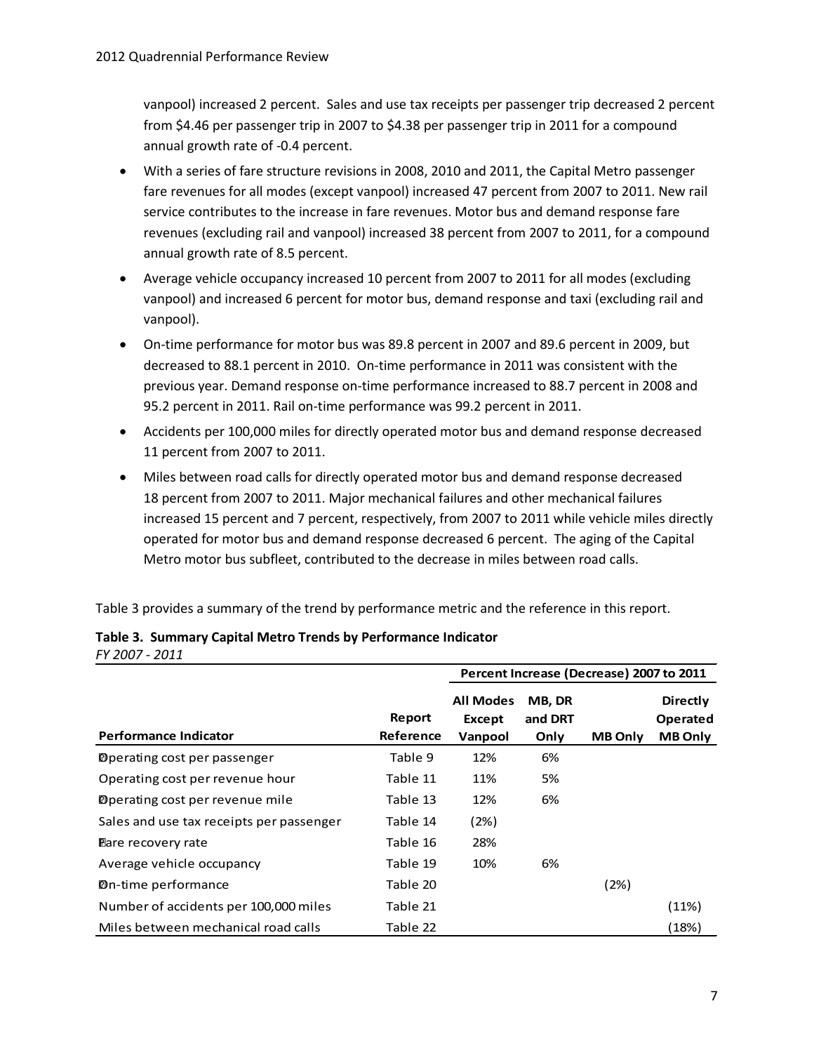vanpool) increased 2 percent. Sales and use tax receipts per passenger trip decreased 2 percent from $4.46 per passenger trip in 2007 to $4.38 per passenger trip in 2011 for a compound annual growth rate of -0.4 percent.

- With a series of fare structure revisions in 2008, 2010 and 2011, the Capital Metro passenger fare revenues for all modes (except vanpool) increased 47 percent from 2007 to 2011. New rail service contributes to the increase in fare revenues. Motor bus and demand response fare revenues (excluding rail and vanpool) increased 38 percent from 2007 to 2011, for a compound annual growth rate of 8.5 percent.
- Average vehicle occupancy increased 10 percent from 2007 to 2011 for all modes (excluding vanpool) and increased 6 percent for motor bus, demand response and taxi (excluding rail and vanpool).
- On-time performance for motor bus was 89.8 percent in 2007 and 89.6 percent in 2009, but decreased to 88.1 percent in 2010. On-time performance in 2011 was consistent with the previous year. Demand response on-time performance increased to 88.7 percent in 2008 and 95.2 percent in 2011. Rail on-time performance was 99.2 percent in 2011.
- Accidents per 100,000 miles for directly operated motor bus and demand response decreased 11 percent from 2007 to 2011.
- Miles between road calls for directly operated motor bus and demand response decreased 18 percent from 2007 to 2011. Major mechanical failures and other mechanical failures increased 15 percent and 7 percent, respectively, from 2007 to 2011 while vehicle miles directly operated for motor bus and demand response decreased 6 percent. The aging of the Capital Metro motor bus subfleet, contributed to the decrease in miles between road calls.

Table 3 provides a summary of the trend by performance metric and the reference in this report.

**Table 3. Summary Capital Metro Trends by Performance Indicator**

*FY 2007 - 2011*

| | | Percent Increase (Decrease) 2007 to 2011 | | | |
|---|---|---|---|---|---|
| **Performance Indicator** | **Report Reference** | **All Modes Except Vanpool** | **MB, DR and DRT Only** | **MB Only** | **Directly Operated MB Only** |
| Operating cost per passenger | Table 9 | 12% | 6% | | |
| Operating cost per revenue hour | Table 11 | 11% | 5% | | |
| Operating cost per revenue mile | Table 13 | 12% | 6% | | |
| Sales and use tax receipts per passenger | Table 14 | (2%) | | | |
| Fare recovery rate | Table 16 | 28% | | | |
| Average vehicle occupancy | Table 19 | 10% | 6% | | |
| On-time performance | Table 20 | | | (2%) | |
| Number of accidents per 100,000 miles | Table 21 | | | | (11%) |
| Miles between mechanical road calls | Table 22 | | | | (18%) |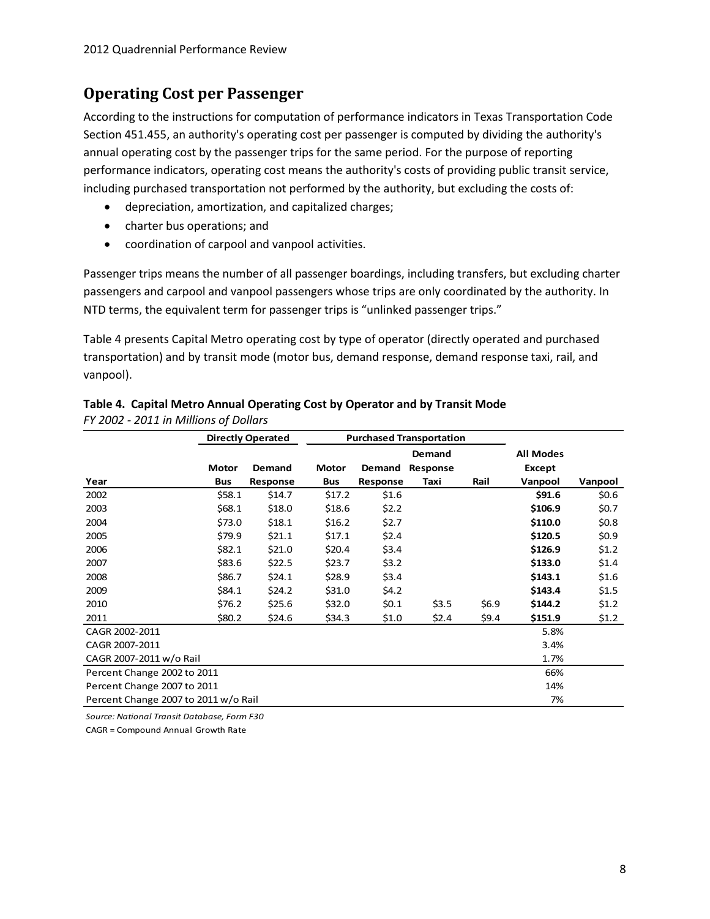## Operating Cost per Passenger

According to the instructions for computation of performance indicators in Texas Transportation Code Section 451.455, an authority's operating cost per passenger is computed by dividing the authority's annual operating cost by the passenger trips for the same period. For the purpose of reporting performance indicators, operating cost means the authority's costs of providing public transit service, including purchased transportation not performed by the authority, but excluding the costs of:

- depreciation, amortization, and capitalized charges;
- charter bus operations; and
- coordination of carpool and vanpool activities.

Passenger trips means the number of all passenger boardings, including transfers, but excluding charter passengers and carpool and vanpool passengers whose trips are only coordinated by the authority. In NTD terms, the equivalent term for passenger trips is "unlinked passenger trips."

Table 4 presents Capital Metro operating cost by type of operator (directly operated and purchased transportation) and by transit mode (motor bus, demand response, demand response taxi, rail, and vanpool).

**Table 4. Capital Metro Annual Operating Cost by Operator and by Transit Mode**

*FY 2002 - 2011 in Millions of Dollars*

| | Directly Operated | | Purchased Transportation | | | | | |
|---|---|---|---|---|---|---|---|---|
| Year | Motor Bus | Demand Response | Motor Bus | Demand Response | Demand Response Taxi | Rail | All Modes Except Vanpool | Vanpool |
| 2002 | $58.1 | $14.7 | $17.2 | $1.6 | | | **$91.6** | $0.6 |
| 2003 | $68.1 | $18.0 | $18.6 | $2.2 | | | **$106.9** | $0.7 |
| 2004 | $73.0 | $18.1 | $16.2 | $2.7 | | | **$110.0** | $0.8 |
| 2005 | $79.9 | $21.1 | $17.1 | $2.4 | | | **$120.5** | $0.9 |
| 2006 | $82.1 | $21.0 | $20.4 | $3.4 | | | **$126.9** | $1.2 |
| 2007 | $83.6 | $22.5 | $23.7 | $3.2 | | | **$133.0** | $1.4 |
| 2008 | $86.7 | $24.1 | $28.9 | $3.4 | | | **$143.1** | $1.6 |
| 2009 | $84.1 | $24.2 | $31.0 | $4.2 | | | **$143.4** | $1.5 |
| 2010 | $76.2 | $25.6 | $32.0 | $0.1 | $3.5 | $6.9 | **$144.2** | $1.2 |
| 2011 | $80.2 | $24.6 | $34.3 | $1.0 | $2.4 | $9.4 | **$151.9** | $1.2 |
| CAGR 2002-2011 | | | | | | | 5.8% | |
| CAGR 2007-2011 | | | | | | | 3.4% | |
| CAGR 2007-2011 w/o Rail | | | | | | | 1.7% | |
| Percent Change 2002 to 2011 | | | | | | | 66% | |
| Percent Change 2007 to 2011 | | | | | | | 14% | |
| Percent Change 2007 to 2011 w/o Rail | | | | | | | 7% | |

*Source: National Transit Database, Form F30*

CAGR = Compound Annual Growth Rate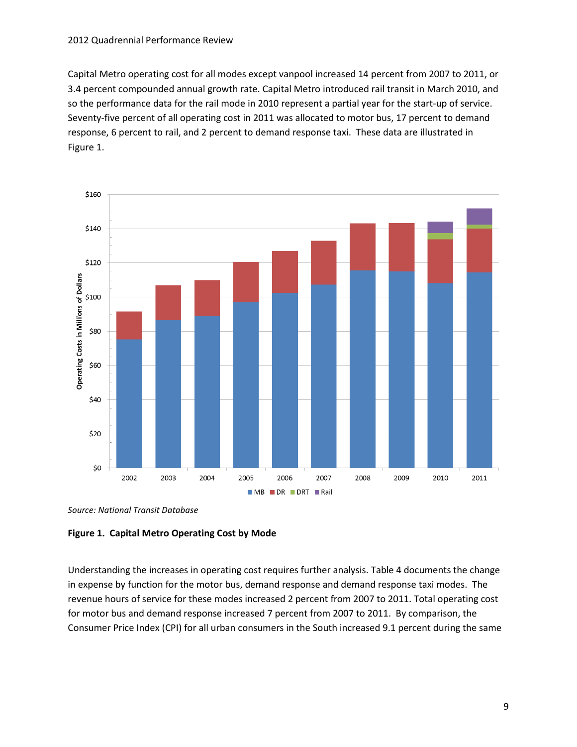Capital Metro operating cost for all modes except vanpool increased 14 percent from 2007 to 2011, or 3.4 percent compounded annual growth rate. Capital Metro introduced rail transit in March 2010, and so the performance data for the rail mode in 2010 represent a partial year for the start-up of service. Seventy-five percent of all operating cost in 2011 was allocated to motor bus, 17 percent to demand response, 6 percent to rail, and 2 percent to demand response taxi. These data are illustrated in Figure 1.

*Source: National Transit Database*

**Figure 1. Capital Metro Operating Cost by Mode**

Understanding the increases in operating cost requires further analysis. Table 4 documents the change in expense by function for the motor bus, demand response and demand response taxi modes. The revenue hours of service for these modes increased 2 percent from 2007 to 2011. Total operating cost for motor bus and demand response increased 7 percent from 2007 to 2011. By comparison, the Consumer Price Index (CPI) for all urban consumers in the South increased 9.1 percent during the same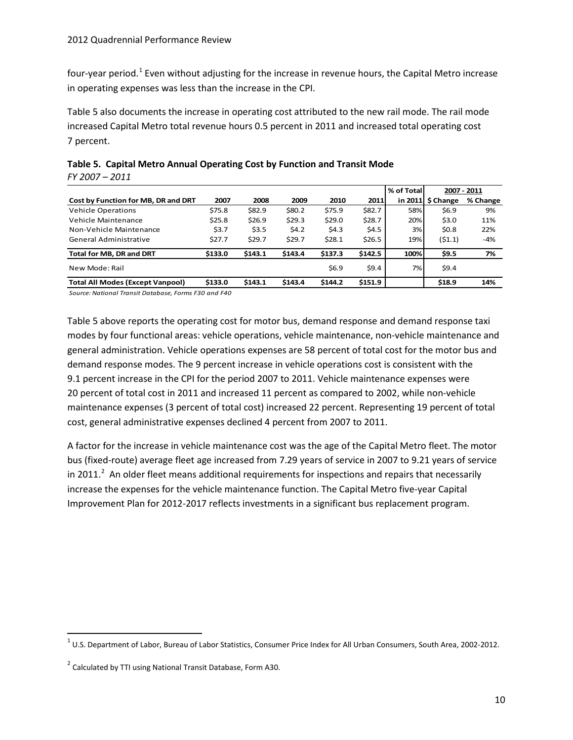four-year period.[1] Even without adjusting for the increase in revenue hours, the Capital Metro increase in operating expenses was less than the increase in the CPI.

Table 5 also documents the increase in operating cost attributed to the new rail mode. The rail mode increased Capital Metro total revenue hours 0.5 percent in 2011 and increased total operating cost 7 percent.

**Table 5. Capital Metro Annual Operating Cost by Function and Transit Mode**
*FY 2007 – 2011*

| Cost by Function for MB, DR and DRT | 2007 | 2008 | 2009 | 2010 | 2011 | % of Total in 2011 | 2007 - 2011 $ Change | 2007 - 2011 % Change |
|---|---|---|---|---|---|---|---|---|
| Vehicle Operations | $75.8 | $82.9 | $80.2 | $75.9 | $82.7 | 58% | $6.9 | 9% |
| Vehicle Maintenance | $25.8 | $26.9 | $29.3 | $29.0 | $28.7 | 20% | $3.0 | 11% |
| Non-Vehicle Maintenance | $3.7 | $3.5 | $4.2 | $4.3 | $4.5 | 3% | $0.8 | 22% |
| General Administrative | $27.7 | $29.7 | $29.7 | $28.1 | $26.5 | 19% | ($1.1) | -4% |
| **Total for MB, DR and DRT** | **$133.0** | **$143.1** | **$143.4** | **$137.3** | **$142.5** | **100%** | **$9.5** | **7%** |
| New Mode: Rail | | | | $6.9 | $9.4 | 7% | $9.4 | |
| **Total All Modes (Except Vanpool)** | **$133.0** | **$143.1** | **$143.4** | **$144.2** | **$151.9** | | **$18.9** | **14%** |

*Source: National Transit Database, Forms F30 and F40*

Table 5 above reports the operating cost for motor bus, demand response and demand response taxi modes by four functional areas: vehicle operations, vehicle maintenance, non-vehicle maintenance and general administration. Vehicle operations expenses are 58 percent of total cost for the motor bus and demand response modes. The 9 percent increase in vehicle operations cost is consistent with the 9.1 percent increase in the CPI for the period 2007 to 2011. Vehicle maintenance expenses were 20 percent of total cost in 2011 and increased 11 percent as compared to 2002, while non-vehicle maintenance expenses (3 percent of total cost) increased 22 percent. Representing 19 percent of total cost, general administrative expenses declined 4 percent from 2007 to 2011.

A factor for the increase in vehicle maintenance cost was the age of the Capital Metro fleet. The motor bus (fixed-route) average fleet age increased from 7.29 years of service in 2007 to 9.21 years of service in 2011.[2] An older fleet means additional requirements for inspections and repairs that necessarily increase the expenses for the vehicle maintenance function. The Capital Metro five-year Capital Improvement Plan for 2012-2017 reflects investments in a significant bus replacement program.

[1] U.S. Department of Labor, Bureau of Labor Statistics, Consumer Price Index for All Urban Consumers, South Area, 2002-2012.

[2] Calculated by TTI using National Transit Database, Form A30.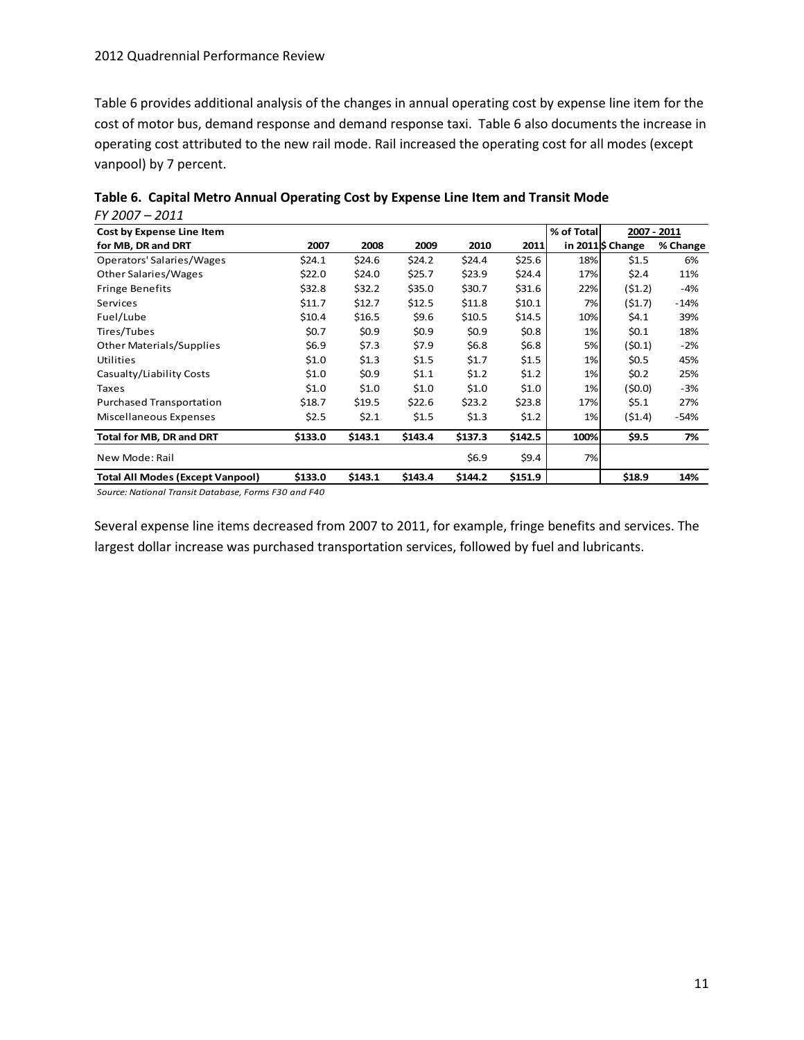Table 6 provides additional analysis of the changes in annual operating cost by expense line item for the cost of motor bus, demand response and demand response taxi. Table 6 also documents the increase in operating cost attributed to the new rail mode. Rail increased the operating cost for all modes (except vanpool) by 7 percent.

**Table 6. Capital Metro Annual Operating Cost by Expense Line Item and Transit Mode**

*FY 2007 – 2011*

| Cost by Expense Line Item for MB, DR and DRT | 2007 | 2008 | 2009 | 2010 | 2011 | % of Total in 2011 | 2007 - 2011 $ Change | 2007 - 2011 % Change |
|---|---|---|---|---|---|---|---|---|
| Operators' Salaries/Wages | $24.1 | $24.6 | $24.2 | $24.4 | $25.6 | 18% | $1.5 | 6% |
| Other Salaries/Wages | $22.0 | $24.0 | $25.7 | $23.9 | $24.4 | 17% | $2.4 | 11% |
| Fringe Benefits | $32.8 | $32.2 | $35.0 | $30.7 | $31.6 | 22% | ($1.2) | -4% |
| Services | $11.7 | $12.7 | $12.5 | $11.8 | $10.1 | 7% | ($1.7) | -14% |
| Fuel/Lube | $10.4 | $16.5 | $9.6 | $10.5 | $14.5 | 10% | $4.1 | 39% |
| Tires/Tubes | $0.7 | $0.9 | $0.9 | $0.9 | $0.8 | 1% | $0.1 | 18% |
| Other Materials/Supplies | $6.9 | $7.3 | $7.9 | $6.8 | $6.8 | 5% | ($0.1) | -2% |
| Utilities | $1.0 | $1.3 | $1.5 | $1.7 | $1.5 | 1% | $0.5 | 45% |
| Casualty/Liability Costs | $1.0 | $0.9 | $1.1 | $1.2 | $1.2 | 1% | $0.2 | 25% |
| Taxes | $1.0 | $1.0 | $1.0 | $1.0 | $1.0 | 1% | ($0.0) | -3% |
| Purchased Transportation | $18.7 | $19.5 | $22.6 | $23.2 | $23.8 | 17% | $5.1 | 27% |
| Miscellaneous Expenses | $2.5 | $2.1 | $1.5 | $1.3 | $1.2 | 1% | ($1.4) | -54% |
| **Total for MB, DR and DRT** | **$133.0** | **$143.1** | **$143.4** | **$137.3** | **$142.5** | **100%** | **$9.5** | **7%** |
| New Mode: Rail | | | | $6.9 | $9.4 | 7% | | |
| **Total All Modes (Except Vanpool)** | **$133.0** | **$143.1** | **$143.4** | **$144.2** | **$151.9** | | **$18.9** | **14%** |

*Source: National Transit Database, Forms F30 and F40*

Several expense line items decreased from 2007 to 2011, for example, fringe benefits and services. The largest dollar increase was purchased transportation services, followed by fuel and lubricants.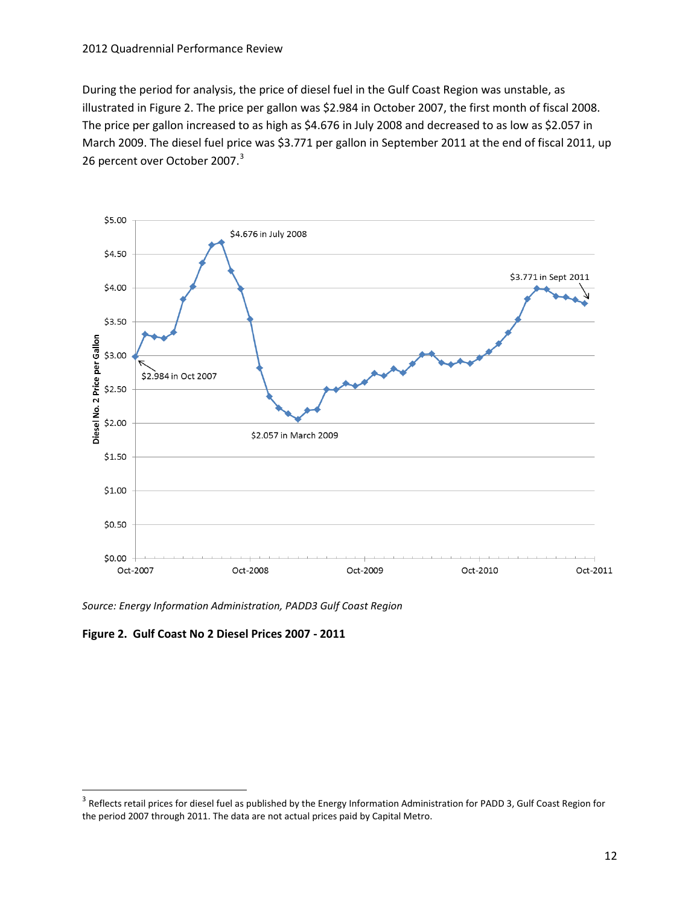During the period for analysis, the price of diesel fuel in the Gulf Coast Region was unstable, as illustrated in Figure 2. The price per gallon was $2.984 in October 2007, the first month of fiscal 2008. The price per gallon increased to as high as $4.676 in July 2008 and decreased to as low as $2.057 in March 2009. The diesel fuel price was $3.771 per gallon in September 2011 at the end of fiscal 2011, up 26 percent over October 2007.[3]

*Source: Energy Information Administration, PADD3 Gulf Coast Region*

**Figure 2. Gulf Coast No 2 Diesel Prices 2007 - 2011**

[3] Reflects retail prices for diesel fuel as published by the Energy Information Administration for PADD 3, Gulf Coast Region for the period 2007 through 2011. The data are not actual prices paid by Capital Metro.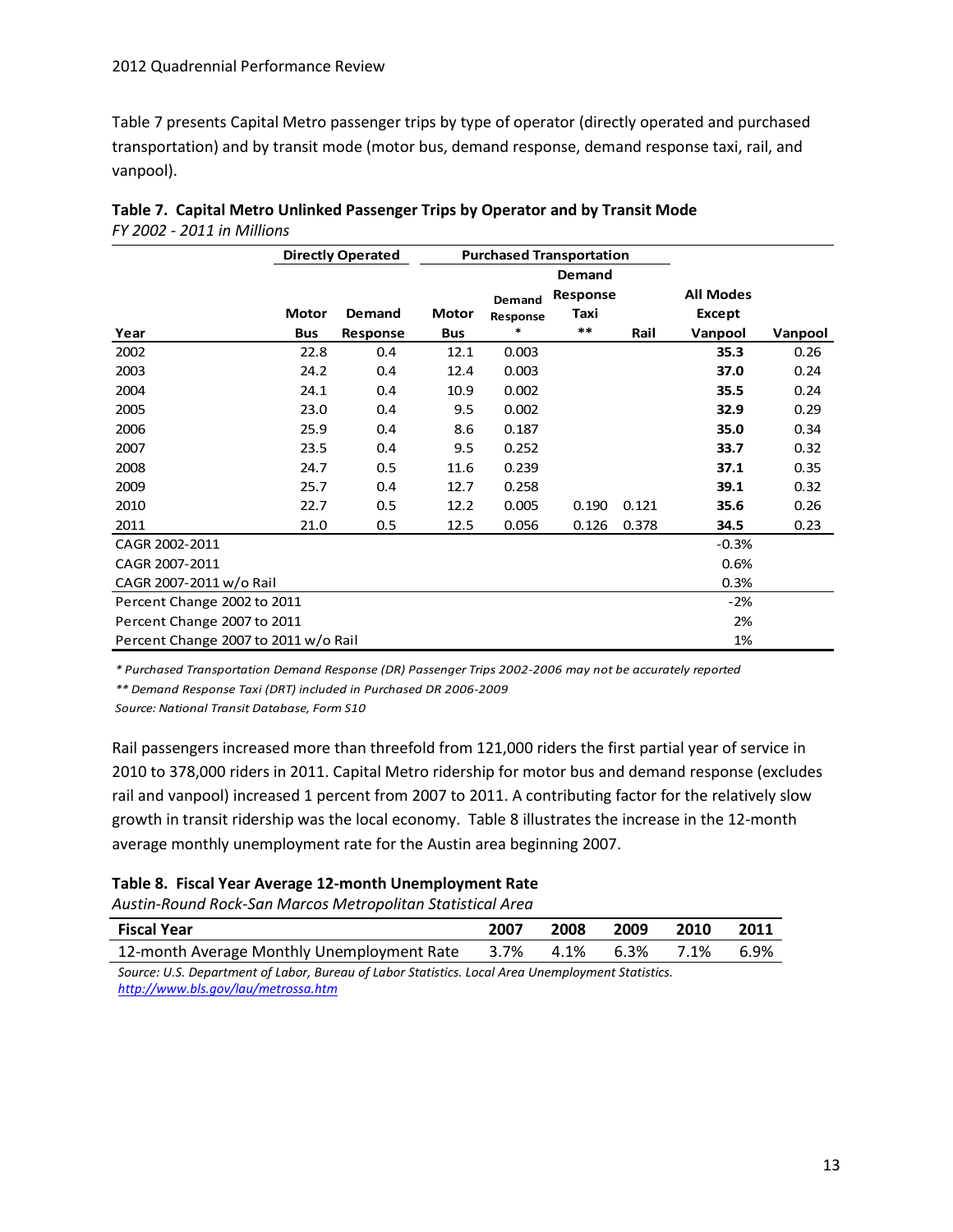Table 7 presents Capital Metro passenger trips by type of operator (directly operated and purchased transportation) and by transit mode (motor bus, demand response, demand response taxi, rail, and vanpool).

**Table 7. Capital Metro Unlinked Passenger Trips by Operator and by Transit Mode**
*FY 2002 - 2011 in Millions*

| | Directly Operated | | Purchased Transportation | | | | | |
|---|---|---|---|---|---|---|---|---|
| Year | Motor Bus | Demand Response | Motor Bus | Demand Response * | Demand Response Taxi ** | Rail | All Modes Except Vanpool | Vanpool |
| 2002 | 22.8 | 0.4 | 12.1 | 0.003 | | | **35.3** | 0.26 |
| 2003 | 24.2 | 0.4 | 12.4 | 0.003 | | | **37.0** | 0.24 |
| 2004 | 24.1 | 0.4 | 10.9 | 0.002 | | | **35.5** | 0.24 |
| 2005 | 23.0 | 0.4 | 9.5 | 0.002 | | | **32.9** | 0.29 |
| 2006 | 25.9 | 0.4 | 8.6 | 0.187 | | | **35.0** | 0.34 |
| 2007 | 23.5 | 0.4 | 9.5 | 0.252 | | | **33.7** | 0.32 |
| 2008 | 24.7 | 0.5 | 11.6 | 0.239 | | | **37.1** | 0.35 |
| 2009 | 25.7 | 0.4 | 12.7 | 0.258 | | | **39.1** | 0.32 |
| 2010 | 22.7 | 0.5 | 12.2 | 0.005 | 0.190 | 0.121 | **35.6** | 0.26 |
| 2011 | 21.0 | 0.5 | 12.5 | 0.056 | 0.126 | 0.378 | **34.5** | 0.23 |
| CAGR 2002-2011 | | | | | | | -0.3% | |
| CAGR 2007-2011 | | | | | | | 0.6% | |
| CAGR 2007-2011 w/o Rail | | | | | | | 0.3% | |
| Percent Change 2002 to 2011 | | | | | | | -2% | |
| Percent Change 2007 to 2011 | | | | | | | 2% | |
| Percent Change 2007 to 2011 w/o Rail | | | | | | | 1% | |

*\* Purchased Transportation Demand Response (DR) Passenger Trips 2002-2006 may not be accurately reported*

*\*\* Demand Response Taxi (DRT) included in Purchased DR 2006-2009*

*Source: National Transit Database, Form S10*

Rail passengers increased more than threefold from 121,000 riders the first partial year of service in 2010 to 378,000 riders in 2011. Capital Metro ridership for motor bus and demand response (excludes rail and vanpool) increased 1 percent from 2007 to 2011. A contributing factor for the relatively slow growth in transit ridership was the local economy. Table 8 illustrates the increase in the 12-month average monthly unemployment rate for the Austin area beginning 2007.

**Table 8. Fiscal Year Average 12-month Unemployment Rate**
*Austin-Round Rock-San Marcos Metropolitan Statistical Area*

| Fiscal Year | 2007 | 2008 | 2009 | 2010 | 2011 |
|---|---|---|---|---|---|
| 12-month Average Monthly Unemployment Rate | 3.7% | 4.1% | 6.3% | 7.1% | 6.9% |

*Source: U.S. Department of Labor, Bureau of Labor Statistics. Local Area Unemployment Statistics.*
*http://www.bls.gov/lau/metrossa.htm*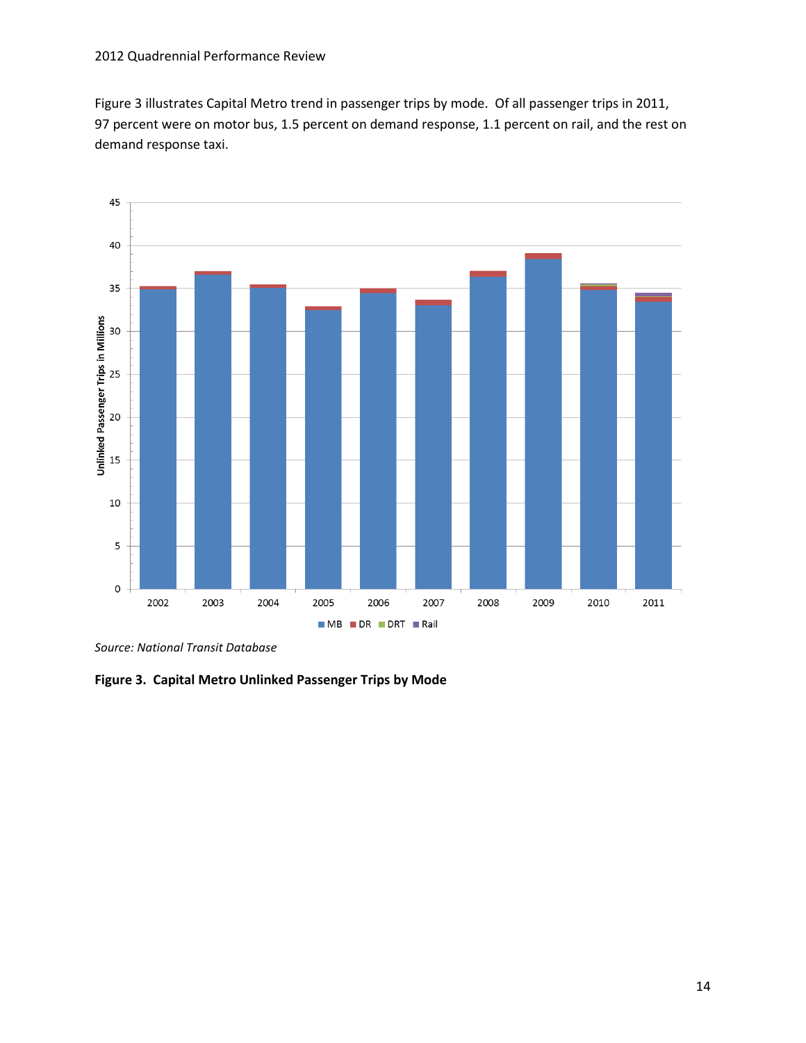Figure 3 illustrates Capital Metro trend in passenger trips by mode. Of all passenger trips in 2011, 97 percent were on motor bus, 1.5 percent on demand response, 1.1 percent on rail, and the rest on demand response taxi.

*Source: National Transit Database*

**Figure 3. Capital Metro Unlinked Passenger Trips by Mode**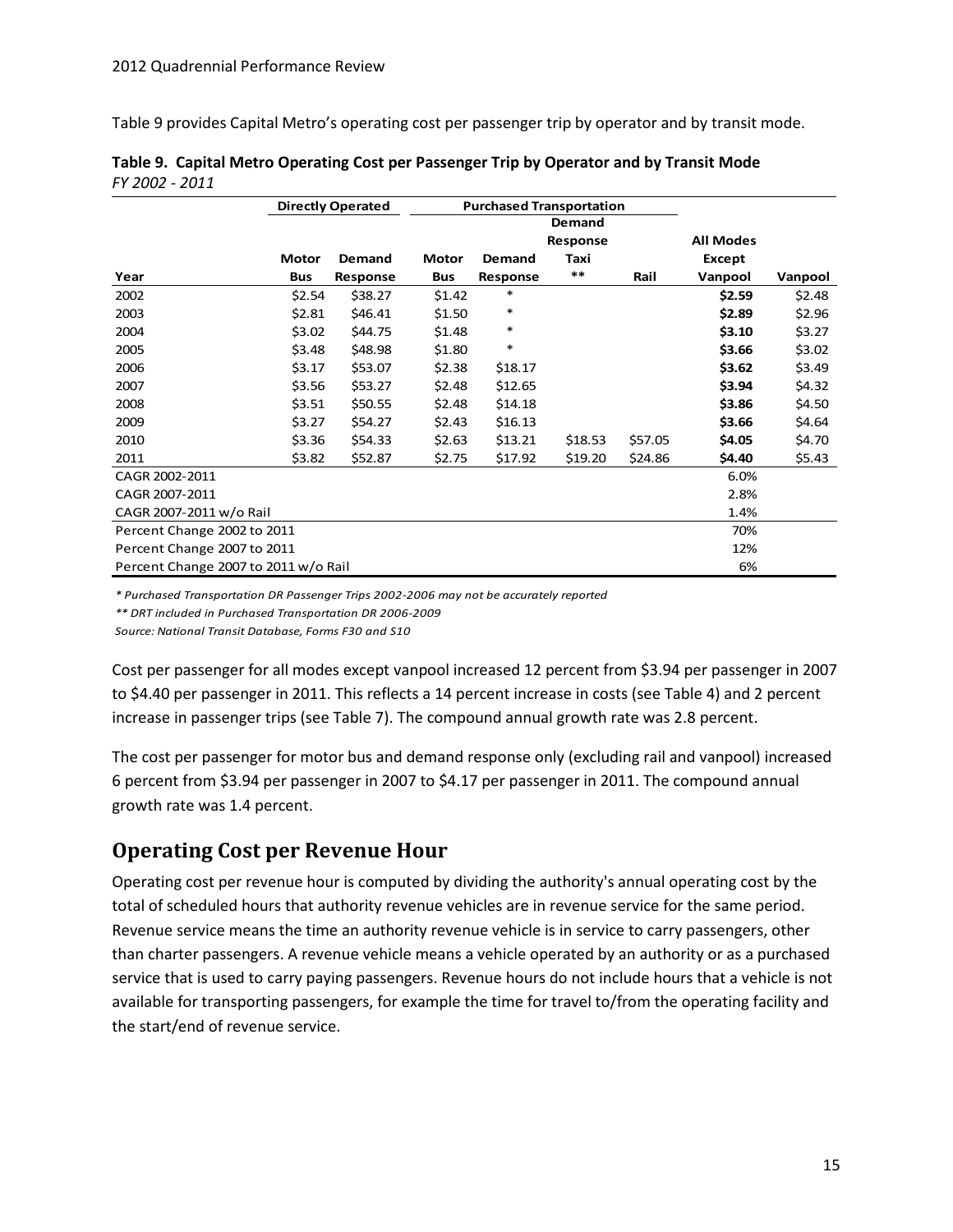Table 9 provides Capital Metro's operating cost per passenger trip by operator and by transit mode.

**Table 9. Capital Metro Operating Cost per Passenger Trip by Operator and by Transit Mode**
*FY 2002 - 2011*

| | Directly Operated | | Purchased Transportation | | | | | |
|---|---|---|---|---|---|---|---|---|
| **Year** | **Motor Bus** | **Demand Response** | **Motor Bus** | **Demand Response** | **Demand Response Taxi \*\*** | **Rail** | **All Modes Except Vanpool** | **Vanpool** |
| 2002 | $2.54 | $38.27 | $1.42 | * | | | **$2.59** | $2.48 |
| 2003 | $2.81 | $46.41 | $1.50 | * | | | **$2.89** | $2.96 |
| 2004 | $3.02 | $44.75 | $1.48 | * | | | **$3.10** | $3.27 |
| 2005 | $3.48 | $48.98 | $1.80 | * | | | **$3.66** | $3.02 |
| 2006 | $3.17 | $53.07 | $2.38 | $18.17 | | | **$3.62** | $3.49 |
| 2007 | $3.56 | $53.27 | $2.48 | $12.65 | | | **$3.94** | $4.32 |
| 2008 | $3.51 | $50.55 | $2.48 | $14.18 | | | **$3.86** | $4.50 |
| 2009 | $3.27 | $54.27 | $2.43 | $16.13 | | | **$3.66** | $4.64 |
| 2010 | $3.36 | $54.33 | $2.63 | $13.21 | $18.53 | $57.05 | **$4.05** | $4.70 |
| 2011 | $3.82 | $52.87 | $2.75 | $17.92 | $19.20 | $24.86 | **$4.40** | $5.43 |
| CAGR 2002-2011 | | | | | | | 6.0% | |
| CAGR 2007-2011 | | | | | | | 2.8% | |
| CAGR 2007-2011 w/o Rail | | | | | | | 1.4% | |
| Percent Change 2002 to 2011 | | | | | | | 70% | |
| Percent Change 2007 to 2011 | | | | | | | 12% | |
| Percent Change 2007 to 2011 w/o Rail | | | | | | | 6% | |

*\* Purchased Transportation DR Passenger Trips 2002-2006 may not be accurately reported*

*\*\* DRT included in Purchased Transportation DR 2006-2009*

*Source: National Transit Database, Forms F30 and S10*

Cost per passenger for all modes except vanpool increased 12 percent from $3.94 per passenger in 2007 to $4.40 per passenger in 2011. This reflects a 14 percent increase in costs (see Table 4) and 2 percent increase in passenger trips (see Table 7). The compound annual growth rate was 2.8 percent.

The cost per passenger for motor bus and demand response only (excluding rail and vanpool) increased 6 percent from $3.94 per passenger in 2007 to $4.17 per passenger in 2011. The compound annual growth rate was 1.4 percent.

## Operating Cost per Revenue Hour

Operating cost per revenue hour is computed by dividing the authority's annual operating cost by the total of scheduled hours that authority revenue vehicles are in revenue service for the same period. Revenue service means the time an authority revenue vehicle is in service to carry passengers, other than charter passengers. A revenue vehicle means a vehicle operated by an authority or as a purchased service that is used to carry paying passengers. Revenue hours do not include hours that a vehicle is not available for transporting passengers, for example the time for travel to/from the operating facility and the start/end of revenue service.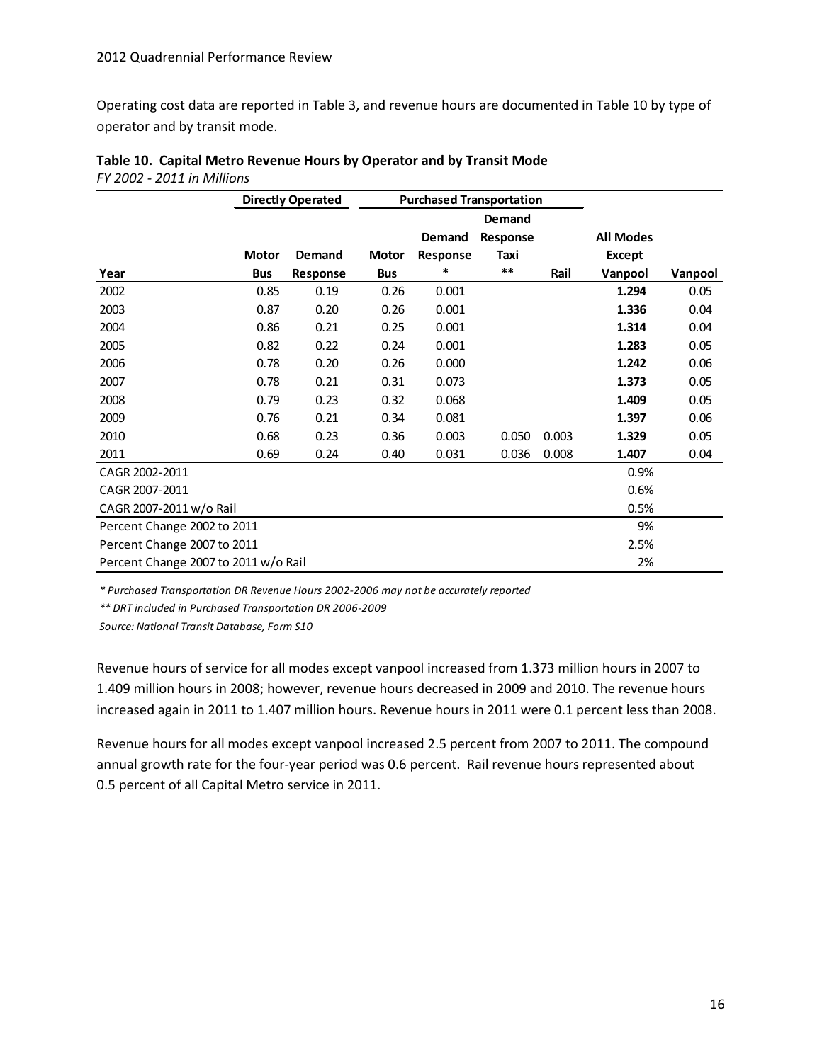Operating cost data are reported in Table 3, and revenue hours are documented in Table 10 by type of operator and by transit mode.

**Table 10. Capital Metro Revenue Hours by Operator and by Transit Mode**
*FY 2002 - 2011 in Millions*

| | Directly Operated | | Purchased Transportation | | | | | |
|---|---|---|---|---|---|---|---|---|
| **Year** | **Motor Bus** | **Demand Response** | **Motor Bus** | **Demand Response *** | **Demand Response Taxi ** ** | **Rail** | **All Modes Except Vanpool** | **Vanpool** |
| 2002 | 0.85 | 0.19 | 0.26 | 0.001 | | | **1.294** | 0.05 |
| 2003 | 0.87 | 0.20 | 0.26 | 0.001 | | | **1.336** | 0.04 |
| 2004 | 0.86 | 0.21 | 0.25 | 0.001 | | | **1.314** | 0.04 |
| 2005 | 0.82 | 0.22 | 0.24 | 0.001 | | | **1.283** | 0.05 |
| 2006 | 0.78 | 0.20 | 0.26 | 0.000 | | | **1.242** | 0.06 |
| 2007 | 0.78 | 0.21 | 0.31 | 0.073 | | | **1.373** | 0.05 |
| 2008 | 0.79 | 0.23 | 0.32 | 0.068 | | | **1.409** | 0.05 |
| 2009 | 0.76 | 0.21 | 0.34 | 0.081 | | | **1.397** | 0.06 |
| 2010 | 0.68 | 0.23 | 0.36 | 0.003 | 0.050 | 0.003 | **1.329** | 0.05 |
| 2011 | 0.69 | 0.24 | 0.40 | 0.031 | 0.036 | 0.008 | **1.407** | 0.04 |
| CAGR 2002-2011 | | | | | | | 0.9% | |
| CAGR 2007-2011 | | | | | | | 0.6% | |
| CAGR 2007-2011 w/o Rail | | | | | | | 0.5% | |
| Percent Change 2002 to 2011 | | | | | | | 9% | |
| Percent Change 2007 to 2011 | | | | | | | 2.5% | |
| Percent Change 2007 to 2011 w/o Rail | | | | | | | 2% | |

*\* Purchased Transportation DR Revenue Hours 2002-2006 may not be accurately reported*

*\*\* DRT included in Purchased Transportation DR 2006-2009*

*Source: National Transit Database, Form S10*

Revenue hours of service for all modes except vanpool increased from 1.373 million hours in 2007 to 1.409 million hours in 2008; however, revenue hours decreased in 2009 and 2010. The revenue hours increased again in 2011 to 1.407 million hours. Revenue hours in 2011 were 0.1 percent less than 2008.

Revenue hours for all modes except vanpool increased 2.5 percent from 2007 to 2011. The compound annual growth rate for the four-year period was 0.6 percent. Rail revenue hours represented about 0.5 percent of all Capital Metro service in 2011.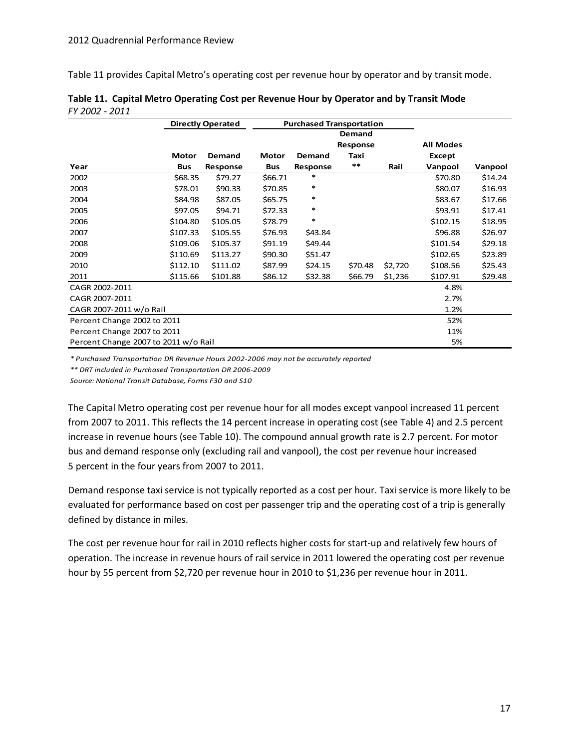Table 11 provides Capital Metro's operating cost per revenue hour by operator and by transit mode.

**Table 11. Capital Metro Operating Cost per Revenue Hour by Operator and by Transit Mode**
*FY 2002 - 2011*

| | Directly Operated | | Purchased Transportation | | | | | |
|---|---|---|---|---|---|---|---|---|
| Year | Motor Bus | Demand Response | Motor Bus | Demand Response | Demand Response Taxi ** | Rail | All Modes Except Vanpool | Vanpool |
| 2002 | $68.35 | $79.27 | $66.71 | * | | | $70.80 | $14.24 |
| 2003 | $78.01 | $90.33 | $70.85 | * | | | $80.07 | $16.93 |
| 2004 | $84.98 | $87.05 | $65.75 | * | | | $83.67 | $17.66 |
| 2005 | $97.05 | $94.71 | $72.33 | * | | | $93.91 | $17.41 |
| 2006 | $104.80 | $105.05 | $78.79 | * | | | $102.15 | $18.95 |
| 2007 | $107.33 | $105.55 | $76.93 | $43.84 | | | $96.88 | $26.97 |
| 2008 | $109.06 | $105.37 | $91.19 | $49.44 | | | $101.54 | $29.18 |
| 2009 | $110.69 | $113.27 | $90.30 | $51.47 | | | $102.65 | $23.89 |
| 2010 | $112.10 | $111.02 | $87.99 | $24.15 | $70.48 | $2,720 | $108.56 | $25.43 |
| 2011 | $115.66 | $101.88 | $86.12 | $32.38 | $66.79 | $1,236 | $107.91 | $29.48 |
| CAGR 2002-2011 | | | | | | | 4.8% | |
| CAGR 2007-2011 | | | | | | | 2.7% | |
| CAGR 2007-2011 w/o Rail | | | | | | | 1.2% | |
| Percent Change 2002 to 2011 | | | | | | | 52% | |
| Percent Change 2007 to 2011 | | | | | | | 11% | |
| Percent Change 2007 to 2011 w/o Rail | | | | | | | 5% | |

*\* Purchased Transportation DR Revenue Hours 2002-2006 may not be accurately reported*

*\*\* DRT included in Purchased Transportation DR 2006-2009*

*Source: National Transit Database, Forms F30 and S10*

The Capital Metro operating cost per revenue hour for all modes except vanpool increased 11 percent from 2007 to 2011. This reflects the 14 percent increase in operating cost (see Table 4) and 2.5 percent increase in revenue hours (see Table 10). The compound annual growth rate is 2.7 percent. For motor bus and demand response only (excluding rail and vanpool), the cost per revenue hour increased 5 percent in the four years from 2007 to 2011.

Demand response taxi service is not typically reported as a cost per hour. Taxi service is more likely to be evaluated for performance based on cost per passenger trip and the operating cost of a trip is generally defined by distance in miles.

The cost per revenue hour for rail in 2010 reflects higher costs for start-up and relatively few hours of operation. The increase in revenue hours of rail service in 2011 lowered the operating cost per revenue hour by 55 percent from $2,720 per revenue hour in 2010 to $1,236 per revenue hour in 2011.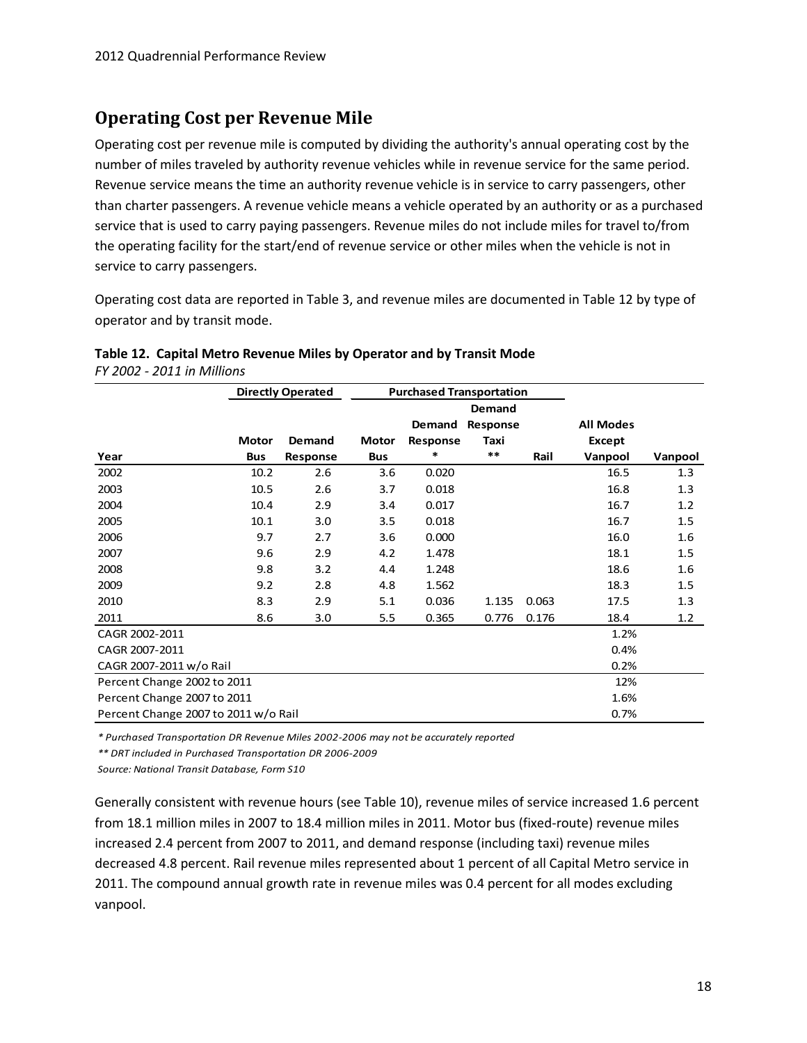## Operating Cost per Revenue Mile

Operating cost per revenue mile is computed by dividing the authority's annual operating cost by the number of miles traveled by authority revenue vehicles while in revenue service for the same period. Revenue service means the time an authority revenue vehicle is in service to carry passengers, other than charter passengers. A revenue vehicle means a vehicle operated by an authority or as a purchased service that is used to carry paying passengers. Revenue miles do not include miles for travel to/from the operating facility for the start/end of revenue service or other miles when the vehicle is not in service to carry passengers.

Operating cost data are reported in Table 3, and revenue miles are documented in Table 12 by type of operator and by transit mode.

**Table 12. Capital Metro Revenue Miles by Operator and by Transit Mode**
*FY 2002 - 2011 in Millions*

| | Directly Operated | | Purchased Transportation | | | | | |
|---|---|---|---|---|---|---|---|---|
| Year | Motor Bus | Demand Response | Motor Bus | Demand Response * | Demand Response Taxi ** | Rail | All Modes Except Vanpool | Vanpool |
| 2002 | 10.2 | 2.6 | 3.6 | 0.020 | | | 16.5 | 1.3 |
| 2003 | 10.5 | 2.6 | 3.7 | 0.018 | | | 16.8 | 1.3 |
| 2004 | 10.4 | 2.9 | 3.4 | 0.017 | | | 16.7 | 1.2 |
| 2005 | 10.1 | 3.0 | 3.5 | 0.018 | | | 16.7 | 1.5 |
| 2006 | 9.7 | 2.7 | 3.6 | 0.000 | | | 16.0 | 1.6 |
| 2007 | 9.6 | 2.9 | 4.2 | 1.478 | | | 18.1 | 1.5 |
| 2008 | 9.8 | 3.2 | 4.4 | 1.248 | | | 18.6 | 1.6 |
| 2009 | 9.2 | 2.8 | 4.8 | 1.562 | | | 18.3 | 1.5 |
| 2010 | 8.3 | 2.9 | 5.1 | 0.036 | 1.135 | 0.063 | 17.5 | 1.3 |
| 2011 | 8.6 | 3.0 | 5.5 | 0.365 | 0.776 | 0.176 | 18.4 | 1.2 |
| CAGR 2002-2011 | | | | | | | 1.2% | |
| CAGR 2007-2011 | | | | | | | 0.4% | |
| CAGR 2007-2011 w/o Rail | | | | | | | 0.2% | |
| Percent Change 2002 to 2011 | | | | | | | 12% | |
| Percent Change 2007 to 2011 | | | | | | | 1.6% | |
| Percent Change 2007 to 2011 w/o Rail | | | | | | | 0.7% | |

*\* Purchased Transportation DR Revenue Miles 2002-2006 may not be accurately reported*

*\*\* DRT included in Purchased Transportation DR 2006-2009*

*Source: National Transit Database, Form S10*

Generally consistent with revenue hours (see Table 10), revenue miles of service increased 1.6 percent from 18.1 million miles in 2007 to 18.4 million miles in 2011. Motor bus (fixed-route) revenue miles increased 2.4 percent from 2007 to 2011, and demand response (including taxi) revenue miles decreased 4.8 percent. Rail revenue miles represented about 1 percent of all Capital Metro service in 2011. The compound annual growth rate in revenue miles was 0.4 percent for all modes excluding vanpool.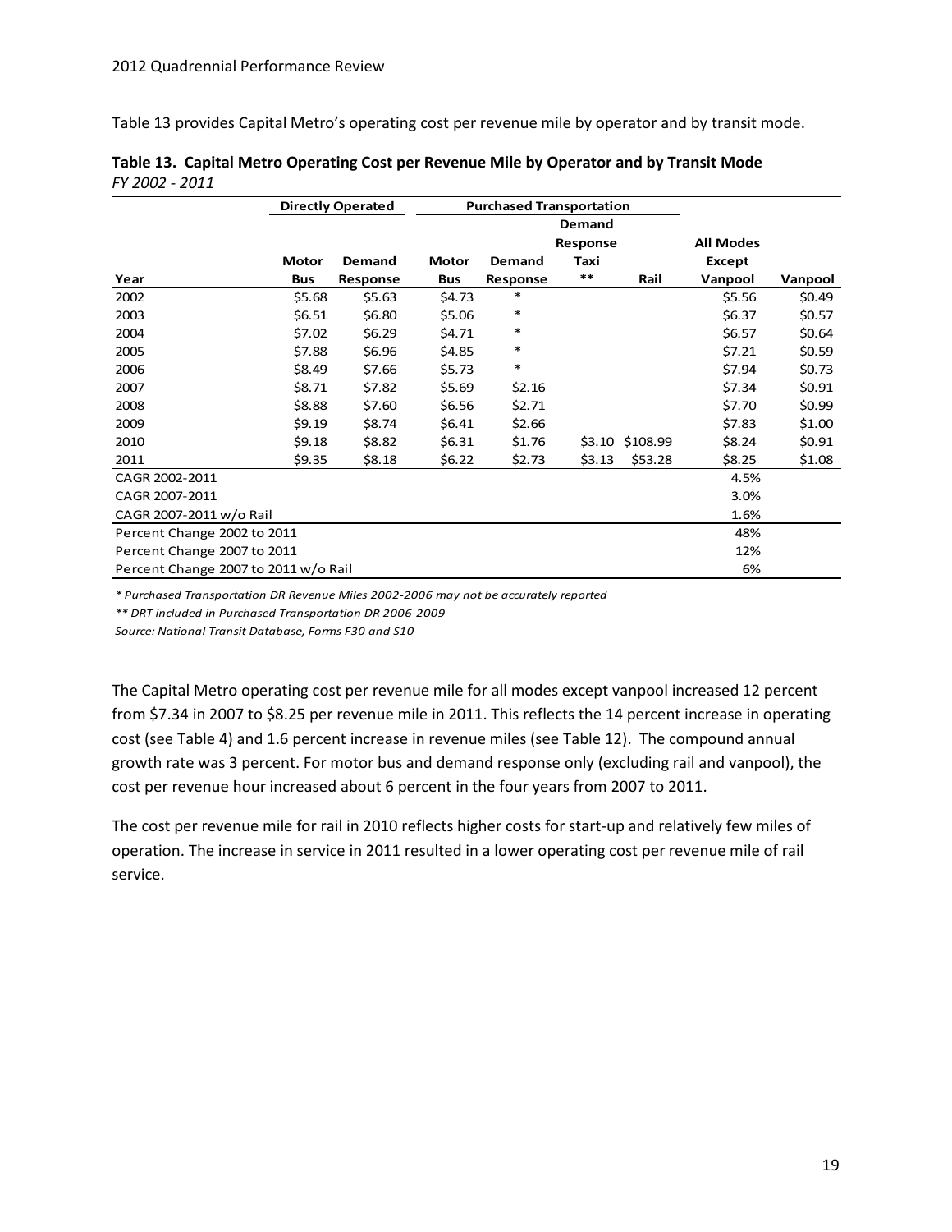Table 13 provides Capital Metro's operating cost per revenue mile by operator and by transit mode.

**Table 13. Capital Metro Operating Cost per Revenue Mile by Operator and by Transit Mode**
*FY 2002 - 2011*

| | Directly Operated | | Purchased Transportation | | | | | |
|---|---|---|---|---|---|---|---|---|
| Year | Motor Bus | Demand Response | Motor Bus | Demand Response | Demand Response Taxi ** | Rail | All Modes Except Vanpool | Vanpool |
| 2002 | $5.68 | $5.63 | $4.73 | * | | | $5.56 | $0.49 |
| 2003 | $6.51 | $6.80 | $5.06 | * | | | $6.37 | $0.57 |
| 2004 | $7.02 | $6.29 | $4.71 | * | | | $6.57 | $0.64 |
| 2005 | $7.88 | $6.96 | $4.85 | * | | | $7.21 | $0.59 |
| 2006 | $8.49 | $7.66 | $5.73 | * | | | $7.94 | $0.73 |
| 2007 | $8.71 | $7.82 | $5.69 | $2.16 | | | $7.34 | $0.91 |
| 2008 | $8.88 | $7.60 | $6.56 | $2.71 | | | $7.70 | $0.99 |
| 2009 | $9.19 | $8.74 | $6.41 | $2.66 | | | $7.83 | $1.00 |
| 2010 | $9.18 | $8.82 | $6.31 | $1.76 | $3.10 | $108.99 | $8.24 | $0.91 |
| 2011 | $9.35 | $8.18 | $6.22 | $2.73 | $3.13 | $53.28 | $8.25 | $1.08 |
| CAGR 2002-2011 | | | | | | | 4.5% | |
| CAGR 2007-2011 | | | | | | | 3.0% | |
| CAGR 2007-2011 w/o Rail | | | | | | | 1.6% | |
| Percent Change 2002 to 2011 | | | | | | | 48% | |
| Percent Change 2007 to 2011 | | | | | | | 12% | |
| Percent Change 2007 to 2011 w/o Rail | | | | | | | 6% | |

*\* Purchased Transportation DR Revenue Miles 2002-2006 may not be accurately reported*

*\*\* DRT included in Purchased Transportation DR 2006-2009*

*Source: National Transit Database, Forms F30 and S10*

The Capital Metro operating cost per revenue mile for all modes except vanpool increased 12 percent from $7.34 in 2007 to $8.25 per revenue mile in 2011. This reflects the 14 percent increase in operating cost (see Table 4) and 1.6 percent increase in revenue miles (see Table 12). The compound annual growth rate was 3 percent. For motor bus and demand response only (excluding rail and vanpool), the cost per revenue hour increased about 6 percent in the four years from 2007 to 2011.

The cost per revenue mile for rail in 2010 reflects higher costs for start-up and relatively few miles of operation. The increase in service in 2011 resulted in a lower operating cost per revenue mile of rail service.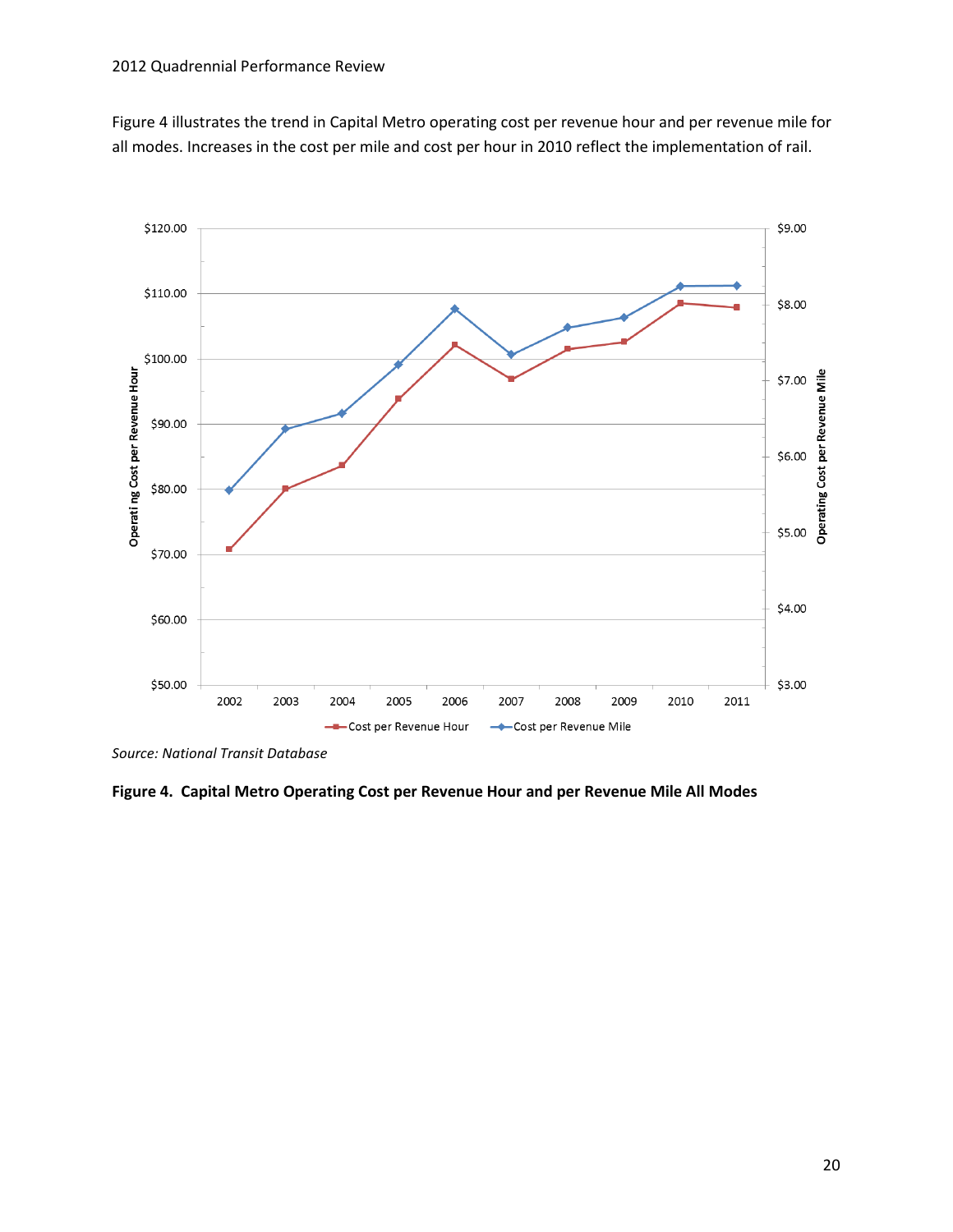Figure 4 illustrates the trend in Capital Metro operating cost per revenue hour and per revenue mile for all modes. Increases in the cost per mile and cost per hour in 2010 reflect the implementation of rail.

*Source: National Transit Database*

**Figure 4. Capital Metro Operating Cost per Revenue Hour and per Revenue Mile All Modes**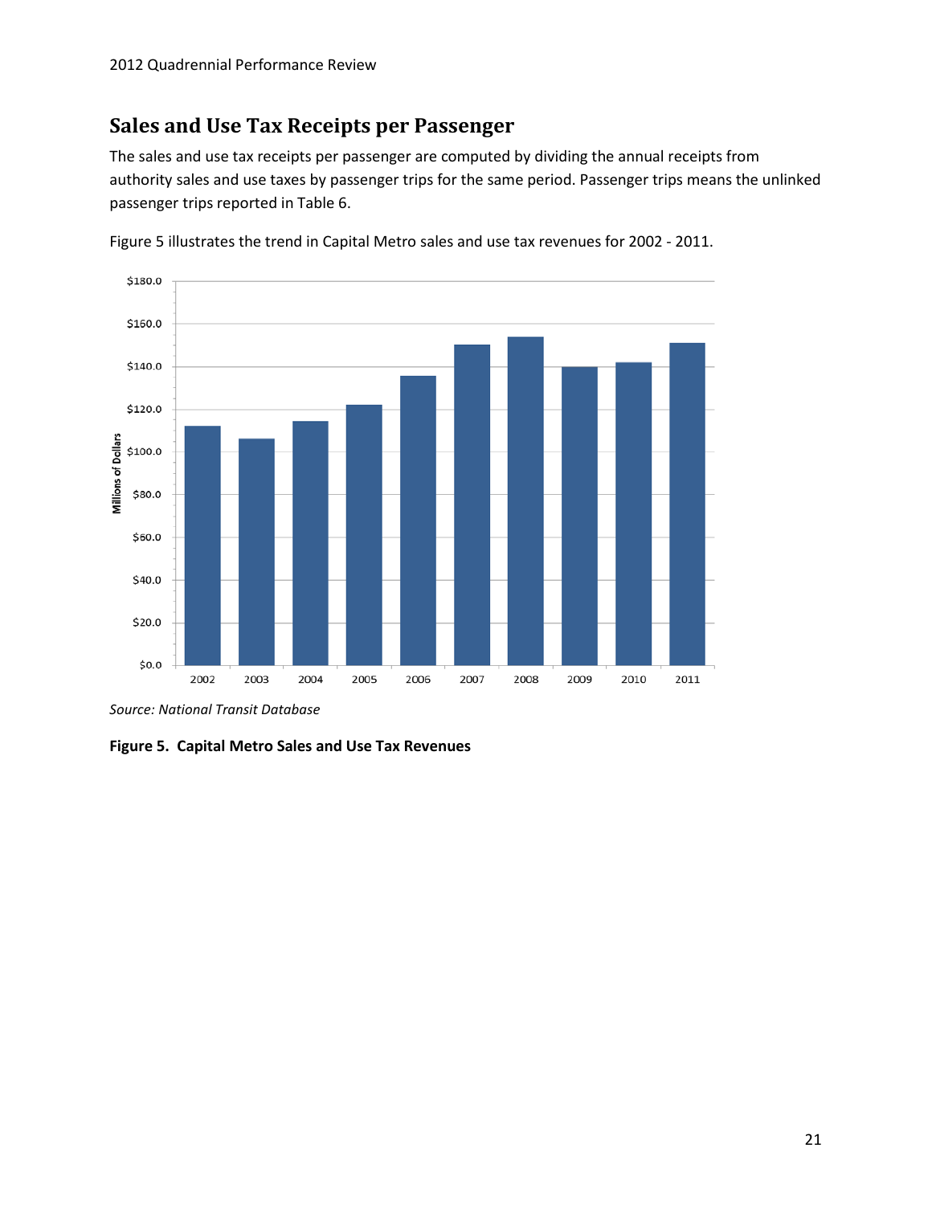## Sales and Use Tax Receipts per Passenger

The sales and use tax receipts per passenger are computed by dividing the annual receipts from authority sales and use taxes by passenger trips for the same period. Passenger trips means the unlinked passenger trips reported in Table 6.

Figure 5 illustrates the trend in Capital Metro sales and use tax revenues for 2002 - 2011.

*Source: National Transit Database*

**Figure 5. Capital Metro Sales and Use Tax Revenues**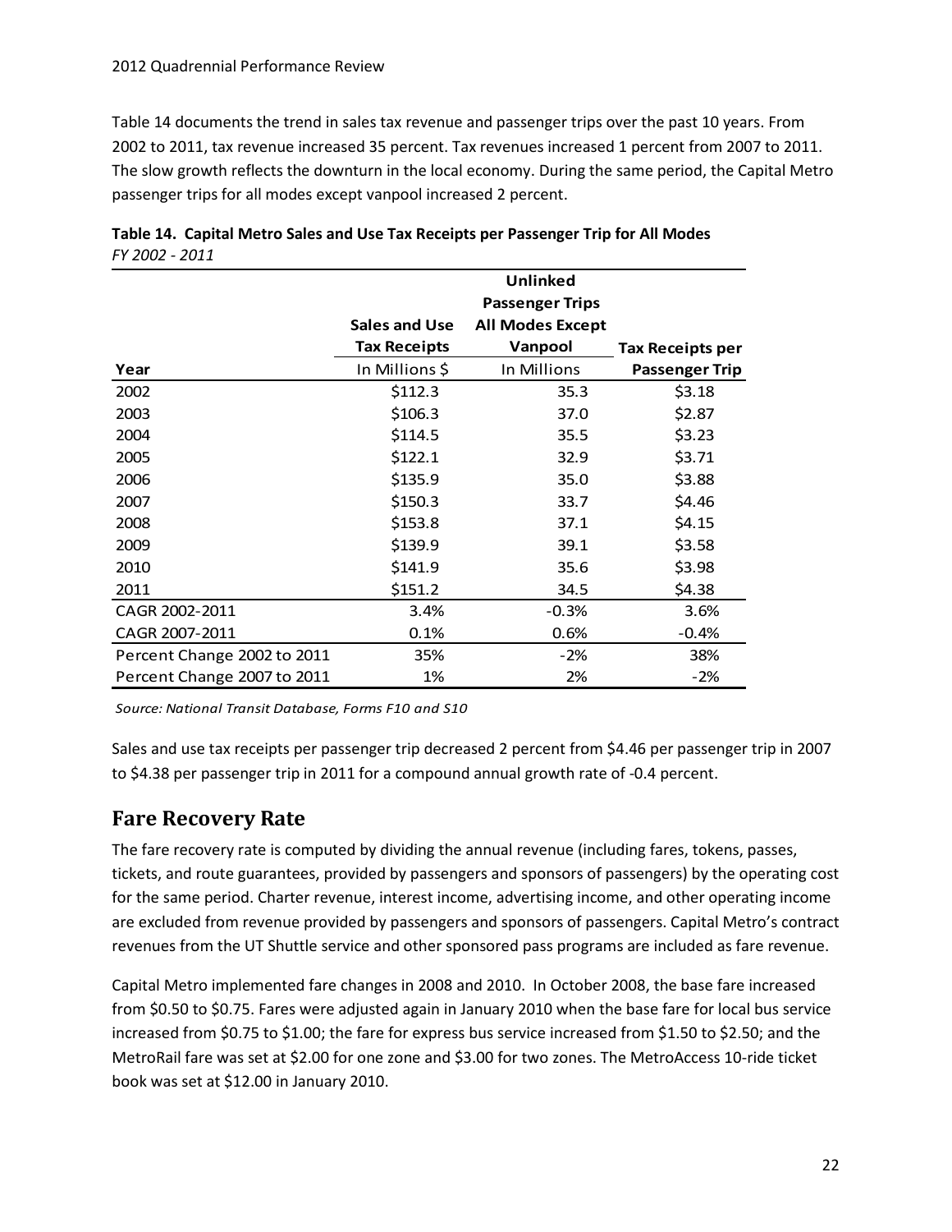Table 14 documents the trend in sales tax revenue and passenger trips over the past 10 years. From 2002 to 2011, tax revenue increased 35 percent. Tax revenues increased 1 percent from 2007 to 2011. The slow growth reflects the downturn in the local economy. During the same period, the Capital Metro passenger trips for all modes except vanpool increased 2 percent.

**Table 14. Capital Metro Sales and Use Tax Receipts per Passenger Trip for All Modes**
*FY 2002 - 2011*

| Year | Sales and Use Tax Receipts In Millions $ | Unlinked Passenger Trips All Modes Except Vanpool In Millions | Tax Receipts per Passenger Trip |
|---|---|---|---|
| 2002 | $112.3 | 35.3 | $3.18 |
| 2003 | $106.3 | 37.0 | $2.87 |
| 2004 | $114.5 | 35.5 | $3.23 |
| 2005 | $122.1 | 32.9 | $3.71 |
| 2006 | $135.9 | 35.0 | $3.88 |
| 2007 | $150.3 | 33.7 | $4.46 |
| 2008 | $153.8 | 37.1 | $4.15 |
| 2009 | $139.9 | 39.1 | $3.58 |
| 2010 | $141.9 | 35.6 | $3.98 |
| 2011 | $151.2 | 34.5 | $4.38 |
| CAGR 2002-2011 | 3.4% | -0.3% | 3.6% |
| CAGR 2007-2011 | 0.1% | 0.6% | -0.4% |
| Percent Change 2002 to 2011 | 35% | -2% | 38% |
| Percent Change 2007 to 2011 | 1% | 2% | -2% |

*Source: National Transit Database, Forms F10 and S10*

Sales and use tax receipts per passenger trip decreased 2 percent from $4.46 per passenger trip in 2007 to $4.38 per passenger trip in 2011 for a compound annual growth rate of -0.4 percent.

## Fare Recovery Rate

The fare recovery rate is computed by dividing the annual revenue (including fares, tokens, passes, tickets, and route guarantees, provided by passengers and sponsors of passengers) by the operating cost for the same period. Charter revenue, interest income, advertising income, and other operating income are excluded from revenue provided by passengers and sponsors of passengers. Capital Metro's contract revenues from the UT Shuttle service and other sponsored pass programs are included as fare revenue.

Capital Metro implemented fare changes in 2008 and 2010. In October 2008, the base fare increased from $0.50 to $0.75. Fares were adjusted again in January 2010 when the base fare for local bus service increased from $0.75 to $1.00; the fare for express bus service increased from $1.50 to $2.50; and the MetroRail fare was set at $2.00 for one zone and $3.00 for two zones. The MetroAccess 10-ride ticket book was set at $12.00 in January 2010.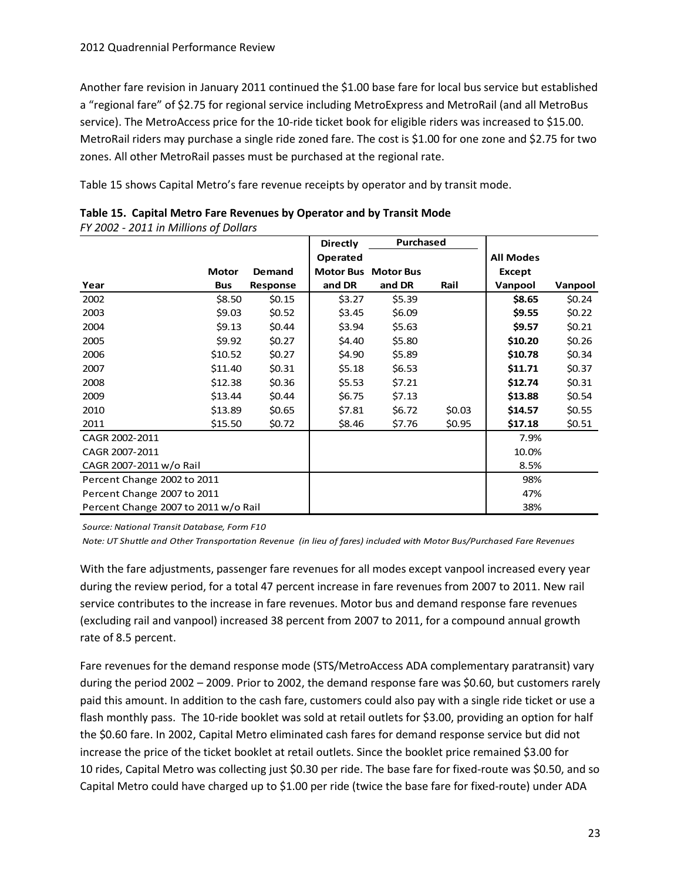Another fare revision in January 2011 continued the $1.00 base fare for local bus service but established a "regional fare" of $2.75 for regional service including MetroExpress and MetroRail (and all MetroBus service). The MetroAccess price for the 10-ride ticket book for eligible riders was increased to $15.00. MetroRail riders may purchase a single ride zoned fare. The cost is $1.00 for one zone and $2.75 for two zones. All other MetroRail passes must be purchased at the regional rate.

Table 15 shows Capital Metro's fare revenue receipts by operator and by transit mode.

**Table 15. Capital Metro Fare Revenues by Operator and by Transit Mode**
*FY 2002 - 2011 in Millions of Dollars*

| | | | Directly | Purchased | | | |
|---|---|---|---|---|---|---|---|
| | | | Operated | | | All Modes | |
| Year | Motor Bus | Demand Response | Motor Bus and DR | Motor Bus and DR | Rail | Except Vanpool | Vanpool |
| 2002 | $8.50 | $0.15 | $3.27 | $5.39 | | **$8.65** | $0.24 |
| 2003 | $9.03 | $0.52 | $3.45 | $6.09 | | **$9.55** | $0.22 |
| 2004 | $9.13 | $0.44 | $3.94 | $5.63 | | **$9.57** | $0.21 |
| 2005 | $9.92 | $0.27 | $4.40 | $5.80 | | **$10.20** | $0.26 |
| 2006 | $10.52 | $0.27 | $4.90 | $5.89 | | **$10.78** | $0.34 |
| 2007 | $11.40 | $0.31 | $5.18 | $6.53 | | **$11.71** | $0.37 |
| 2008 | $12.38 | $0.36 | $5.53 | $7.21 | | **$12.74** | $0.31 |
| 2009 | $13.44 | $0.44 | $6.75 | $7.13 | | **$13.88** | $0.54 |
| 2010 | $13.89 | $0.65 | $7.81 | $6.72 | $0.03 | **$14.57** | $0.55 |
| 2011 | $15.50 | $0.72 | $8.46 | $7.76 | $0.95 | **$17.18** | $0.51 |
| CAGR 2002-2011 | | | | | | 7.9% | |
| CAGR 2007-2011 | | | | | | 10.0% | |
| CAGR 2007-2011 w/o Rail | | | | | | 8.5% | |
| Percent Change 2002 to 2011 | | | | | | 98% | |
| Percent Change 2007 to 2011 | | | | | | 47% | |
| Percent Change 2007 to 2011 w/o Rail | | | | | | 38% | |

*Source: National Transit Database, Form F10*

*Note: UT Shuttle and Other Transportation Revenue (in lieu of fares) included with Motor Bus/Purchased Fare Revenues*

With the fare adjustments, passenger fare revenues for all modes except vanpool increased every year during the review period, for a total 47 percent increase in fare revenues from 2007 to 2011. New rail service contributes to the increase in fare revenues. Motor bus and demand response fare revenues (excluding rail and vanpool) increased 38 percent from 2007 to 2011, for a compound annual growth rate of 8.5 percent.

Fare revenues for the demand response mode (STS/MetroAccess ADA complementary paratransit) vary during the period 2002 – 2009. Prior to 2002, the demand response fare was $0.60, but customers rarely paid this amount. In addition to the cash fare, customers could also pay with a single ride ticket or use a flash monthly pass. The 10-ride booklet was sold at retail outlets for $3.00, providing an option for half the $0.60 fare. In 2002, Capital Metro eliminated cash fares for demand response service but did not increase the price of the ticket booklet at retail outlets. Since the booklet price remained $3.00 for 10 rides, Capital Metro was collecting just $0.30 per ride. The base fare for fixed-route was $0.50, and so Capital Metro could have charged up to $1.00 per ride (twice the base fare for fixed-route) under ADA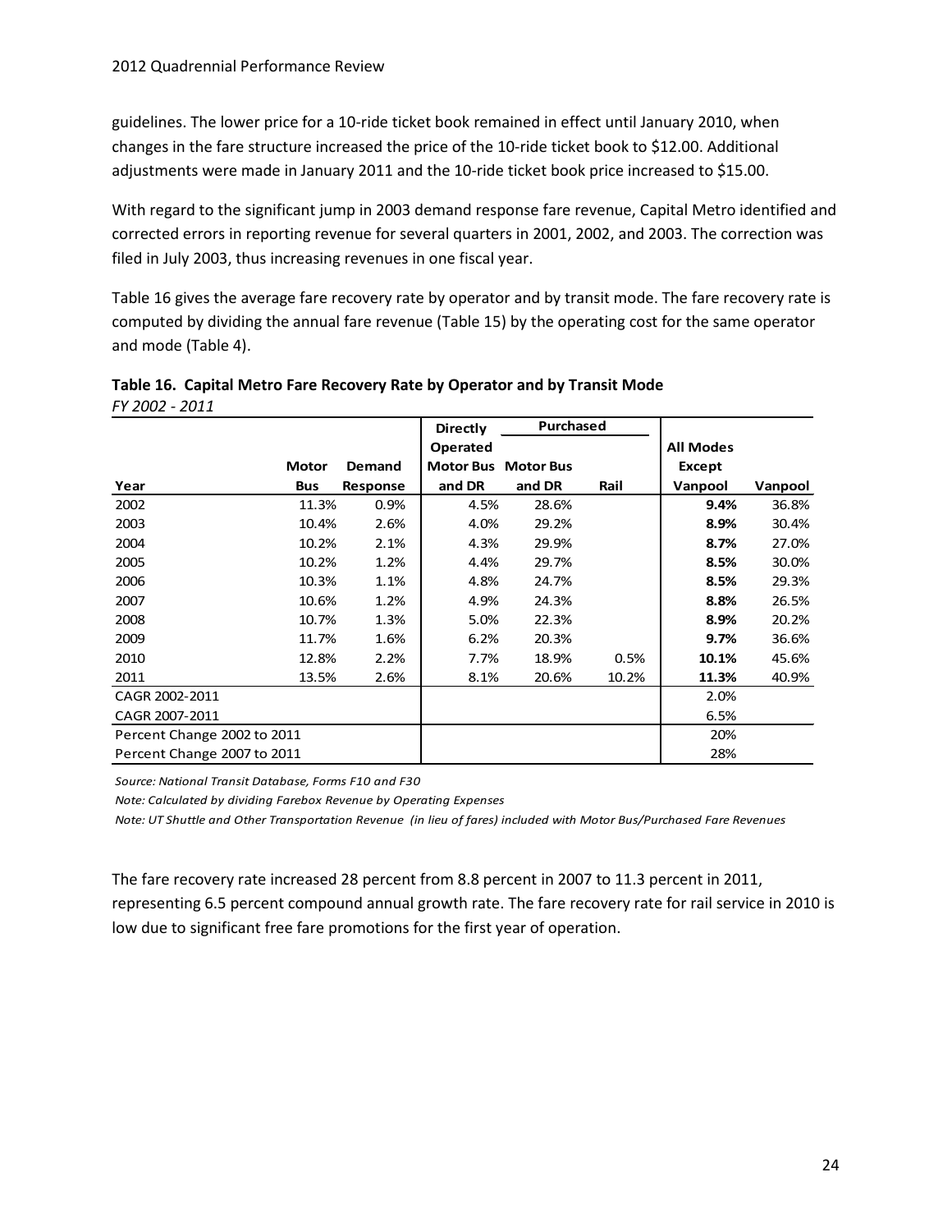guidelines. The lower price for a 10-ride ticket book remained in effect until January 2010, when changes in the fare structure increased the price of the 10-ride ticket book to $12.00. Additional adjustments were made in January 2011 and the 10-ride ticket book price increased to $15.00.

With regard to the significant jump in 2003 demand response fare revenue, Capital Metro identified and corrected errors in reporting revenue for several quarters in 2001, 2002, and 2003. The correction was filed in July 2003, thus increasing revenues in one fiscal year.

Table 16 gives the average fare recovery rate by operator and by transit mode. The fare recovery rate is computed by dividing the annual fare revenue (Table 15) by the operating cost for the same operator and mode (Table 4).

**Table 16. Capital Metro Fare Recovery Rate by Operator and by Transit Mode**

*FY 2002 - 2011*

| | | | Directly | Purchased | | | |
|---|---|---|---|---|---|---|---|
| | | | Operated | | | All Modes | |
| | Motor | Demand | Motor Bus | Motor Bus | | Except | |
| Year | Bus | Response | and DR | and DR | Rail | Vanpool | Vanpool |
| 2002 | 11.3% | 0.9% | 4.5% | 28.6% | | **9.4%** | 36.8% |
| 2003 | 10.4% | 2.6% | 4.0% | 29.2% | | **8.9%** | 30.4% |
| 2004 | 10.2% | 2.1% | 4.3% | 29.9% | | **8.7%** | 27.0% |
| 2005 | 10.2% | 1.2% | 4.4% | 29.7% | | **8.5%** | 30.0% |
| 2006 | 10.3% | 1.1% | 4.8% | 24.7% | | **8.5%** | 29.3% |
| 2007 | 10.6% | 1.2% | 4.9% | 24.3% | | **8.8%** | 26.5% |
| 2008 | 10.7% | 1.3% | 5.0% | 22.3% | | **8.9%** | 20.2% |
| 2009 | 11.7% | 1.6% | 6.2% | 20.3% | | **9.7%** | 36.6% |
| 2010 | 12.8% | 2.2% | 7.7% | 18.9% | 0.5% | **10.1%** | 45.6% |
| 2011 | 13.5% | 2.6% | 8.1% | 20.6% | 10.2% | **11.3%** | 40.9% |
| CAGR 2002-2011 | | | | | | 2.0% | |
| CAGR 2007-2011 | | | | | | 6.5% | |
| Percent Change 2002 to 2011 | | | | | | 20% | |
| Percent Change 2007 to 2011 | | | | | | 28% | |

*Source: National Transit Database, Forms F10 and F30*

*Note: Calculated by dividing Farebox Revenue by Operating Expenses*

*Note: UT Shuttle and Other Transportation Revenue (in lieu of fares) included with Motor Bus/Purchased Fare Revenues*

The fare recovery rate increased 28 percent from 8.8 percent in 2007 to 11.3 percent in 2011, representing 6.5 percent compound annual growth rate. The fare recovery rate for rail service in 2010 is low due to significant free fare promotions for the first year of operation.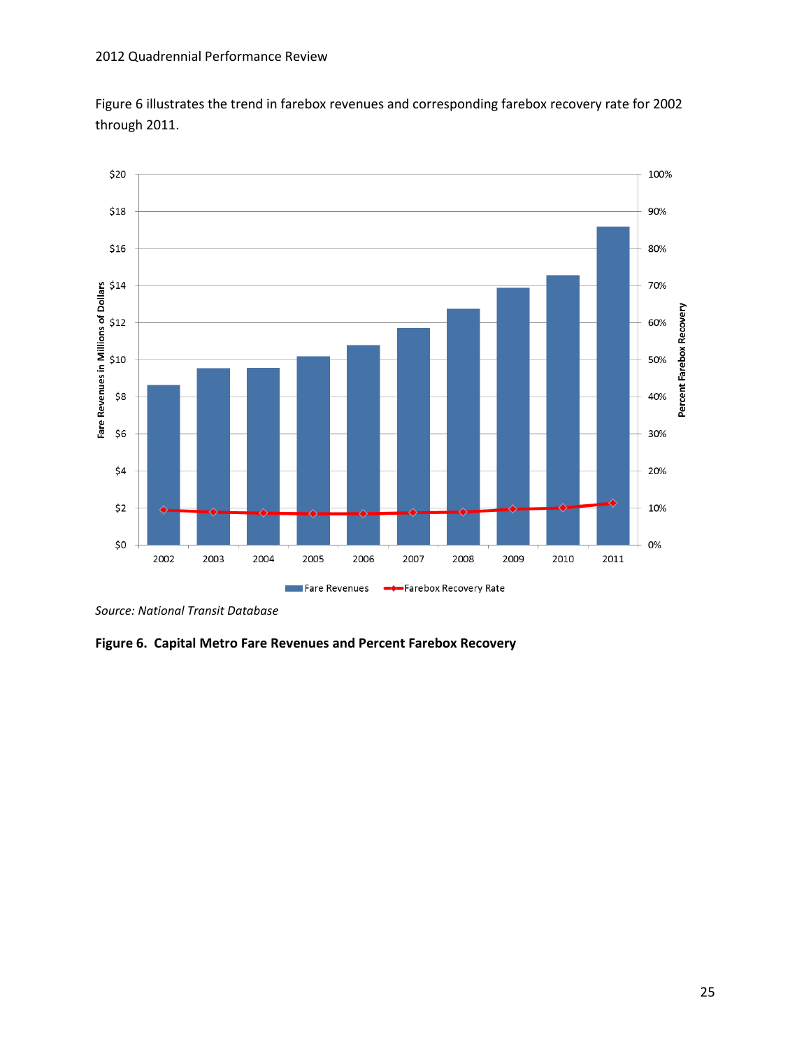Figure 6 illustrates the trend in farebox revenues and corresponding farebox recovery rate for 2002 through 2011.

*Source: National Transit Database*

**Figure 6. Capital Metro Fare Revenues and Percent Farebox Recovery**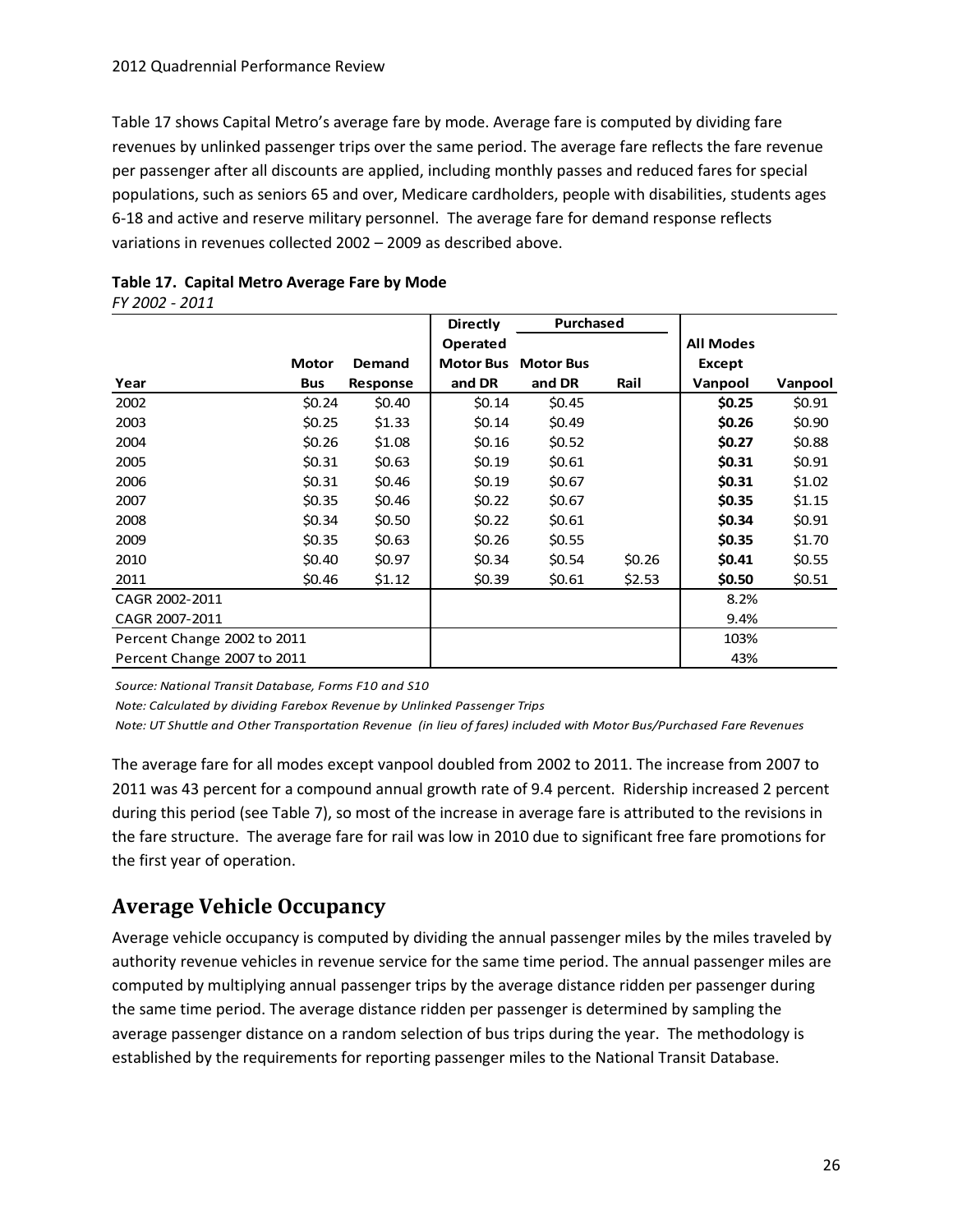Table 17 shows Capital Metro's average fare by mode. Average fare is computed by dividing fare revenues by unlinked passenger trips over the same period. The average fare reflects the fare revenue per passenger after all discounts are applied, including monthly passes and reduced fares for special populations, such as seniors 65 and over, Medicare cardholders, people with disabilities, students ages 6-18 and active and reserve military personnel. The average fare for demand response reflects variations in revenues collected 2002 – 2009 as described above.

**Table 17. Capital Metro Average Fare by Mode**

*FY 2002 - 2011*

| Year | Motor Bus | Demand Response | Directly Operated Motor Bus and DR | Purchased Motor Bus and DR | Rail | All Modes Except Vanpool | Vanpool |
|---|---|---|---|---|---|---|---|
| 2002 | $0.24 | $0.40 | $0.14 | $0.45 | | **$0.25** | $0.91 |
| 2003 | $0.25 | $1.33 | $0.14 | $0.49 | | **$0.26** | $0.90 |
| 2004 | $0.26 | $1.08 | $0.16 | $0.52 | | **$0.27** | $0.88 |
| 2005 | $0.31 | $0.63 | $0.19 | $0.61 | | **$0.31** | $0.91 |
| 2006 | $0.31 | $0.46 | $0.19 | $0.67 | | **$0.31** | $1.02 |
| 2007 | $0.35 | $0.46 | $0.22 | $0.67 | | **$0.35** | $1.15 |
| 2008 | $0.34 | $0.50 | $0.22 | $0.61 | | **$0.34** | $0.91 |
| 2009 | $0.35 | $0.63 | $0.26 | $0.55 | | **$0.35** | $1.70 |
| 2010 | $0.40 | $0.97 | $0.34 | $0.54 | $0.26 | **$0.41** | $0.55 |
| 2011 | $0.46 | $1.12 | $0.39 | $0.61 | $2.53 | **$0.50** | $0.51 |
| CAGR 2002-2011 | | | | | | 8.2% | |
| CAGR 2007-2011 | | | | | | 9.4% | |
| Percent Change 2002 to 2011 | | | | | | 103% | |
| Percent Change 2007 to 2011 | | | | | | 43% | |

*Source: National Transit Database, Forms F10 and S10*

*Note: Calculated by dividing Farebox Revenue by Unlinked Passenger Trips*

*Note: UT Shuttle and Other Transportation Revenue (in lieu of fares) included with Motor Bus/Purchased Fare Revenues*

The average fare for all modes except vanpool doubled from 2002 to 2011. The increase from 2007 to 2011 was 43 percent for a compound annual growth rate of 9.4 percent. Ridership increased 2 percent during this period (see Table 7), so most of the increase in average fare is attributed to the revisions in the fare structure. The average fare for rail was low in 2010 due to significant free fare promotions for the first year of operation.

## Average Vehicle Occupancy

Average vehicle occupancy is computed by dividing the annual passenger miles by the miles traveled by authority revenue vehicles in revenue service for the same time period. The annual passenger miles are computed by multiplying annual passenger trips by the average distance ridden per passenger during the same time period. The average distance ridden per passenger is determined by sampling the average passenger distance on a random selection of bus trips during the year. The methodology is established by the requirements for reporting passenger miles to the National Transit Database.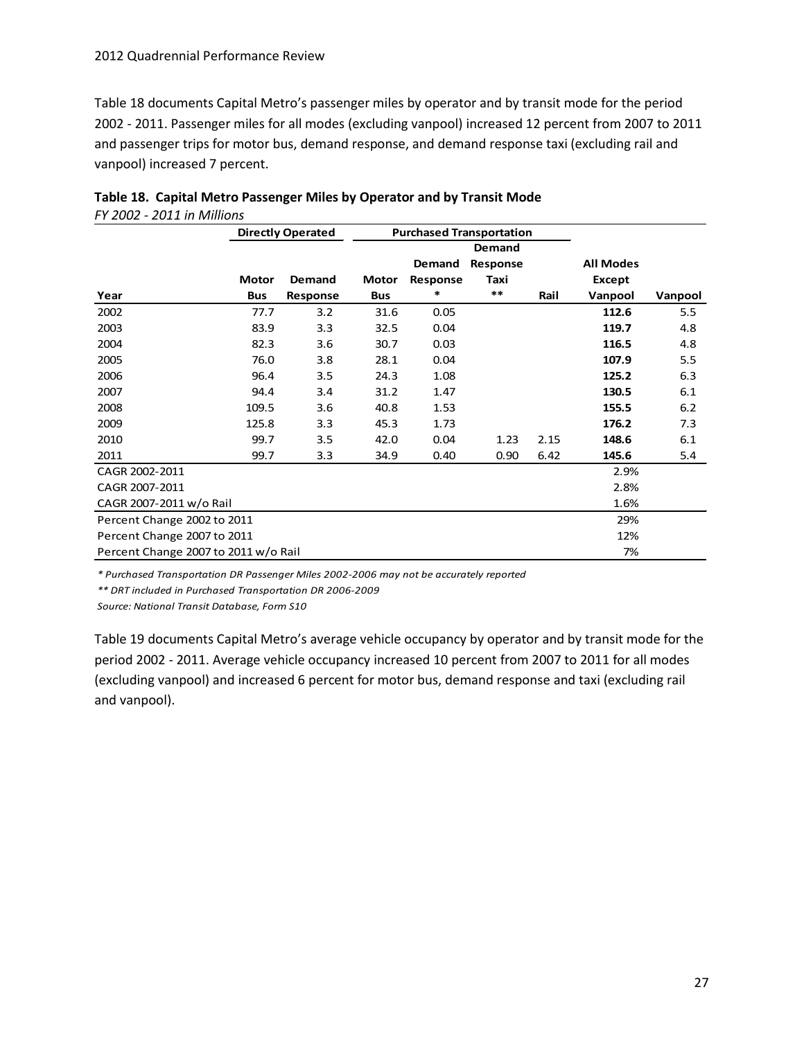Table 18 documents Capital Metro's passenger miles by operator and by transit mode for the period 2002 - 2011. Passenger miles for all modes (excluding vanpool) increased 12 percent from 2007 to 2011 and passenger trips for motor bus, demand response, and demand response taxi (excluding rail and vanpool) increased 7 percent.

**Table 18. Capital Metro Passenger Miles by Operator and by Transit Mode**

*FY 2002 - 2011 in Millions*

| | Directly Operated | | Purchased Transportation | | | | | |
|---|---|---|---|---|---|---|---|---|
| Year | Motor Bus | Demand Response | Motor Bus | Demand Response * | Demand Response Taxi ** | Rail | All Modes Except Vanpool | Vanpool |
| 2002 | 77.7 | 3.2 | 31.6 | 0.05 | | | **112.6** | 5.5 |
| 2003 | 83.9 | 3.3 | 32.5 | 0.04 | | | **119.7** | 4.8 |
| 2004 | 82.3 | 3.6 | 30.7 | 0.03 | | | **116.5** | 4.8 |
| 2005 | 76.0 | 3.8 | 28.1 | 0.04 | | | **107.9** | 5.5 |
| 2006 | 96.4 | 3.5 | 24.3 | 1.08 | | | **125.2** | 6.3 |
| 2007 | 94.4 | 3.4 | 31.2 | 1.47 | | | **130.5** | 6.1 |
| 2008 | 109.5 | 3.6 | 40.8 | 1.53 | | | **155.5** | 6.2 |
| 2009 | 125.8 | 3.3 | 45.3 | 1.73 | | | **176.2** | 7.3 |
| 2010 | 99.7 | 3.5 | 42.0 | 0.04 | 1.23 | 2.15 | **148.6** | 6.1 |
| 2011 | 99.7 | 3.3 | 34.9 | 0.40 | 0.90 | 6.42 | **145.6** | 5.4 |
| CAGR 2002-2011 | | | | | | | 2.9% | |
| CAGR 2007-2011 | | | | | | | 2.8% | |
| CAGR 2007-2011 w/o Rail | | | | | | | 1.6% | |
| Percent Change 2002 to 2011 | | | | | | | 29% | |
| Percent Change 2007 to 2011 | | | | | | | 12% | |
| Percent Change 2007 to 2011 w/o Rail | | | | | | | 7% | |

*\* Purchased Transportation DR Passenger Miles 2002-2006 may not be accurately reported*

*\*\* DRT included in Purchased Transportation DR 2006-2009*

*Source: National Transit Database, Form S10*

Table 19 documents Capital Metro's average vehicle occupancy by operator and by transit mode for the period 2002 - 2011. Average vehicle occupancy increased 10 percent from 2007 to 2011 for all modes (excluding vanpool) and increased 6 percent for motor bus, demand response and taxi (excluding rail and vanpool).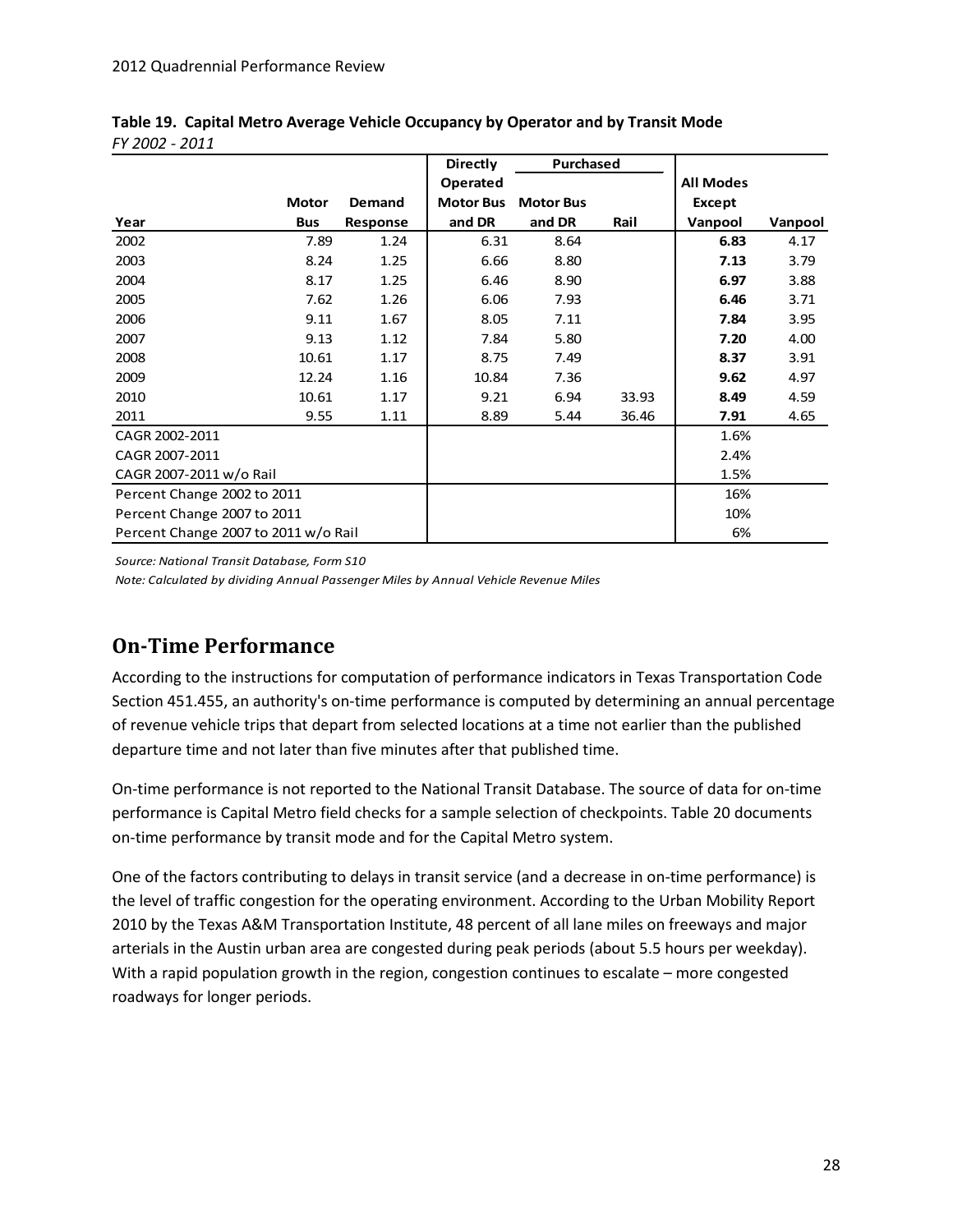**Table 19. Capital Metro Average Vehicle Occupancy by Operator and by Transit Mode**

*FY 2002 - 2011*

| | | | Directly Operated | Purchased | | | |
|---|---|---|---|---|---|---|---|
| **Year** | **Motor Bus** | **Demand Response** | **Motor Bus and DR** | **Motor Bus and DR** | **Rail** | **All Modes Except Vanpool** | **Vanpool** |
| 2002 | 7.89 | 1.24 | 6.31 | 8.64 | | **6.83** | 4.17 |
| 2003 | 8.24 | 1.25 | 6.66 | 8.80 | | **7.13** | 3.79 |
| 2004 | 8.17 | 1.25 | 6.46 | 8.90 | | **6.97** | 3.88 |
| 2005 | 7.62 | 1.26 | 6.06 | 7.93 | | **6.46** | 3.71 |
| 2006 | 9.11 | 1.67 | 8.05 | 7.11 | | **7.84** | 3.95 |
| 2007 | 9.13 | 1.12 | 7.84 | 5.80 | | **7.20** | 4.00 |
| 2008 | 10.61 | 1.17 | 8.75 | 7.49 | | **8.37** | 3.91 |
| 2009 | 12.24 | 1.16 | 10.84 | 7.36 | | **9.62** | 4.97 |
| 2010 | 10.61 | 1.17 | 9.21 | 6.94 | 33.93 | **8.49** | 4.59 |
| 2011 | 9.55 | 1.11 | 8.89 | 5.44 | 36.46 | **7.91** | 4.65 |
| CAGR 2002-2011 | | | | | | 1.6% | |
| CAGR 2007-2011 | | | | | | 2.4% | |
| CAGR 2007-2011 w/o Rail | | | | | | 1.5% | |
| Percent Change 2002 to 2011 | | | | | | 16% | |
| Percent Change 2007 to 2011 | | | | | | 10% | |
| Percent Change 2007 to 2011 w/o Rail | | | | | | 6% | |

*Source: National Transit Database, Form S10*

*Note: Calculated by dividing Annual Passenger Miles by Annual Vehicle Revenue Miles*

## On-Time Performance

According to the instructions for computation of performance indicators in Texas Transportation Code Section 451.455, an authority's on-time performance is computed by determining an annual percentage of revenue vehicle trips that depart from selected locations at a time not earlier than the published departure time and not later than five minutes after that published time.

On-time performance is not reported to the National Transit Database. The source of data for on-time performance is Capital Metro field checks for a sample selection of checkpoints. Table 20 documents on-time performance by transit mode and for the Capital Metro system.

One of the factors contributing to delays in transit service (and a decrease in on-time performance) is the level of traffic congestion for the operating environment. According to the Urban Mobility Report 2010 by the Texas A&M Transportation Institute, 48 percent of all lane miles on freeways and major arterials in the Austin urban area are congested during peak periods (about 5.5 hours per weekday). With a rapid population growth in the region, congestion continues to escalate – more congested roadways for longer periods.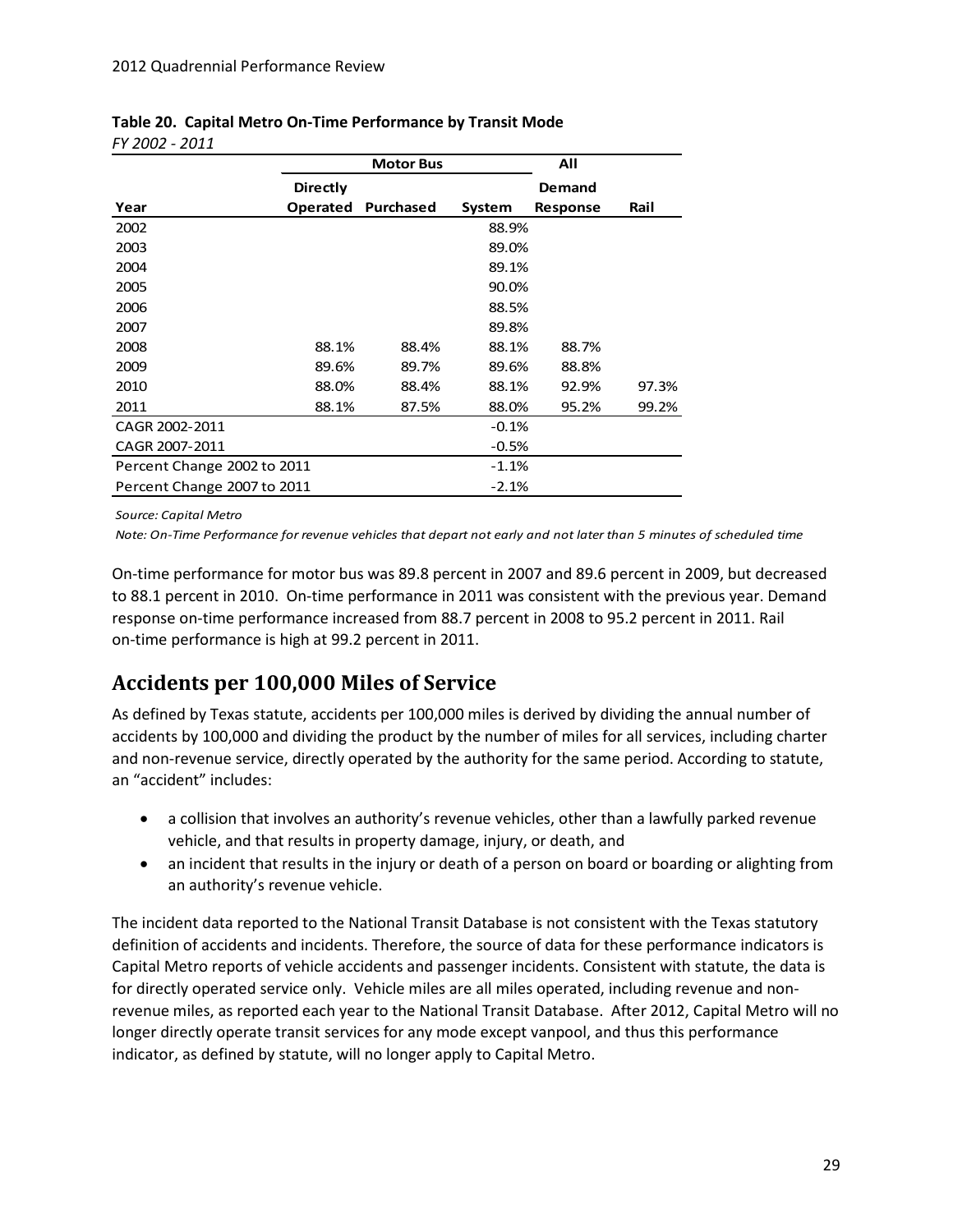**Table 20. Capital Metro On-Time Performance by Transit Mode**

*FY 2002 - 2011*

| | Motor Bus | | | All | |
|---|---|---|---|---|---|
| **Year** | **Directly Operated** | **Purchased** | **System** | **Demand Response** | **Rail** |
| 2002 | | | 88.9% | | |
| 2003 | | | 89.0% | | |
| 2004 | | | 89.1% | | |
| 2005 | | | 90.0% | | |
| 2006 | | | 88.5% | | |
| 2007 | | | 89.8% | | |
| 2008 | 88.1% | 88.4% | 88.1% | 88.7% | |
| 2009 | 89.6% | 89.7% | 89.6% | 88.8% | |
| 2010 | 88.0% | 88.4% | 88.1% | 92.9% | 97.3% |
| 2011 | 88.1% | 87.5% | 88.0% | 95.2% | 99.2% |
| CAGR 2002-2011 | | | -0.1% | | |
| CAGR 2007-2011 | | | -0.5% | | |
| Percent Change 2002 to 2011 | | | -1.1% | | |
| Percent Change 2007 to 2011 | | | -2.1% | | |

*Source: Capital Metro*

*Note: On-Time Performance for revenue vehicles that depart not early and not later than 5 minutes of scheduled time*

On-time performance for motor bus was 89.8 percent in 2007 and 89.6 percent in 2009, but decreased to 88.1 percent in 2010. On-time performance in 2011 was consistent with the previous year. Demand response on-time performance increased from 88.7 percent in 2008 to 95.2 percent in 2011. Rail on-time performance is high at 99.2 percent in 2011.

## Accidents per 100,000 Miles of Service

As defined by Texas statute, accidents per 100,000 miles is derived by dividing the annual number of accidents by 100,000 and dividing the product by the number of miles for all services, including charter and non-revenue service, directly operated by the authority for the same period. According to statute, an "accident" includes:

- a collision that involves an authority's revenue vehicles, other than a lawfully parked revenue vehicle, and that results in property damage, injury, or death, and
- an incident that results in the injury or death of a person on board or boarding or alighting from an authority's revenue vehicle.

The incident data reported to the National Transit Database is not consistent with the Texas statutory definition of accidents and incidents. Therefore, the source of data for these performance indicators is Capital Metro reports of vehicle accidents and passenger incidents. Consistent with statute, the data is for directly operated service only. Vehicle miles are all miles operated, including revenue and non-revenue miles, as reported each year to the National Transit Database. After 2012, Capital Metro will no longer directly operate transit services for any mode except vanpool, and thus this performance indicator, as defined by statute, will no longer apply to Capital Metro.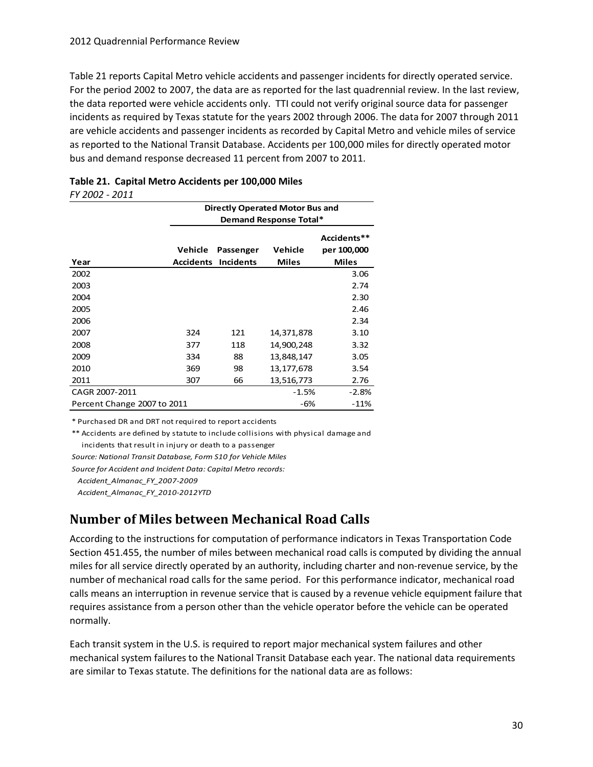Table 21 reports Capital Metro vehicle accidents and passenger incidents for directly operated service. For the period 2002 to 2007, the data are as reported for the last quadrennial review. In the last review, the data reported were vehicle accidents only. TTI could not verify original source data for passenger incidents as required by Texas statute for the years 2002 through 2006. The data for 2007 through 2011 are vehicle accidents and passenger incidents as recorded by Capital Metro and vehicle miles of service as reported to the National Transit Database. Accidents per 100,000 miles for directly operated motor bus and demand response decreased 11 percent from 2007 to 2011.

**Table 21. Capital Metro Accidents per 100,000 Miles**

*FY 2002 - 2011*

| | Directly Operated Motor Bus and Demand Response Total* | | | |
|---|---|---|---|---|
| **Year** | **Vehicle Accidents** | **Passenger Incidents** | **Vehicle Miles** | **Accidents** per 100,000 Miles** |
| 2002 | | | | 3.06 |
| 2003 | | | | 2.74 |
| 2004 | | | | 2.30 |
| 2005 | | | | 2.46 |
| 2006 | | | | 2.34 |
| 2007 | 324 | 121 | 14,371,878 | 3.10 |
| 2008 | 377 | 118 | 14,900,248 | 3.32 |
| 2009 | 334 | 88 | 13,848,147 | 3.05 |
| 2010 | 369 | 98 | 13,177,678 | 3.54 |
| 2011 | 307 | 66 | 13,516,773 | 2.76 |
| CAGR 2007-2011 | | | -1.5% | -2.8% |
| Percent Change 2007 to 2011 | | | -6% | -11% |

\* Purchased DR and DRT not required to report accidents

\*\* Accidents are defined by statute to include collisions with physical damage and incidents that result in injury or death to a passenger

*Source: National Transit Database, Form S10 for Vehicle Miles*

*Source for Accident and Incident Data: Capital Metro records:*

*Accident_Almanac_FY_2007-2009*

*Accident_Almanac_FY_2010-2012YTD*

## Number of Miles between Mechanical Road Calls

According to the instructions for computation of performance indicators in Texas Transportation Code Section 451.455, the number of miles between mechanical road calls is computed by dividing the annual miles for all service directly operated by an authority, including charter and non-revenue service, by the number of mechanical road calls for the same period. For this performance indicator, mechanical road calls means an interruption in revenue service that is caused by a revenue vehicle equipment failure that requires assistance from a person other than the vehicle operator before the vehicle can be operated normally.

Each transit system in the U.S. is required to report major mechanical system failures and other mechanical system failures to the National Transit Database each year. The national data requirements are similar to Texas statute. The definitions for the national data are as follows: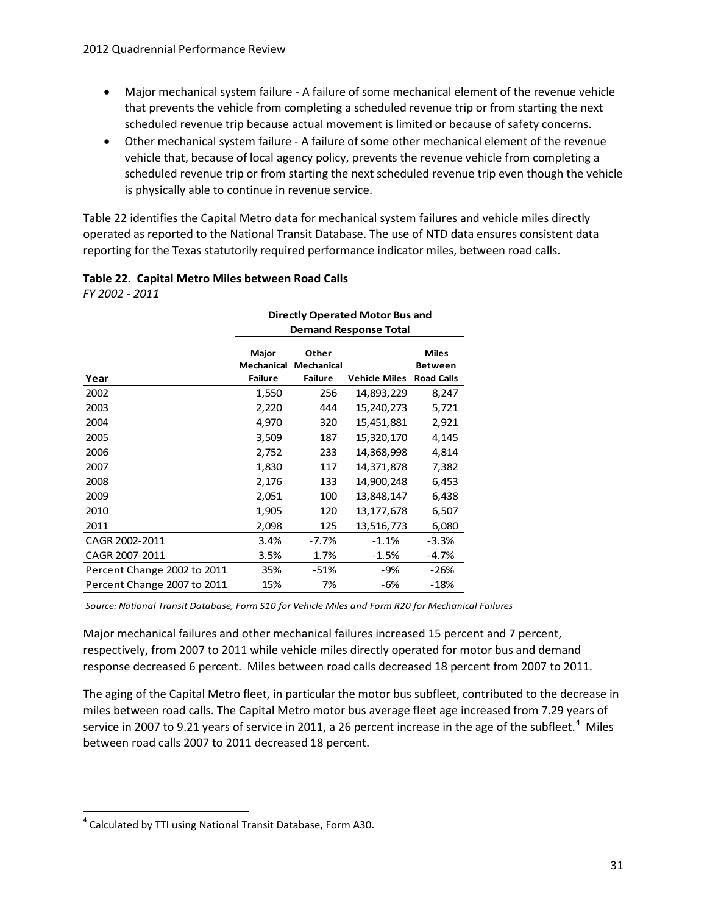- Major mechanical system failure - A failure of some mechanical element of the revenue vehicle that prevents the vehicle from completing a scheduled revenue trip or from starting the next scheduled revenue trip because actual movement is limited or because of safety concerns.
- Other mechanical system failure - A failure of some other mechanical element of the revenue vehicle that, because of local agency policy, prevents the revenue vehicle from completing a scheduled revenue trip or from starting the next scheduled revenue trip even though the vehicle is physically able to continue in revenue service.

Table 22 identifies the Capital Metro data for mechanical system failures and vehicle miles directly operated as reported to the National Transit Database. The use of NTD data ensures consistent data reporting for the Texas statutorily required performance indicator miles, between road calls.

**Table 22. Capital Metro Miles between Road Calls**

*FY 2002 - 2011*

| | Directly Operated Motor Bus and Demand Response Total | | | |
|---|---|---|---|---|
| **Year** | **Major Mechanical Failure** | **Other Mechanical Failure** | **Vehicle Miles** | **Miles Between Road Calls** |
| 2002 | 1,550 | 256 | 14,893,229 | 8,247 |
| 2003 | 2,220 | 444 | 15,240,273 | 5,721 |
| 2004 | 4,970 | 320 | 15,451,881 | 2,921 |
| 2005 | 3,509 | 187 | 15,320,170 | 4,145 |
| 2006 | 2,752 | 233 | 14,368,998 | 4,814 |
| 2007 | 1,830 | 117 | 14,371,878 | 7,382 |
| 2008 | 2,176 | 133 | 14,900,248 | 6,453 |
| 2009 | 2,051 | 100 | 13,848,147 | 6,438 |
| 2010 | 1,905 | 120 | 13,177,678 | 6,507 |
| 2011 | 2,098 | 125 | 13,516,773 | 6,080 |
| CAGR 2002-2011 | 3.4% | -7.7% | -1.1% | -3.3% |
| CAGR 2007-2011 | 3.5% | 1.7% | -1.5% | -4.7% |
| Percent Change 2002 to 2011 | 35% | -51% | -9% | -26% |
| Percent Change 2007 to 2011 | 15% | 7% | -6% | -18% |

*Source: National Transit Database, Form S10 for Vehicle Miles and Form R20 for Mechanical Failures*

Major mechanical failures and other mechanical failures increased 15 percent and 7 percent, respectively, from 2007 to 2011 while vehicle miles directly operated for motor bus and demand response decreased 6 percent. Miles between road calls decreased 18 percent from 2007 to 2011.

The aging of the Capital Metro fleet, in particular the motor bus subfleet, contributed to the decrease in miles between road calls. The Capital Metro motor bus average fleet age increased from 7.29 years of service in 2007 to 9.21 years of service in 2011, a 26 percent increase in the age of the subfleet.[4] Miles between road calls 2007 to 2011 decreased 18 percent.

[4] Calculated by TTI using National Transit Database, Form A30.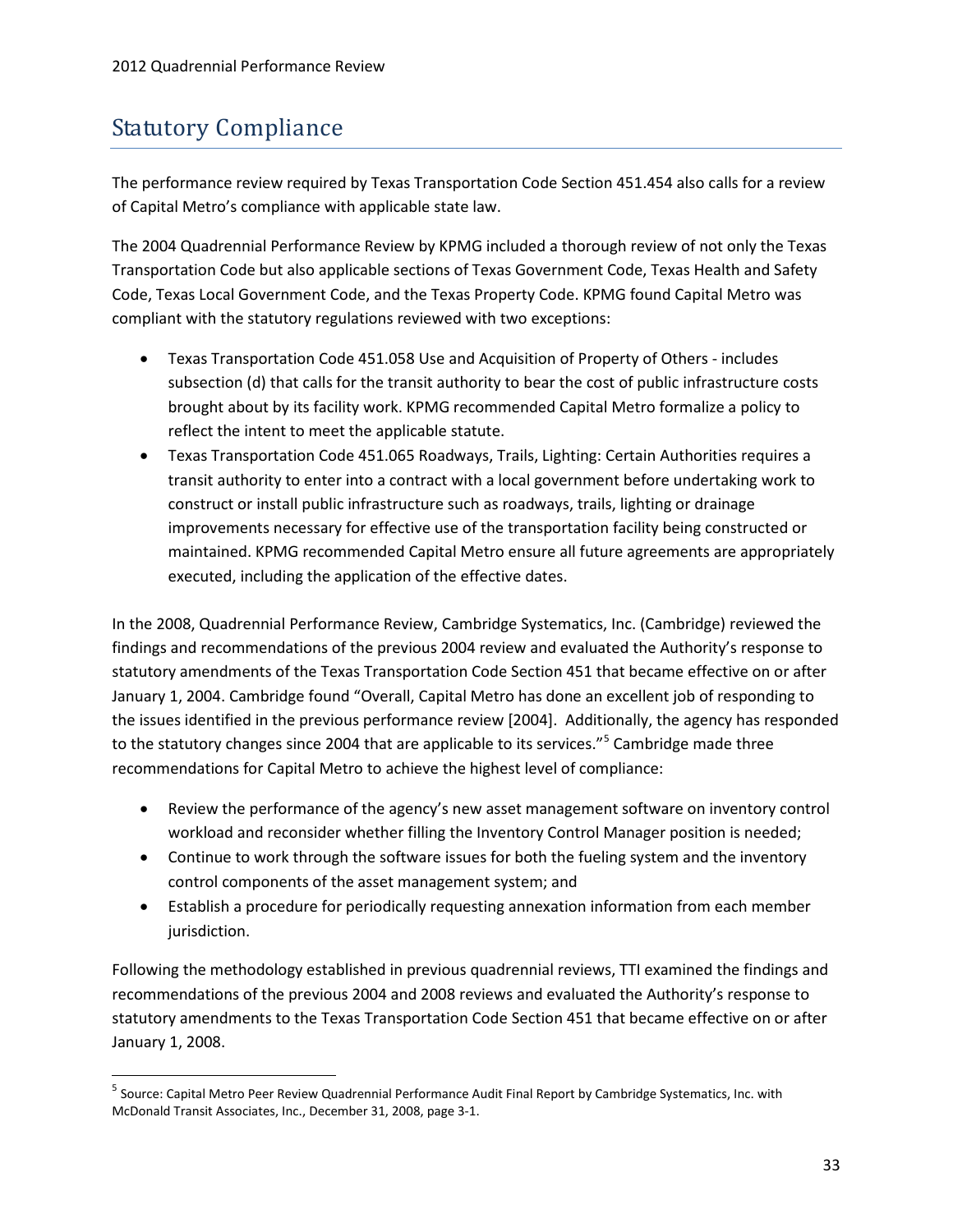## Statutory Compliance

The performance review required by Texas Transportation Code Section 451.454 also calls for a review of Capital Metro's compliance with applicable state law.

The 2004 Quadrennial Performance Review by KPMG included a thorough review of not only the Texas Transportation Code but also applicable sections of Texas Government Code, Texas Health and Safety Code, Texas Local Government Code, and the Texas Property Code. KPMG found Capital Metro was compliant with the statutory regulations reviewed with two exceptions:

- Texas Transportation Code 451.058 Use and Acquisition of Property of Others - includes subsection (d) that calls for the transit authority to bear the cost of public infrastructure costs brought about by its facility work. KPMG recommended Capital Metro formalize a policy to reflect the intent to meet the applicable statute.
- Texas Transportation Code 451.065 Roadways, Trails, Lighting: Certain Authorities requires a transit authority to enter into a contract with a local government before undertaking work to construct or install public infrastructure such as roadways, trails, lighting or drainage improvements necessary for effective use of the transportation facility being constructed or maintained. KPMG recommended Capital Metro ensure all future agreements are appropriately executed, including the application of the effective dates.

In the 2008, Quadrennial Performance Review, Cambridge Systematics, Inc. (Cambridge) reviewed the findings and recommendations of the previous 2004 review and evaluated the Authority's response to statutory amendments of the Texas Transportation Code Section 451 that became effective on or after January 1, 2004. Cambridge found "Overall, Capital Metro has done an excellent job of responding to the issues identified in the previous performance review [2004]. Additionally, the agency has responded to the statutory changes since 2004 that are applicable to its services."[5] Cambridge made three recommendations for Capital Metro to achieve the highest level of compliance:

- Review the performance of the agency's new asset management software on inventory control workload and reconsider whether filling the Inventory Control Manager position is needed;
- Continue to work through the software issues for both the fueling system and the inventory control components of the asset management system; and
- Establish a procedure for periodically requesting annexation information from each member jurisdiction.

Following the methodology established in previous quadrennial reviews, TTI examined the findings and recommendations of the previous 2004 and 2008 reviews and evaluated the Authority's response to statutory amendments to the Texas Transportation Code Section 451 that became effective on or after January 1, 2008.

[5] Source: Capital Metro Peer Review Quadrennial Performance Audit Final Report by Cambridge Systematics, Inc. with McDonald Transit Associates, Inc., December 31, 2008, page 3-1.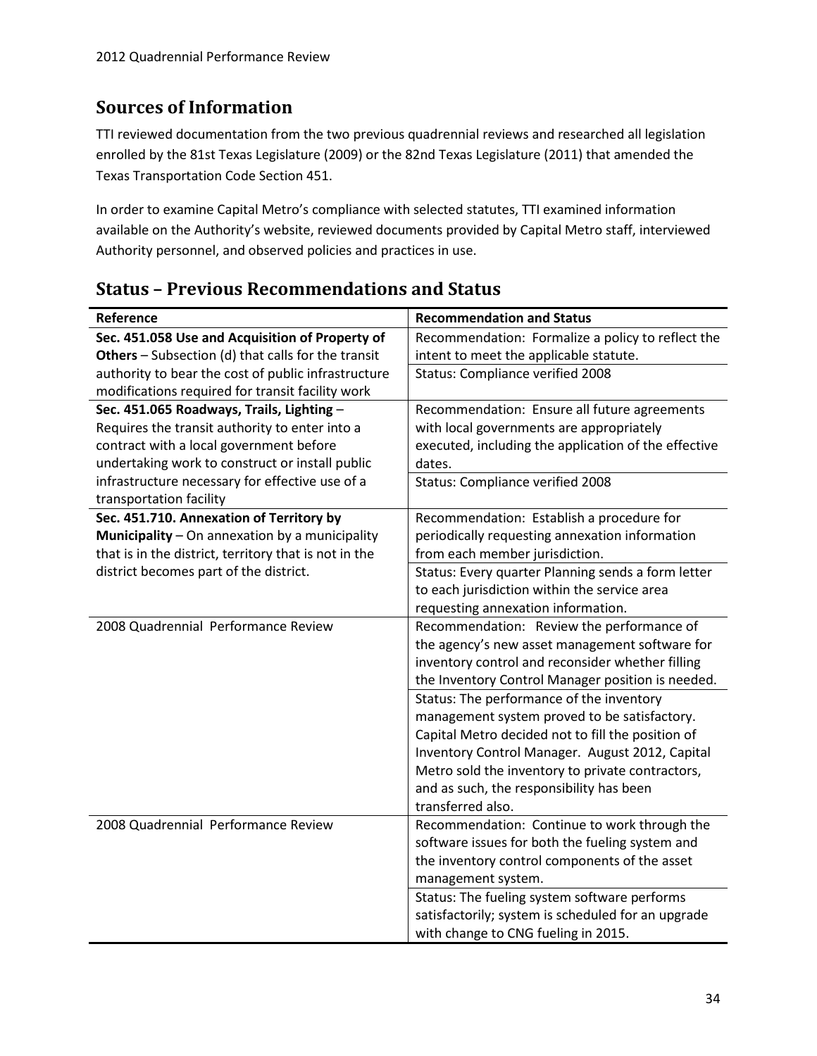## Sources of Information

TTI reviewed documentation from the two previous quadrennial reviews and researched all legislation enrolled by the 81st Texas Legislature (2009) or the 82nd Texas Legislature (2011) that amended the Texas Transportation Code Section 451.

In order to examine Capital Metro's compliance with selected statutes, TTI examined information available on the Authority's website, reviewed documents provided by Capital Metro staff, interviewed Authority personnel, and observed policies and practices in use.

## Status – Previous Recommendations and Status

| Reference | Recommendation and Status |
|---|---|
| **Sec. 451.058 Use and Acquisition of Property of Others** – Subsection (d) that calls for the transit authority to bear the cost of public infrastructure modifications required for transit facility work | Recommendation: Formalize a policy to reflect the intent to meet the applicable statute. |
| | Status: Compliance verified 2008 |
| **Sec. 451.065 Roadways, Trails, Lighting** – Requires the transit authority to enter into a contract with a local government before undertaking work to construct or install public infrastructure necessary for effective use of a transportation facility | Recommendation: Ensure all future agreements with local governments are appropriately executed, including the application of the effective dates. |
| | Status: Compliance verified 2008 |
| **Sec. 451.710. Annexation of Territory by Municipality** – On annexation by a municipality that is in the district, territory that is not in the district becomes part of the district. | Recommendation: Establish a procedure for periodically requesting annexation information from each member jurisdiction. |
| | Status: Every quarter Planning sends a form letter to each jurisdiction within the service area requesting annexation information. |
| 2008 Quadrennial Performance Review | Recommendation: Review the performance of the agency's new asset management software for inventory control and reconsider whether filling the Inventory Control Manager position is needed. |
| | Status: The performance of the inventory management system proved to be satisfactory. Capital Metro decided not to fill the position of Inventory Control Manager. August 2012, Capital Metro sold the inventory to private contractors, and as such, the responsibility has been transferred also. |
| 2008 Quadrennial Performance Review | Recommendation: Continue to work through the software issues for both the fueling system and the inventory control components of the asset management system. |
| | Status: The fueling system software performs satisfactorily; system is scheduled for an upgrade with change to CNG fueling in 2015. |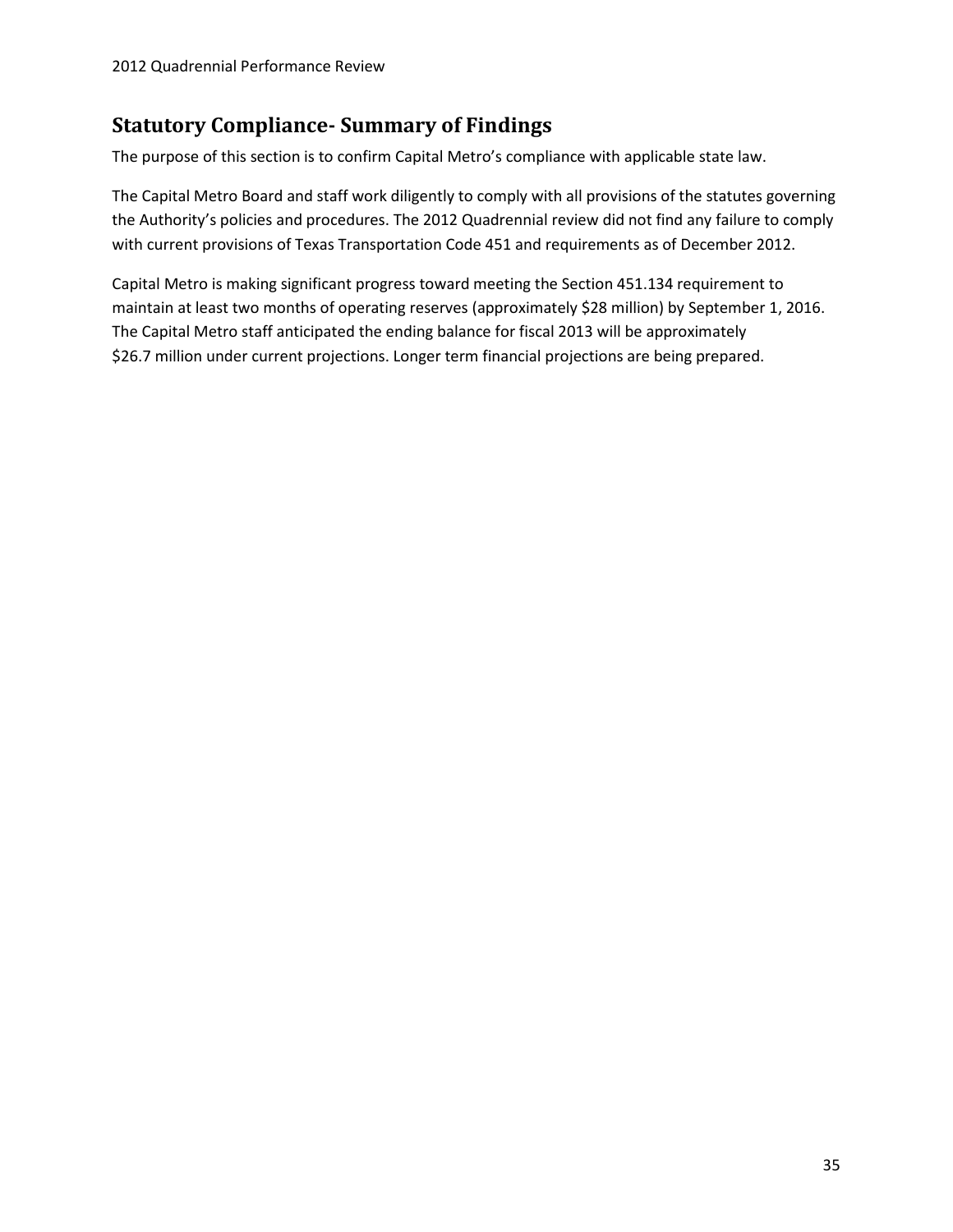## Statutory Compliance- Summary of Findings

The purpose of this section is to confirm Capital Metro's compliance with applicable state law.

The Capital Metro Board and staff work diligently to comply with all provisions of the statutes governing the Authority's policies and procedures. The 2012 Quadrennial review did not find any failure to comply with current provisions of Texas Transportation Code 451 and requirements as of December 2012.

Capital Metro is making significant progress toward meeting the Section 451.134 requirement to maintain at least two months of operating reserves (approximately $28 million) by September 1, 2016. The Capital Metro staff anticipated the ending balance for fiscal 2013 will be approximately $26.7 million under current projections. Longer term financial projections are being prepared.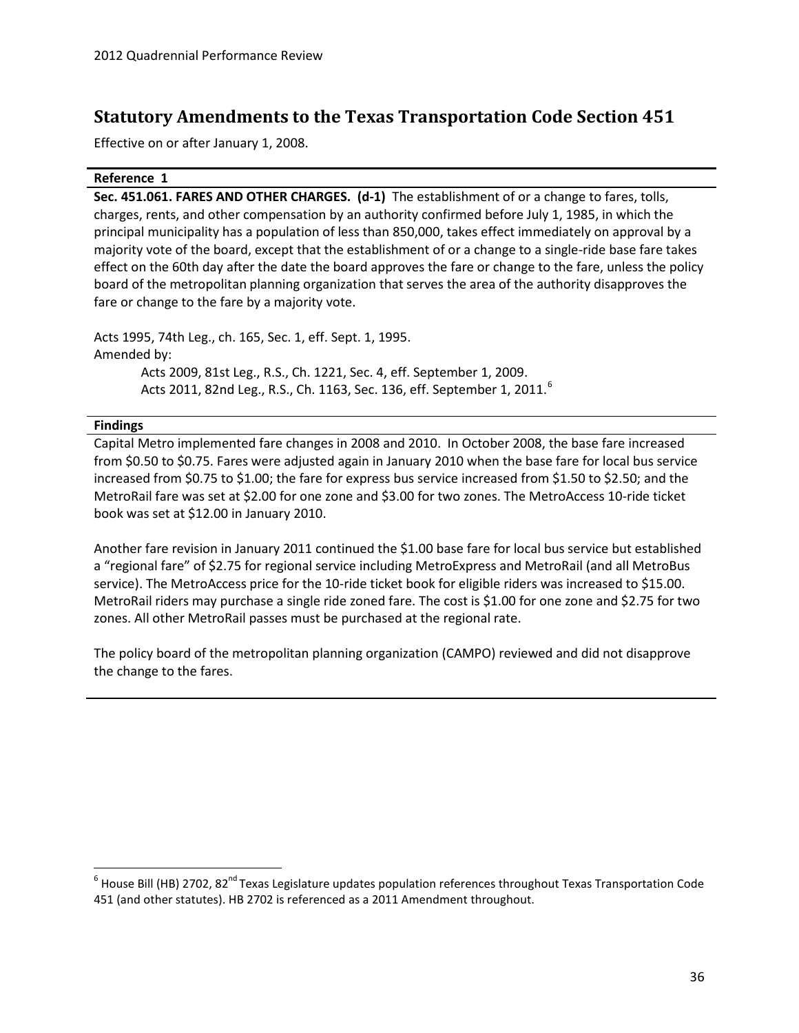## Statutory Amendments to the Texas Transportation Code Section 451

Effective on or after January 1, 2008.

**Reference 1**

**Sec. 451.061. FARES AND OTHER CHARGES. (d-1)** The establishment of or a change to fares, tolls, charges, rents, and other compensation by an authority confirmed before July 1, 1985, in which the principal municipality has a population of less than 850,000, takes effect immediately on approval by a majority vote of the board, except that the establishment of or a change to a single-ride base fare takes effect on the 60th day after the date the board approves the fare or change to the fare, unless the policy board of the metropolitan planning organization that serves the area of the authority disapproves the fare or change to the fare by a majority vote.

Acts 1995, 74th Leg., ch. 165, Sec. 1, eff. Sept. 1, 1995.
Amended by:

Acts 2009, 81st Leg., R.S., Ch. 1221, Sec. 4, eff. September 1, 2009.
Acts 2011, 82nd Leg., R.S., Ch. 1163, Sec. 136, eff. September 1, 2011.[6]

**Findings**

Capital Metro implemented fare changes in 2008 and 2010. In October 2008, the base fare increased from $0.50 to $0.75. Fares were adjusted again in January 2010 when the base fare for local bus service increased from $0.75 to $1.00; the fare for express bus service increased from $1.50 to $2.50; and the MetroRail fare was set at $2.00 for one zone and $3.00 for two zones. The MetroAccess 10-ride ticket book was set at $12.00 in January 2010.

Another fare revision in January 2011 continued the $1.00 base fare for local bus service but established a "regional fare" of $2.75 for regional service including MetroExpress and MetroRail (and all MetroBus service). The MetroAccess price for the 10-ride ticket book for eligible riders was increased to $15.00. MetroRail riders may purchase a single ride zoned fare. The cost is $1.00 for one zone and $2.75 for two zones. All other MetroRail passes must be purchased at the regional rate.

The policy board of the metropolitan planning organization (CAMPO) reviewed and did not disapprove the change to the fares.

---

[6] House Bill (HB) 2702, 82nd Texas Legislature updates population references throughout Texas Transportation Code 451 (and other statutes). HB 2702 is referenced as a 2011 Amendment throughout.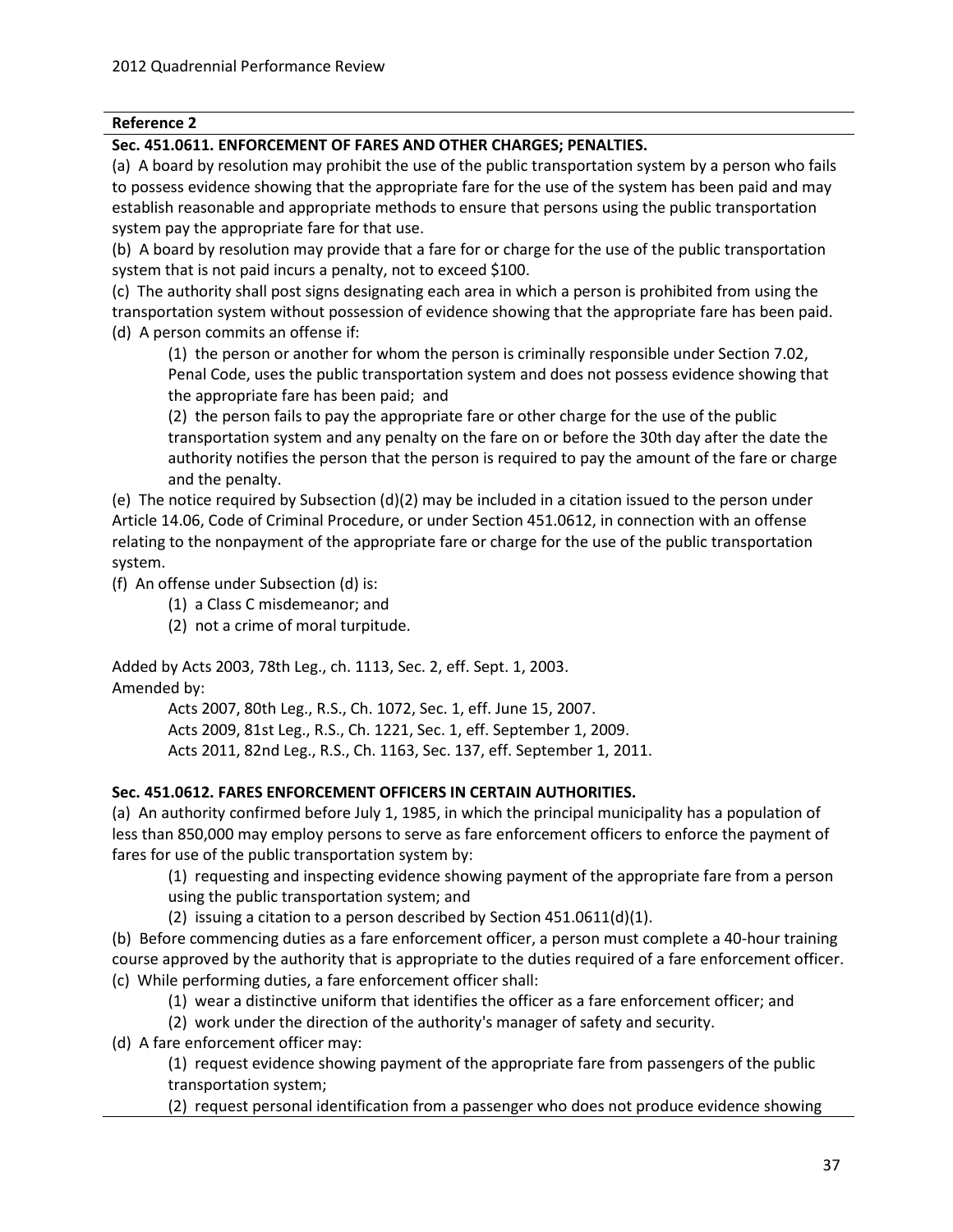**Reference 2**

**Sec. 451.0611. ENFORCEMENT OF FARES AND OTHER CHARGES; PENALTIES.**

(a) A board by resolution may prohibit the use of the public transportation system by a person who fails to possess evidence showing that the appropriate fare for the use of the system has been paid and may establish reasonable and appropriate methods to ensure that persons using the public transportation system pay the appropriate fare for that use.

(b) A board by resolution may provide that a fare for or charge for the use of the public transportation system that is not paid incurs a penalty, not to exceed $100.

(c) The authority shall post signs designating each area in which a person is prohibited from using the transportation system without possession of evidence showing that the appropriate fare has been paid.

(d) A person commits an offense if:

> (1) the person or another for whom the person is criminally responsible under Section 7.02, Penal Code, uses the public transportation system and does not possess evidence showing that the appropriate fare has been paid; and
>
> (2) the person fails to pay the appropriate fare or other charge for the use of the public transportation system and any penalty on the fare on or before the 30th day after the date the authority notifies the person that the person is required to pay the amount of the fare or charge and the penalty.

(e) The notice required by Subsection (d)(2) may be included in a citation issued to the person under Article 14.06, Code of Criminal Procedure, or under Section 451.0612, in connection with an offense relating to the nonpayment of the appropriate fare or charge for the use of the public transportation system.

(f) An offense under Subsection (d) is:

> (1) a Class C misdemeanor; and
>
> (2) not a crime of moral turpitude.

Added by Acts 2003, 78th Leg., ch. 1113, Sec. 2, eff. Sept. 1, 2003.
Amended by:

> Acts 2007, 80th Leg., R.S., Ch. 1072, Sec. 1, eff. June 15, 2007.
> Acts 2009, 81st Leg., R.S., Ch. 1221, Sec. 1, eff. September 1, 2009.
> Acts 2011, 82nd Leg., R.S., Ch. 1163, Sec. 137, eff. September 1, 2011.

**Sec. 451.0612. FARES ENFORCEMENT OFFICERS IN CERTAIN AUTHORITIES.**

(a) An authority confirmed before July 1, 1985, in which the principal municipality has a population of less than 850,000 may employ persons to serve as fare enforcement officers to enforce the payment of fares for use of the public transportation system by:

> (1) requesting and inspecting evidence showing payment of the appropriate fare from a person using the public transportation system; and
>
> (2) issuing a citation to a person described by Section 451.0611(d)(1).

(b) Before commencing duties as a fare enforcement officer, a person must complete a 40-hour training course approved by the authority that is appropriate to the duties required of a fare enforcement officer.

(c) While performing duties, a fare enforcement officer shall:

> (1) wear a distinctive uniform that identifies the officer as a fare enforcement officer; and
>
> (2) work under the direction of the authority's manager of safety and security.

(d) A fare enforcement officer may:

> (1) request evidence showing payment of the appropriate fare from passengers of the public transportation system;
>
> (2) request personal identification from a passenger who does not produce evidence showing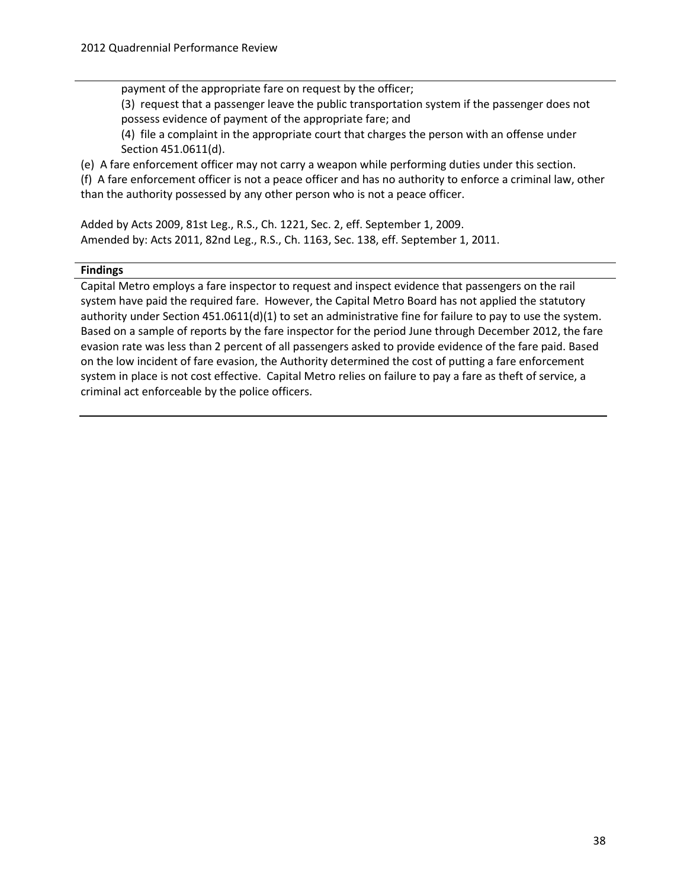payment of the appropriate fare on request by the officer;

(3) request that a passenger leave the public transportation system if the passenger does not possess evidence of payment of the appropriate fare; and

(4) file a complaint in the appropriate court that charges the person with an offense under Section 451.0611(d).

(e) A fare enforcement officer may not carry a weapon while performing duties under this section.

(f) A fare enforcement officer is not a peace officer and has no authority to enforce a criminal law, other than the authority possessed by any other person who is not a peace officer.

Added by Acts 2009, 81st Leg., R.S., Ch. 1221, Sec. 2, eff. September 1, 2009.
Amended by: Acts 2011, 82nd Leg., R.S., Ch. 1163, Sec. 138, eff. September 1, 2011.

**Findings**

Capital Metro employs a fare inspector to request and inspect evidence that passengers on the rail system have paid the required fare. However, the Capital Metro Board has not applied the statutory authority under Section 451.0611(d)(1) to set an administrative fine for failure to pay to use the system. Based on a sample of reports by the fare inspector for the period June through December 2012, the fare evasion rate was less than 2 percent of all passengers asked to provide evidence of the fare paid. Based on the low incident of fare evasion, the Authority determined the cost of putting a fare enforcement system in place is not cost effective. Capital Metro relies on failure to pay a fare as theft of service, a criminal act enforceable by the police officers.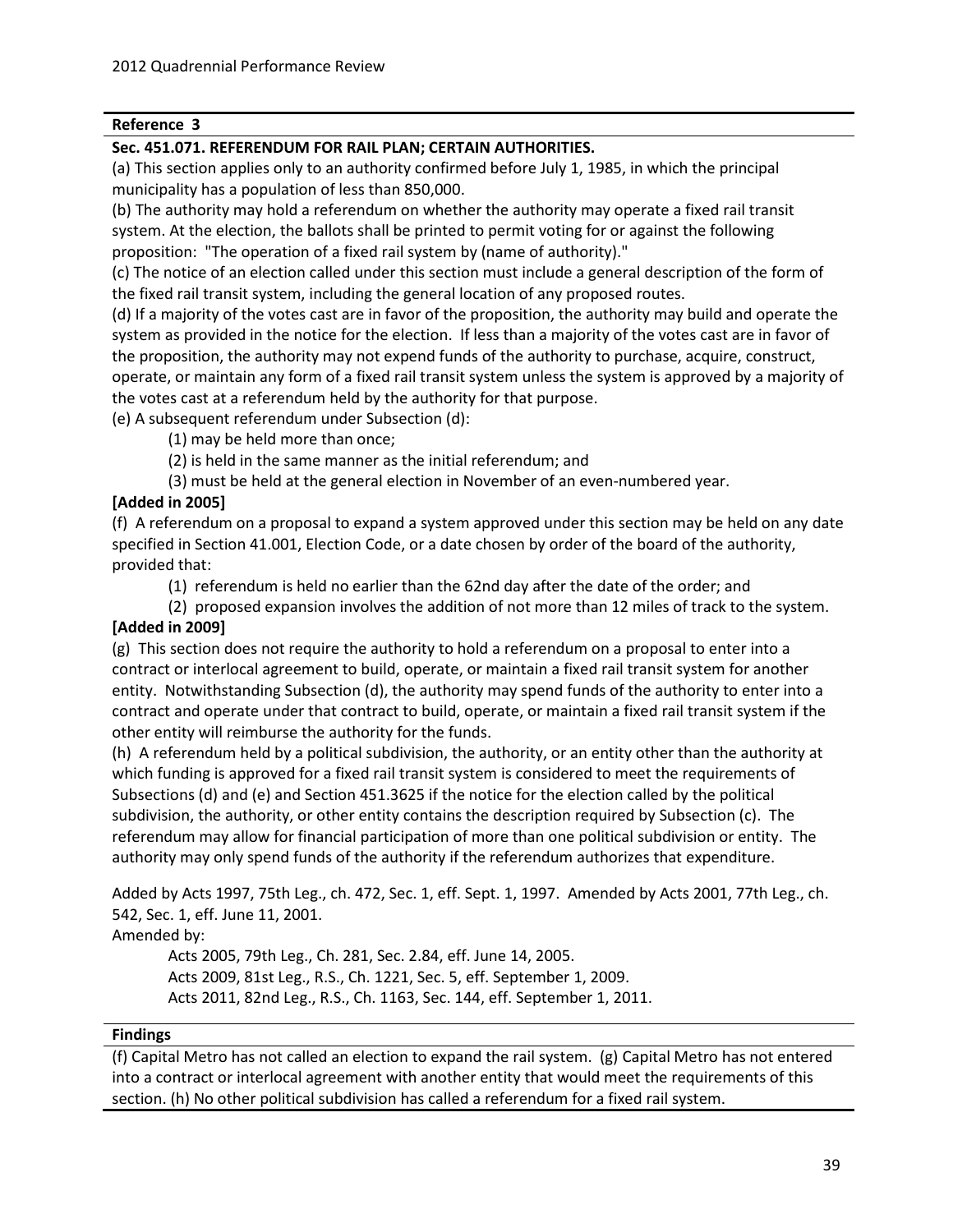**Reference 3**

**Sec. 451.071. REFERENDUM FOR RAIL PLAN; CERTAIN AUTHORITIES.**

(a) This section applies only to an authority confirmed before July 1, 1985, in which the principal municipality has a population of less than 850,000.

(b) The authority may hold a referendum on whether the authority may operate a fixed rail transit system. At the election, the ballots shall be printed to permit voting for or against the following proposition: "The operation of a fixed rail system by (name of authority)."

(c) The notice of an election called under this section must include a general description of the form of the fixed rail transit system, including the general location of any proposed routes.

(d) If a majority of the votes cast are in favor of the proposition, the authority may build and operate the system as provided in the notice for the election. If less than a majority of the votes cast are in favor of the proposition, the authority may not expend funds of the authority to purchase, acquire, construct, operate, or maintain any form of a fixed rail transit system unless the system is approved by a majority of the votes cast at a referendum held by the authority for that purpose.

(e) A subsequent referendum under Subsection (d):

(1) may be held more than once;

(2) is held in the same manner as the initial referendum; and

(3) must be held at the general election in November of an even-numbered year.

**[Added in 2005]**

(f) A referendum on a proposal to expand a system approved under this section may be held on any date specified in Section 41.001, Election Code, or a date chosen by order of the board of the authority, provided that:

(1) referendum is held no earlier than the 62nd day after the date of the order; and

(2) proposed expansion involves the addition of not more than 12 miles of track to the system.

**[Added in 2009]**

(g) This section does not require the authority to hold a referendum on a proposal to enter into a contract or interlocal agreement to build, operate, or maintain a fixed rail transit system for another entity. Notwithstanding Subsection (d), the authority may spend funds of the authority to enter into a contract and operate under that contract to build, operate, or maintain a fixed rail transit system if the other entity will reimburse the authority for the funds.

(h) A referendum held by a political subdivision, the authority, or an entity other than the authority at which funding is approved for a fixed rail transit system is considered to meet the requirements of Subsections (d) and (e) and Section 451.3625 if the notice for the election called by the political subdivision, the authority, or other entity contains the description required by Subsection (c). The referendum may allow for financial participation of more than one political subdivision or entity. The authority may only spend funds of the authority if the referendum authorizes that expenditure.

Added by Acts 1997, 75th Leg., ch. 472, Sec. 1, eff. Sept. 1, 1997. Amended by Acts 2001, 77th Leg., ch. 542, Sec. 1, eff. June 11, 2001.

Amended by:

Acts 2005, 79th Leg., Ch. 281, Sec. 2.84, eff. June 14, 2005.

Acts 2009, 81st Leg., R.S., Ch. 1221, Sec. 5, eff. September 1, 2009.

Acts 2011, 82nd Leg., R.S., Ch. 1163, Sec. 144, eff. September 1, 2011.

**Findings**

(f) Capital Metro has not called an election to expand the rail system. (g) Capital Metro has not entered into a contract or interlocal agreement with another entity that would meet the requirements of this section. (h) No other political subdivision has called a referendum for a fixed rail system.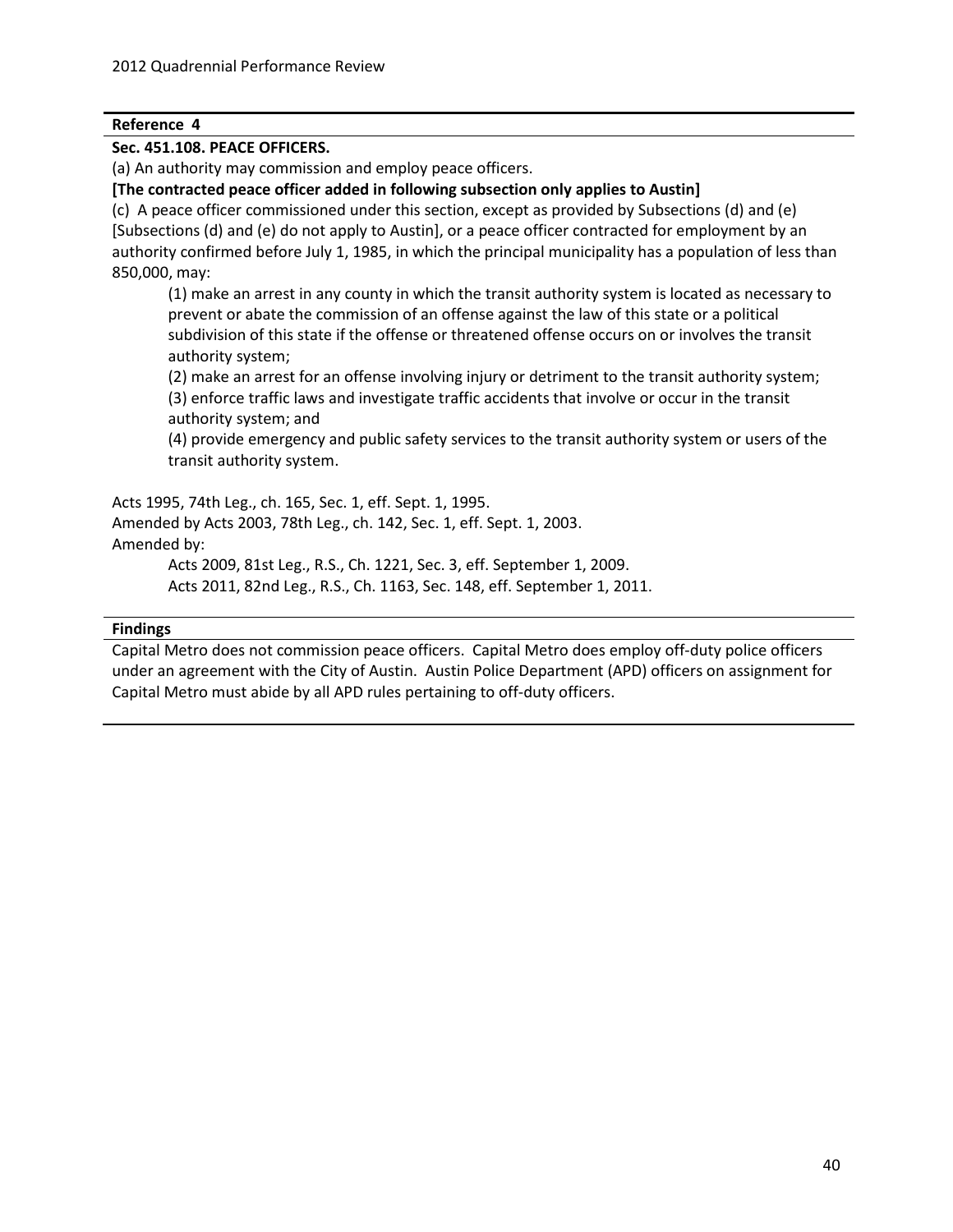**Reference 4**

**Sec. 451.108. PEACE OFFICERS.**

(a) An authority may commission and employ peace officers.

**[The contracted peace officer added in following subsection only applies to Austin]**

(c) A peace officer commissioned under this section, except as provided by Subsections (d) and (e) [Subsections (d) and (e) do not apply to Austin], or a peace officer contracted for employment by an authority confirmed before July 1, 1985, in which the principal municipality has a population of less than 850,000, may:

(1) make an arrest in any county in which the transit authority system is located as necessary to prevent or abate the commission of an offense against the law of this state or a political subdivision of this state if the offense or threatened offense occurs on or involves the transit authority system;

(2) make an arrest for an offense involving injury or detriment to the transit authority system;

(3) enforce traffic laws and investigate traffic accidents that involve or occur in the transit authority system; and

(4) provide emergency and public safety services to the transit authority system or users of the transit authority system.

Acts 1995, 74th Leg., ch. 165, Sec. 1, eff. Sept. 1, 1995.
Amended by Acts 2003, 78th Leg., ch. 142, Sec. 1, eff. Sept. 1, 2003.
Amended by:

Acts 2009, 81st Leg., R.S., Ch. 1221, Sec. 3, eff. September 1, 2009.
Acts 2011, 82nd Leg., R.S., Ch. 1163, Sec. 148, eff. September 1, 2011.

**Findings**

Capital Metro does not commission peace officers. Capital Metro does employ off-duty police officers under an agreement with the City of Austin. Austin Police Department (APD) officers on assignment for Capital Metro must abide by all APD rules pertaining to off-duty officers.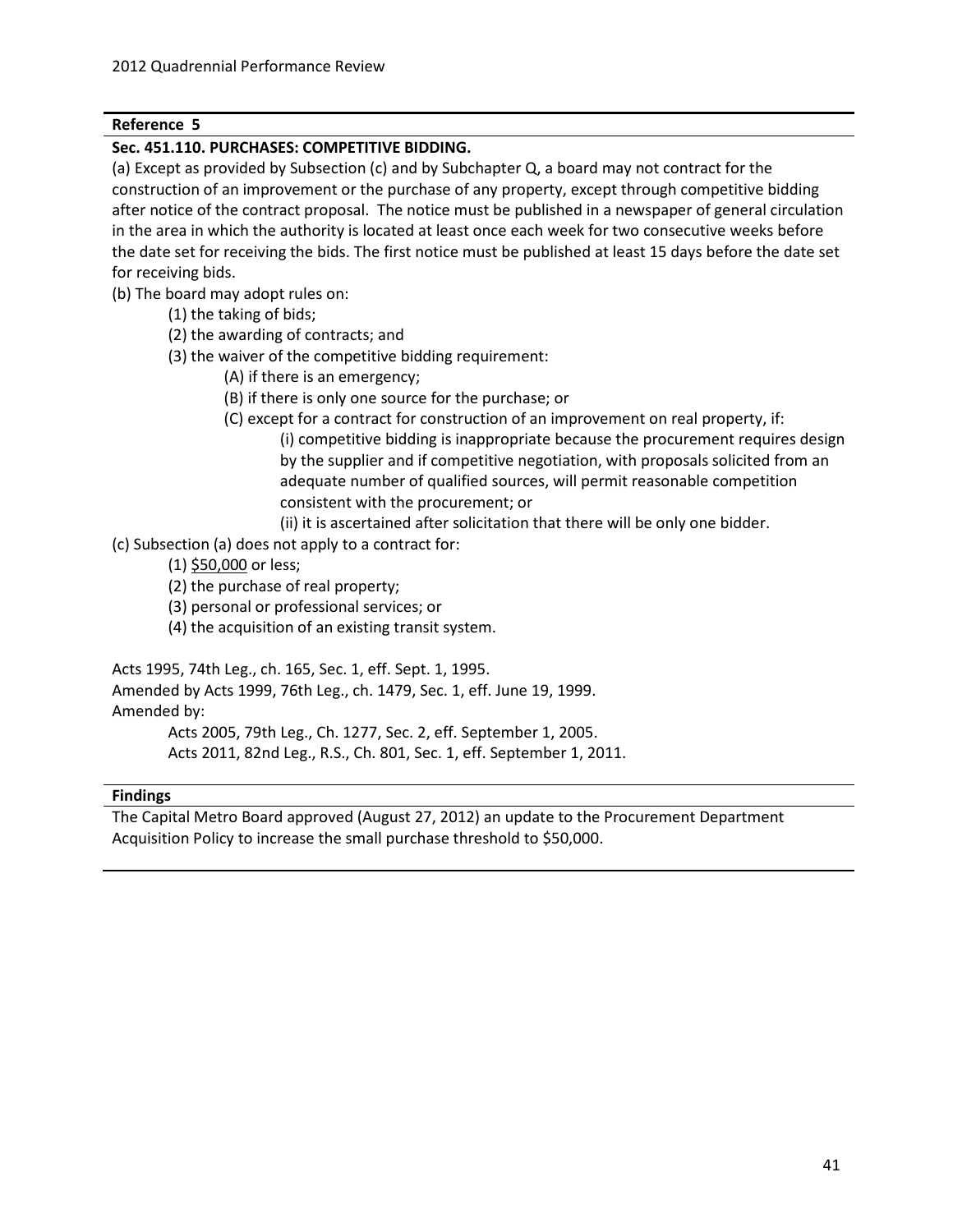**Reference 5**

**Sec. 451.110. PURCHASES: COMPETITIVE BIDDING.**

(a) Except as provided by Subsection (c) and by Subchapter Q, a board may not contract for the construction of an improvement or the purchase of any property, except through competitive bidding after notice of the contract proposal. The notice must be published in a newspaper of general circulation in the area in which the authority is located at least once each week for two consecutive weeks before the date set for receiving the bids. The first notice must be published at least 15 days before the date set for receiving bids.

(b) The board may adopt rules on:

- (1) the taking of bids;
- (2) the awarding of contracts; and
- (3) the waiver of the competitive bidding requirement:
  - (A) if there is an emergency;
  - (B) if there is only one source for the purchase; or
  - (C) except for a contract for construction of an improvement on real property, if:
    - (i) competitive bidding is inappropriate because the procurement requires design by the supplier and if competitive negotiation, with proposals solicited from an adequate number of qualified sources, will permit reasonable competition consistent with the procurement; or
    - (ii) it is ascertained after solicitation that there will be only one bidder.

(c) Subsection (a) does not apply to a contract for:

- (1) <u>$50,000</u> or less;
- (2) the purchase of real property;
- (3) personal or professional services; or
- (4) the acquisition of an existing transit system.

Acts 1995, 74th Leg., ch. 165, Sec. 1, eff. Sept. 1, 1995.
Amended by Acts 1999, 76th Leg., ch. 1479, Sec. 1, eff. June 19, 1999.
Amended by:

Acts 2005, 79th Leg., Ch. 1277, Sec. 2, eff. September 1, 2005.
Acts 2011, 82nd Leg., R.S., Ch. 801, Sec. 1, eff. September 1, 2011.

**Findings**

The Capital Metro Board approved (August 27, 2012) an update to the Procurement Department Acquisition Policy to increase the small purchase threshold to $50,000.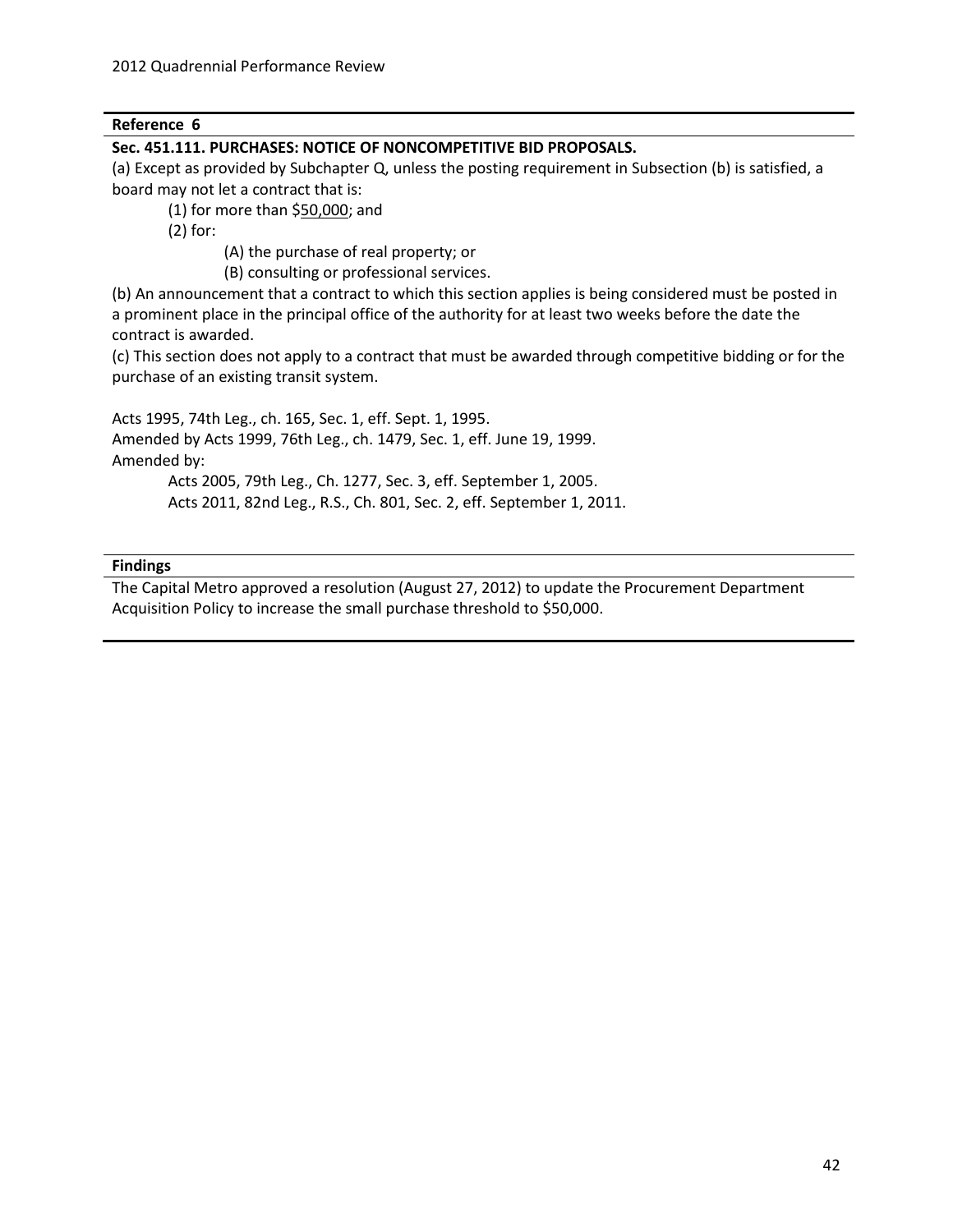**Reference 6**

**Sec. 451.111. PURCHASES: NOTICE OF NONCOMPETITIVE BID PROPOSALS.**

(a) Except as provided by Subchapter Q, unless the posting requirement in Subsection (b) is satisfied, a board may not let a contract that is:

(1) for more than $50,000; and

(2) for:

(A) the purchase of real property; or

(B) consulting or professional services.

(b) An announcement that a contract to which this section applies is being considered must be posted in a prominent place in the principal office of the authority for at least two weeks before the date the contract is awarded.

(c) This section does not apply to a contract that must be awarded through competitive bidding or for the purchase of an existing transit system.

Acts 1995, 74th Leg., ch. 165, Sec. 1, eff. Sept. 1, 1995.
Amended by Acts 1999, 76th Leg., ch. 1479, Sec. 1, eff. June 19, 1999.
Amended by:

Acts 2005, 79th Leg., Ch. 1277, Sec. 3, eff. September 1, 2005.
Acts 2011, 82nd Leg., R.S., Ch. 801, Sec. 2, eff. September 1, 2011.

**Findings**

The Capital Metro approved a resolution (August 27, 2012) to update the Procurement Department Acquisition Policy to increase the small purchase threshold to $50,000.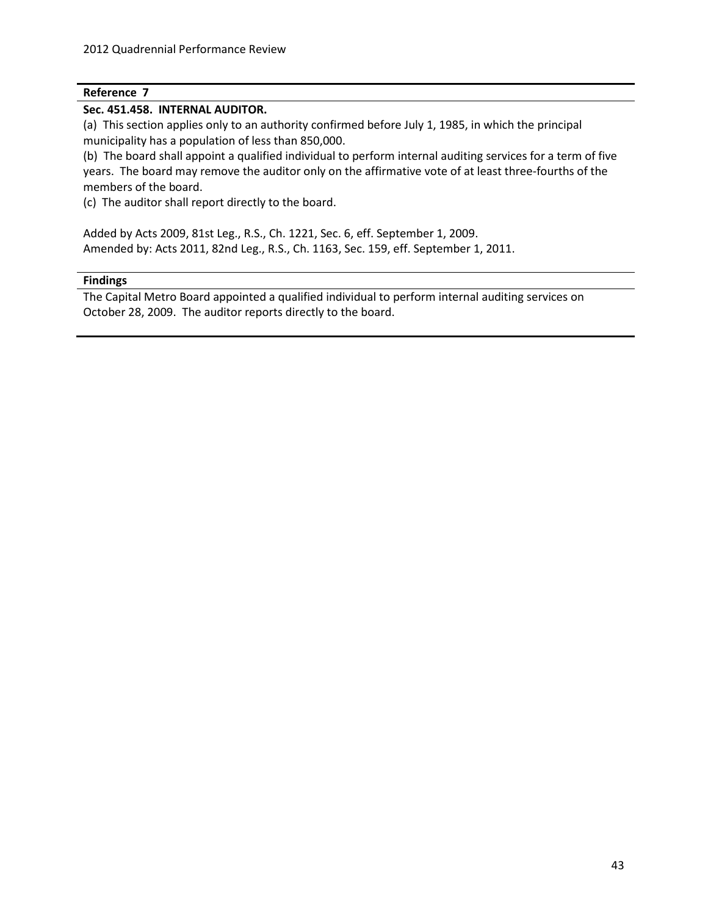**Reference 7**

**Sec. 451.458. INTERNAL AUDITOR.**

(a) This section applies only to an authority confirmed before July 1, 1985, in which the principal municipality has a population of less than 850,000.

(b) The board shall appoint a qualified individual to perform internal auditing services for a term of five years. The board may remove the auditor only on the affirmative vote of at least three-fourths of the members of the board.

(c) The auditor shall report directly to the board.

Added by Acts 2009, 81st Leg., R.S., Ch. 1221, Sec. 6, eff. September 1, 2009.
Amended by: Acts 2011, 82nd Leg., R.S., Ch. 1163, Sec. 159, eff. September 1, 2011.

**Findings**

The Capital Metro Board appointed a qualified individual to perform internal auditing services on October 28, 2009. The auditor reports directly to the board.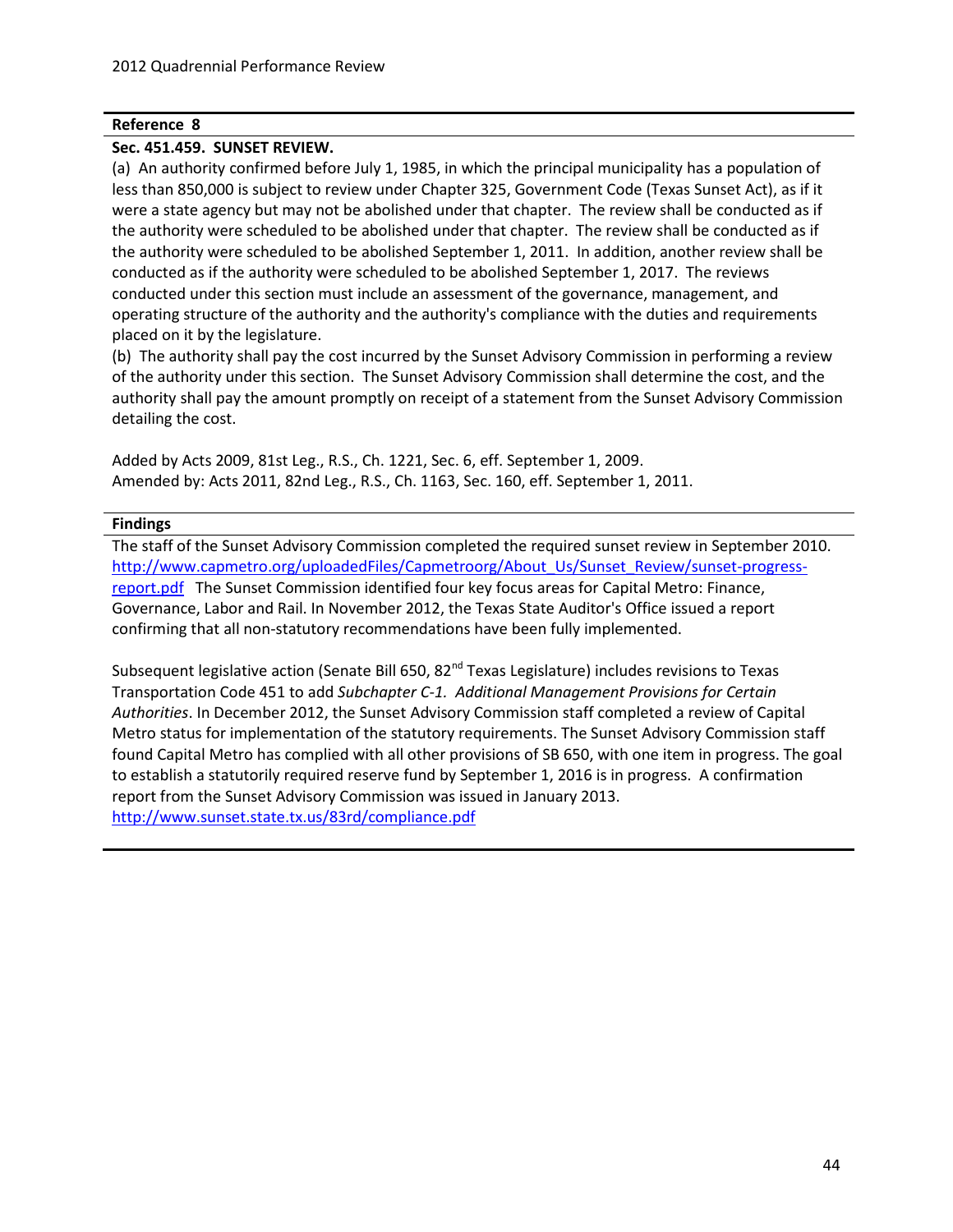**Reference 8**

**Sec. 451.459. SUNSET REVIEW.**

(a) An authority confirmed before July 1, 1985, in which the principal municipality has a population of less than 850,000 is subject to review under Chapter 325, Government Code (Texas Sunset Act), as if it were a state agency but may not be abolished under that chapter. The review shall be conducted as if the authority were scheduled to be abolished under that chapter. The review shall be conducted as if the authority were scheduled to be abolished September 1, 2011. In addition, another review shall be conducted as if the authority were scheduled to be abolished September 1, 2017. The reviews conducted under this section must include an assessment of the governance, management, and operating structure of the authority and the authority's compliance with the duties and requirements placed on it by the legislature.

(b) The authority shall pay the cost incurred by the Sunset Advisory Commission in performing a review of the authority under this section. The Sunset Advisory Commission shall determine the cost, and the authority shall pay the amount promptly on receipt of a statement from the Sunset Advisory Commission detailing the cost.

Added by Acts 2009, 81st Leg., R.S., Ch. 1221, Sec. 6, eff. September 1, 2009.
Amended by: Acts 2011, 82nd Leg., R.S., Ch. 1163, Sec. 160, eff. September 1, 2011.

**Findings**

The staff of the Sunset Advisory Commission completed the required sunset review in September 2010. http://www.capmetro.org/uploadedFiles/Capmetroorg/About_Us/Sunset_Review/sunset-progress-report.pdf The Sunset Commission identified four key focus areas for Capital Metro: Finance, Governance, Labor and Rail. In November 2012, the Texas State Auditor's Office issued a report confirming that all non-statutory recommendations have been fully implemented.

Subsequent legislative action (Senate Bill 650, 82nd Texas Legislature) includes revisions to Texas Transportation Code 451 to add *Subchapter C-1. Additional Management Provisions for Certain Authorities*. In December 2012, the Sunset Advisory Commission staff completed a review of Capital Metro status for implementation of the statutory requirements. The Sunset Advisory Commission staff found Capital Metro has complied with all other provisions of SB 650, with one item in progress. The goal to establish a statutorily required reserve fund by September 1, 2016 is in progress. A confirmation report from the Sunset Advisory Commission was issued in January 2013.
http://www.sunset.state.tx.us/83rd/compliance.pdf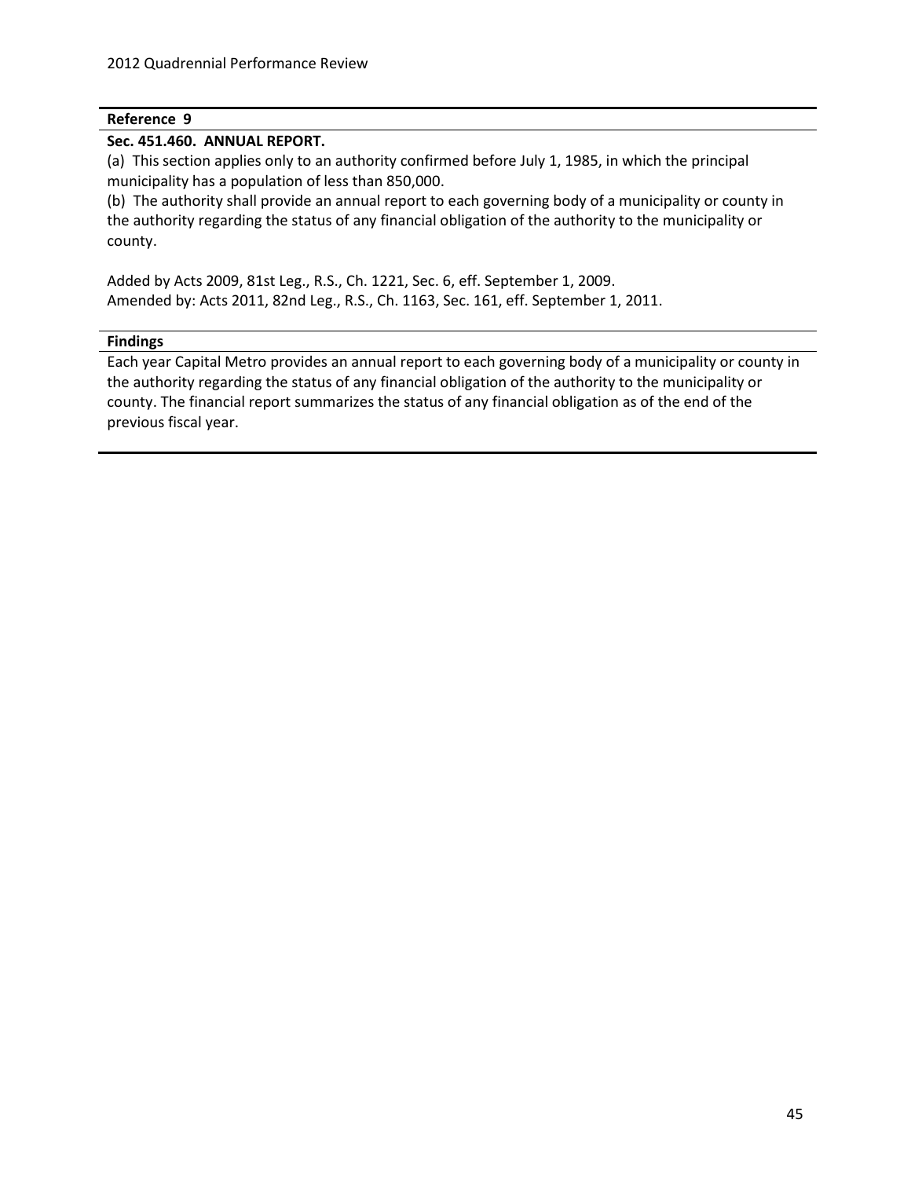**Reference 9**

**Sec. 451.460. ANNUAL REPORT.**

(a) This section applies only to an authority confirmed before July 1, 1985, in which the principal municipality has a population of less than 850,000.

(b) The authority shall provide an annual report to each governing body of a municipality or county in the authority regarding the status of any financial obligation of the authority to the municipality or county.

Added by Acts 2009, 81st Leg., R.S., Ch. 1221, Sec. 6, eff. September 1, 2009.
Amended by: Acts 2011, 82nd Leg., R.S., Ch. 1163, Sec. 161, eff. September 1, 2011.

**Findings**

Each year Capital Metro provides an annual report to each governing body of a municipality or county in the authority regarding the status of any financial obligation of the authority to the municipality or county. The financial report summarizes the status of any financial obligation as of the end of the previous fiscal year.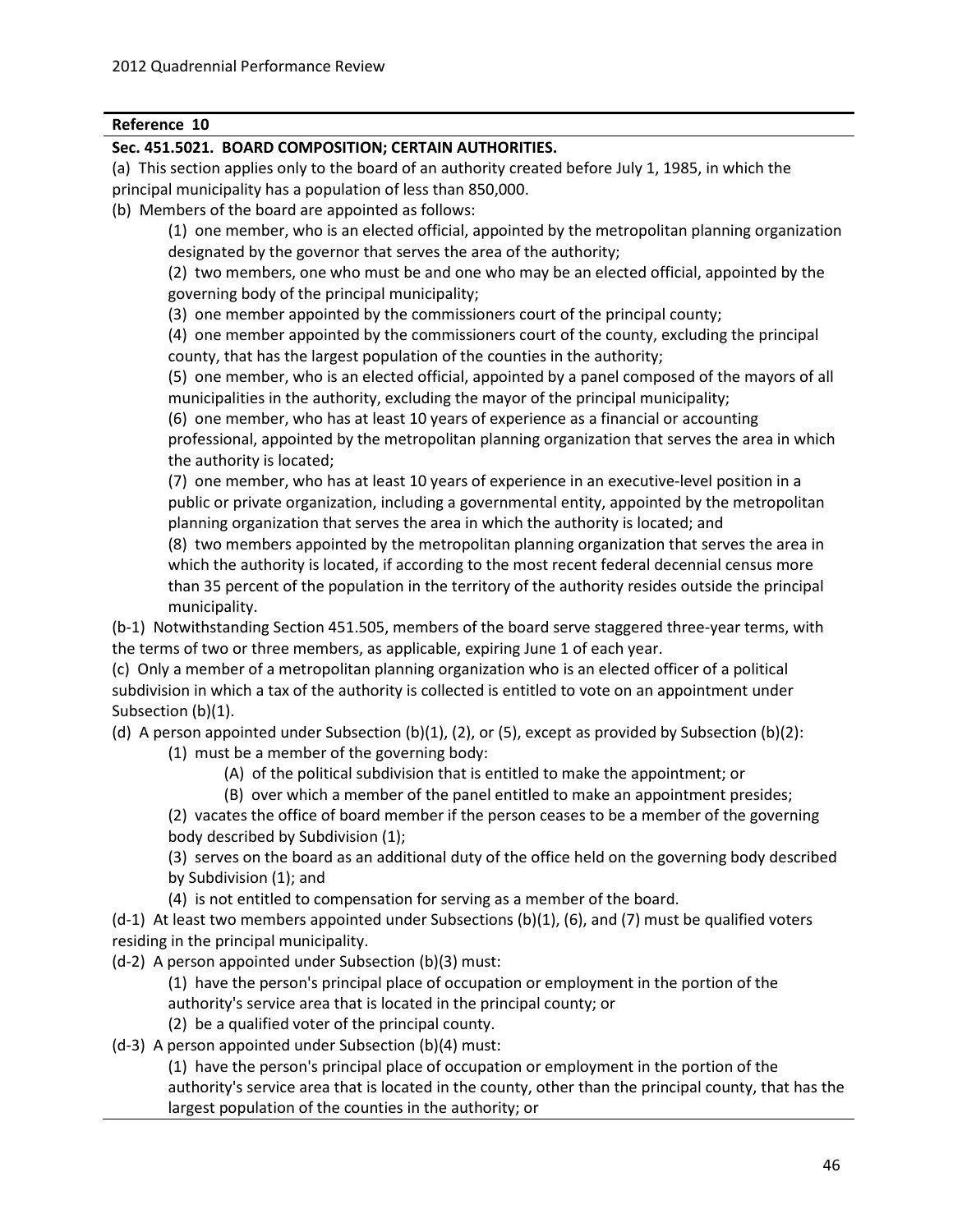**Reference 10**

**Sec. 451.5021. BOARD COMPOSITION; CERTAIN AUTHORITIES.**

(a) This section applies only to the board of an authority created before July 1, 1985, in which the principal municipality has a population of less than 850,000.

(b) Members of the board are appointed as follows:

(1) one member, who is an elected official, appointed by the metropolitan planning organization designated by the governor that serves the area of the authority;

(2) two members, one who must be and one who may be an elected official, appointed by the governing body of the principal municipality;

(3) one member appointed by the commissioners court of the principal county;

(4) one member appointed by the commissioners court of the county, excluding the principal county, that has the largest population of the counties in the authority;

(5) one member, who is an elected official, appointed by a panel composed of the mayors of all municipalities in the authority, excluding the mayor of the principal municipality;

(6) one member, who has at least 10 years of experience as a financial or accounting professional, appointed by the metropolitan planning organization that serves the area in which the authority is located;

(7) one member, who has at least 10 years of experience in an executive-level position in a public or private organization, including a governmental entity, appointed by the metropolitan planning organization that serves the area in which the authority is located; and

(8) two members appointed by the metropolitan planning organization that serves the area in which the authority is located, if according to the most recent federal decennial census more than 35 percent of the population in the territory of the authority resides outside the principal municipality.

(b-1) Notwithstanding Section 451.505, members of the board serve staggered three-year terms, with the terms of two or three members, as applicable, expiring June 1 of each year.

(c) Only a member of a metropolitan planning organization who is an elected officer of a political subdivision in which a tax of the authority is collected is entitled to vote on an appointment under Subsection (b)(1).

(d) A person appointed under Subsection (b)(1), (2), or (5), except as provided by Subsection (b)(2):

(1) must be a member of the governing body:

(A) of the political subdivision that is entitled to make the appointment; or

(B) over which a member of the panel entitled to make an appointment presides;

(2) vacates the office of board member if the person ceases to be a member of the governing body described by Subdivision (1);

(3) serves on the board as an additional duty of the office held on the governing body described by Subdivision (1); and

(4) is not entitled to compensation for serving as a member of the board.

(d-1) At least two members appointed under Subsections (b)(1), (6), and (7) must be qualified voters residing in the principal municipality.

(d-2) A person appointed under Subsection (b)(3) must:

(1) have the person's principal place of occupation or employment in the portion of the authority's service area that is located in the principal county; or

(2) be a qualified voter of the principal county.

(d-3) A person appointed under Subsection (b)(4) must:

(1) have the person's principal place of occupation or employment in the portion of the authority's service area that is located in the county, other than the principal county, that has the largest population of the counties in the authority; or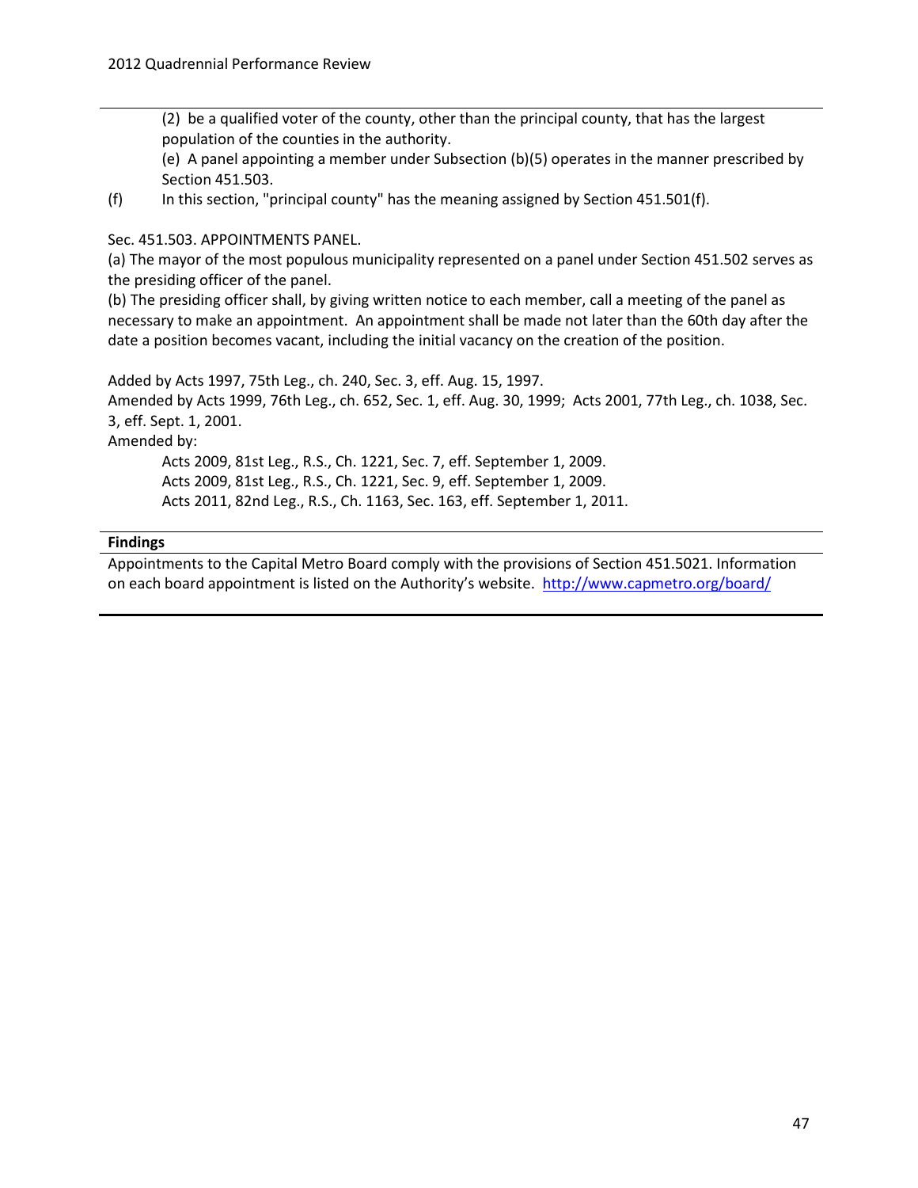(2) be a qualified voter of the county, other than the principal county, that has the largest population of the counties in the authority.

(e) A panel appointing a member under Subsection (b)(5) operates in the manner prescribed by Section 451.503.

(f) In this section, "principal county" has the meaning assigned by Section 451.501(f).

Sec. 451.503. APPOINTMENTS PANEL.

(a) The mayor of the most populous municipality represented on a panel under Section 451.502 serves as the presiding officer of the panel.

(b) The presiding officer shall, by giving written notice to each member, call a meeting of the panel as necessary to make an appointment. An appointment shall be made not later than the 60th day after the date a position becomes vacant, including the initial vacancy on the creation of the position.

Added by Acts 1997, 75th Leg., ch. 240, Sec. 3, eff. Aug. 15, 1997.
Amended by Acts 1999, 76th Leg., ch. 652, Sec. 1, eff. Aug. 30, 1999; Acts 2001, 77th Leg., ch. 1038, Sec. 3, eff. Sept. 1, 2001.
Amended by:

Acts 2009, 81st Leg., R.S., Ch. 1221, Sec. 7, eff. September 1, 2009.
Acts 2009, 81st Leg., R.S., Ch. 1221, Sec. 9, eff. September 1, 2009.
Acts 2011, 82nd Leg., R.S., Ch. 1163, Sec. 163, eff. September 1, 2011.

**Findings**

Appointments to the Capital Metro Board comply with the provisions of Section 451.5021. Information on each board appointment is listed on the Authority's website. http://www.capmetro.org/board/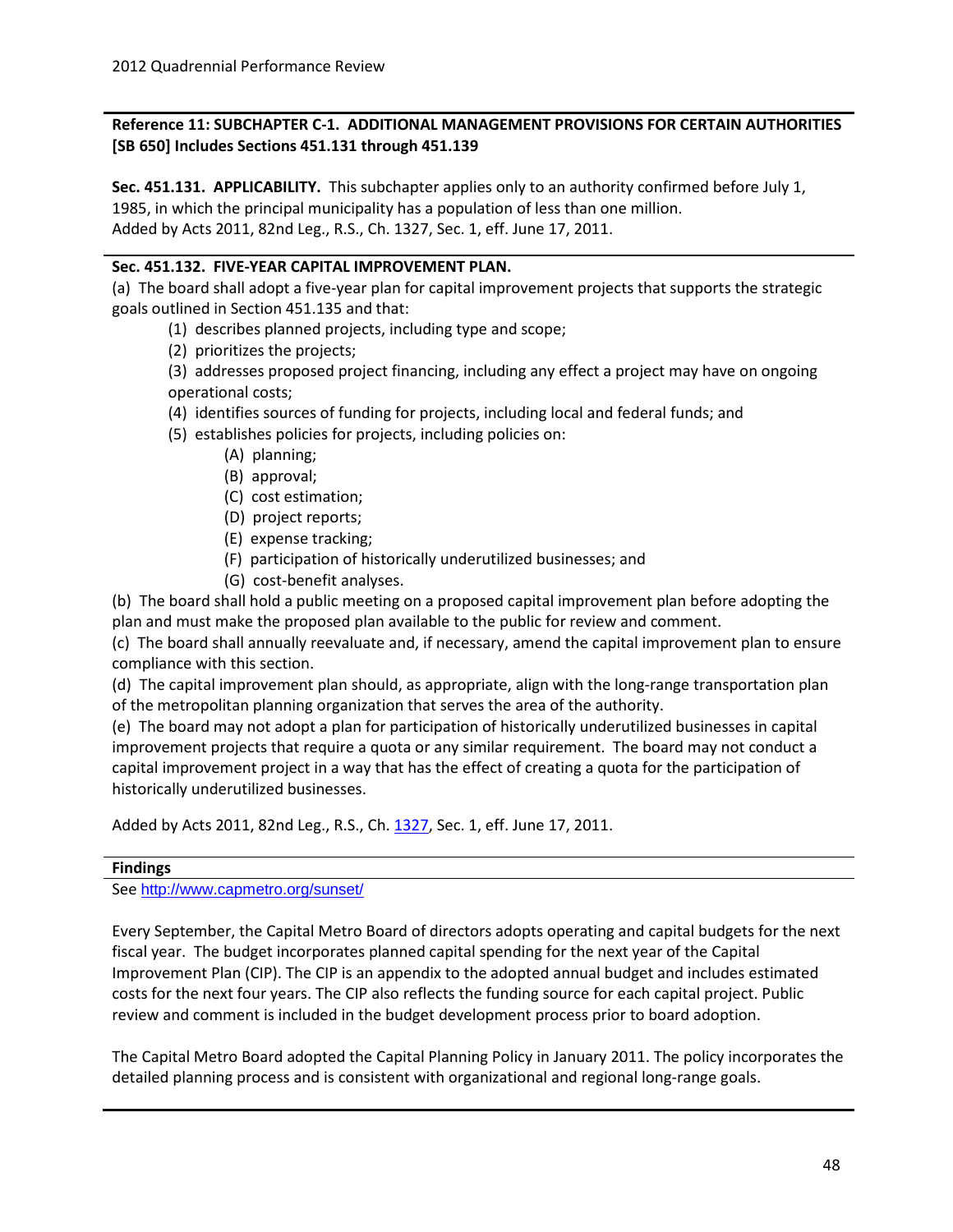**Reference 11: SUBCHAPTER C-1. ADDITIONAL MANAGEMENT PROVISIONS FOR CERTAIN AUTHORITIES [SB 650] Includes Sections 451.131 through 451.139**

**Sec. 451.131. APPLICABILITY.** This subchapter applies only to an authority confirmed before July 1, 1985, in which the principal municipality has a population of less than one million.
Added by Acts 2011, 82nd Leg., R.S., Ch. 1327, Sec. 1, eff. June 17, 2011.

**Sec. 451.132. FIVE-YEAR CAPITAL IMPROVEMENT PLAN.**

(a) The board shall adopt a five-year plan for capital improvement projects that supports the strategic goals outlined in Section 451.135 and that:

- (1) describes planned projects, including type and scope;
- (2) prioritizes the projects;
- (3) addresses proposed project financing, including any effect a project may have on ongoing operational costs;
- (4) identifies sources of funding for projects, including local and federal funds; and
- (5) establishes policies for projects, including policies on:
  - (A) planning;
  - (B) approval;
  - (C) cost estimation;
  - (D) project reports;
  - (E) expense tracking;
  - (F) participation of historically underutilized businesses; and
  - (G) cost-benefit analyses.

(b) The board shall hold a public meeting on a proposed capital improvement plan before adopting the plan and must make the proposed plan available to the public for review and comment.

(c) The board shall annually reevaluate and, if necessary, amend the capital improvement plan to ensure compliance with this section.

(d) The capital improvement plan should, as appropriate, align with the long-range transportation plan of the metropolitan planning organization that serves the area of the authority.

(e) The board may not adopt a plan for participation of historically underutilized businesses in capital improvement projects that require a quota or any similar requirement. The board may not conduct a capital improvement project in a way that has the effect of creating a quota for the participation of historically underutilized businesses.

Added by Acts 2011, 82nd Leg., R.S., Ch. 1327, Sec. 1, eff. June 17, 2011.

**Findings**

See http://www.capmetro.org/sunset/

Every September, the Capital Metro Board of directors adopts operating and capital budgets for the next fiscal year. The budget incorporates planned capital spending for the next year of the Capital Improvement Plan (CIP). The CIP is an appendix to the adopted annual budget and includes estimated costs for the next four years. The CIP also reflects the funding source for each capital project. Public review and comment is included in the budget development process prior to board adoption.

The Capital Metro Board adopted the Capital Planning Policy in January 2011. The policy incorporates the detailed planning process and is consistent with organizational and regional long-range goals.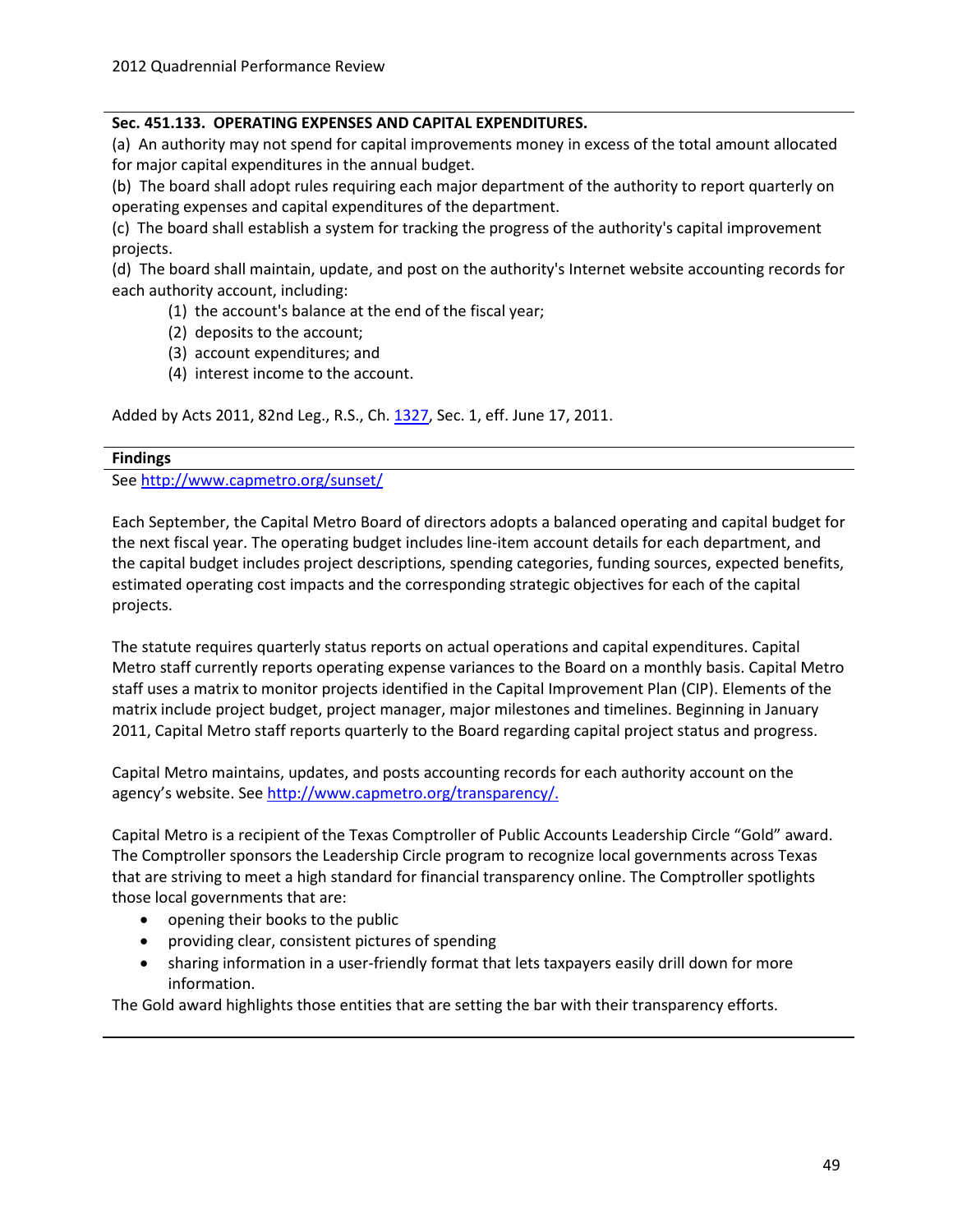**Sec. 451.133. OPERATING EXPENSES AND CAPITAL EXPENDITURES.**

(a) An authority may not spend for capital improvements money in excess of the total amount allocated for major capital expenditures in the annual budget.

(b) The board shall adopt rules requiring each major department of the authority to report quarterly on operating expenses and capital expenditures of the department.

(c) The board shall establish a system for tracking the progress of the authority's capital improvement projects.

(d) The board shall maintain, update, and post on the authority's Internet website accounting records for each authority account, including:

(1) the account's balance at the end of the fiscal year;

(2) deposits to the account;

(3) account expenditures; and

(4) interest income to the account.

Added by Acts 2011, 82nd Leg., R.S., Ch. 1327, Sec. 1, eff. June 17, 2011.

**Findings**

See http://www.capmetro.org/sunset/

Each September, the Capital Metro Board of directors adopts a balanced operating and capital budget for the next fiscal year. The operating budget includes line-item account details for each department, and the capital budget includes project descriptions, spending categories, funding sources, expected benefits, estimated operating cost impacts and the corresponding strategic objectives for each of the capital projects.

The statute requires quarterly status reports on actual operations and capital expenditures. Capital Metro staff currently reports operating expense variances to the Board on a monthly basis. Capital Metro staff uses a matrix to monitor projects identified in the Capital Improvement Plan (CIP). Elements of the matrix include project budget, project manager, major milestones and timelines. Beginning in January 2011, Capital Metro staff reports quarterly to the Board regarding capital project status and progress.

Capital Metro maintains, updates, and posts accounting records for each authority account on the agency's website. See http://www.capmetro.org/transparency/.

Capital Metro is a recipient of the Texas Comptroller of Public Accounts Leadership Circle "Gold" award. The Comptroller sponsors the Leadership Circle program to recognize local governments across Texas that are striving to meet a high standard for financial transparency online. The Comptroller spotlights those local governments that are:

- opening their books to the public
- providing clear, consistent pictures of spending
- sharing information in a user-friendly format that lets taxpayers easily drill down for more information.

The Gold award highlights those entities that are setting the bar with their transparency efforts.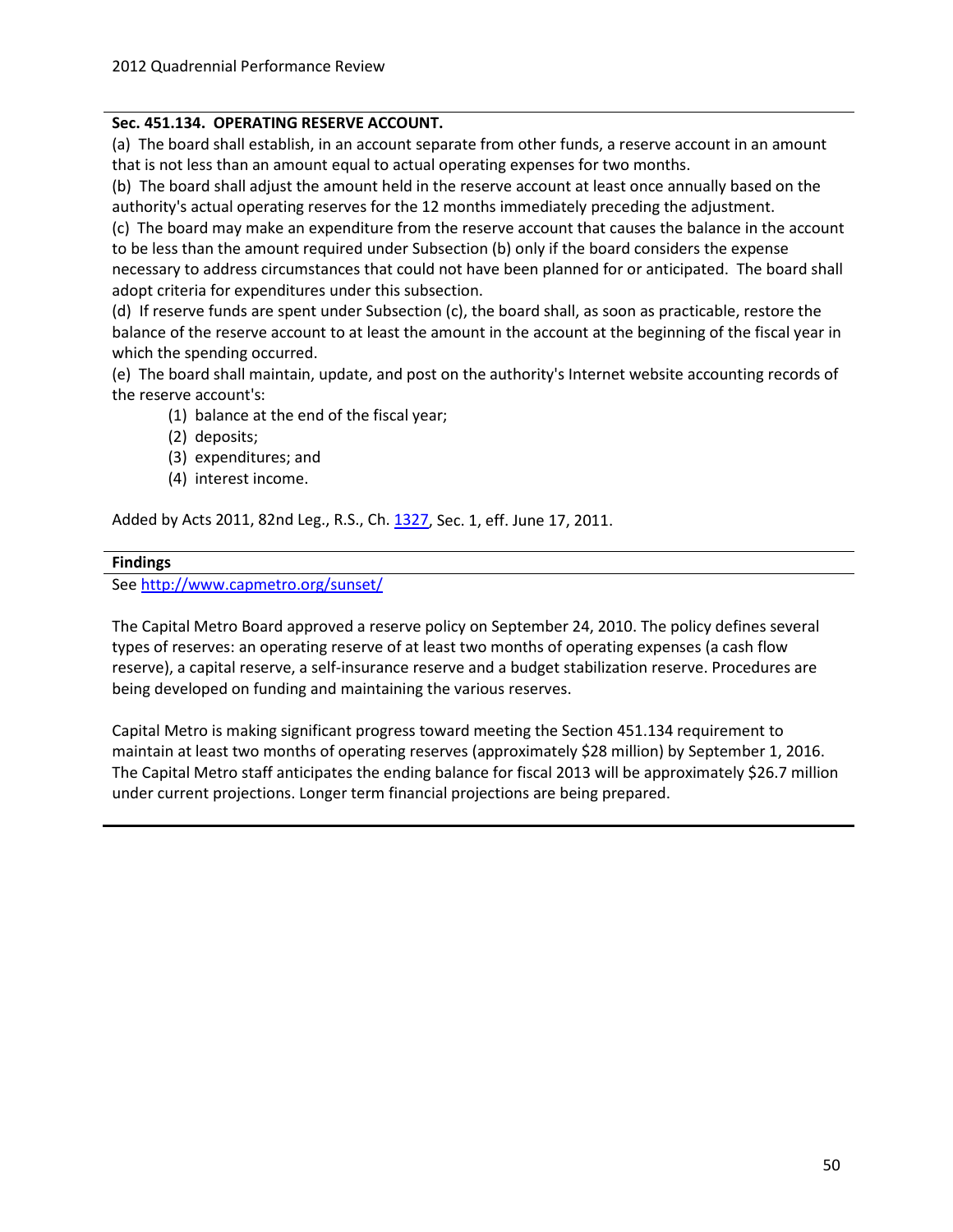### Sec. 451.134. OPERATING RESERVE ACCOUNT.

(a) The board shall establish, in an account separate from other funds, a reserve account in an amount that is not less than an amount equal to actual operating expenses for two months.

(b) The board shall adjust the amount held in the reserve account at least once annually based on the authority's actual operating reserves for the 12 months immediately preceding the adjustment.

(c) The board may make an expenditure from the reserve account that causes the balance in the account to be less than the amount required under Subsection (b) only if the board considers the expense necessary to address circumstances that could not have been planned for or anticipated. The board shall adopt criteria for expenditures under this subsection.

(d) If reserve funds are spent under Subsection (c), the board shall, as soon as practicable, restore the balance of the reserve account to at least the amount in the account at the beginning of the fiscal year in which the spending occurred.

(e) The board shall maintain, update, and post on the authority's Internet website accounting records of the reserve account's:

(1) balance at the end of the fiscal year;
(2) deposits;
(3) expenditures; and
(4) interest income.

Added by Acts 2011, 82nd Leg., R.S., Ch. 1327, Sec. 1, eff. June 17, 2011.

### Findings

See http://www.capmetro.org/sunset/

The Capital Metro Board approved a reserve policy on September 24, 2010. The policy defines several types of reserves: an operating reserve of at least two months of operating expenses (a cash flow reserve), a capital reserve, a self-insurance reserve and a budget stabilization reserve. Procedures are being developed on funding and maintaining the various reserves.

Capital Metro is making significant progress toward meeting the Section 451.134 requirement to maintain at least two months of operating reserves (approximately $28 million) by September 1, 2016. The Capital Metro staff anticipates the ending balance for fiscal 2013 will be approximately $26.7 million under current projections. Longer term financial projections are being prepared.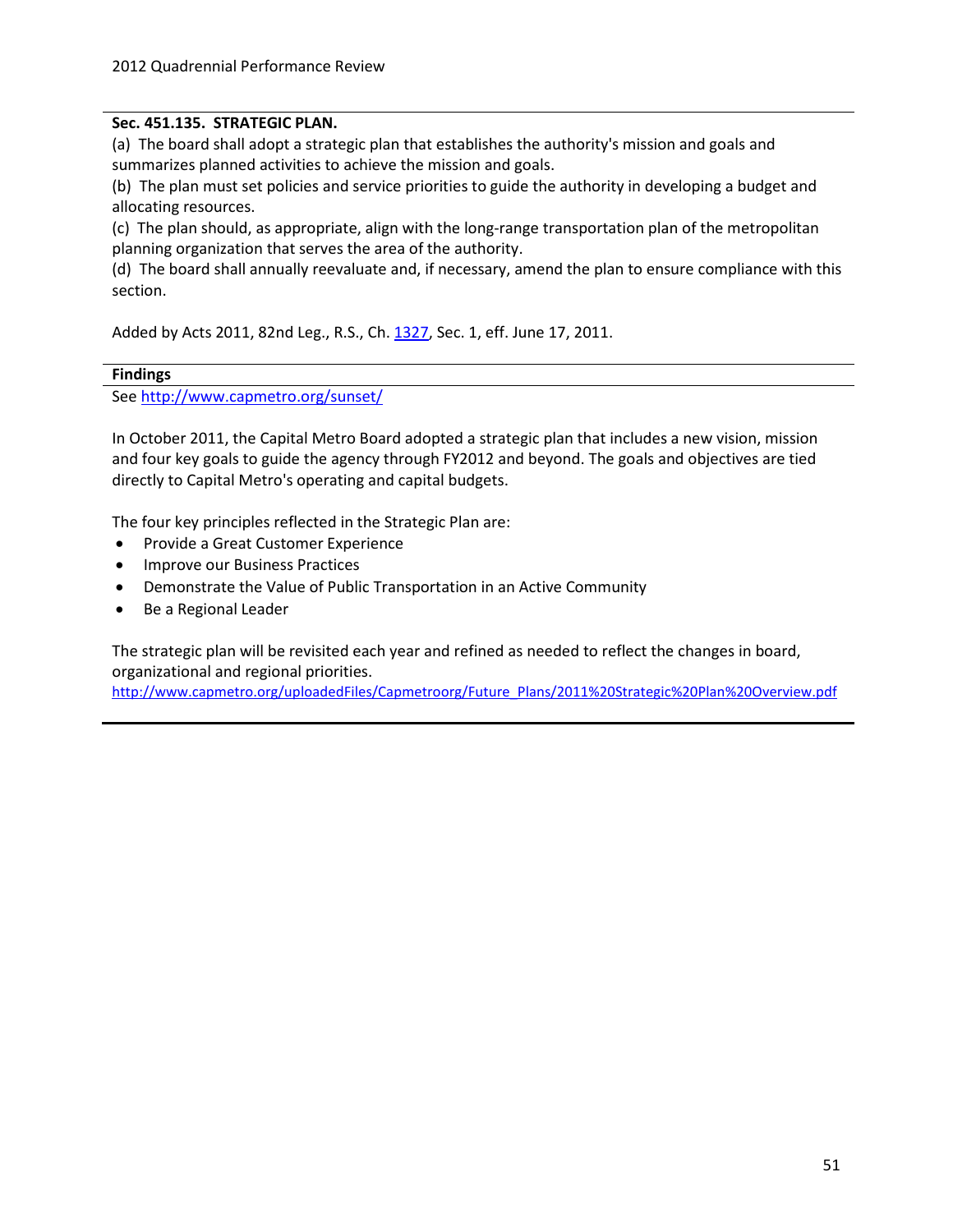**Sec. 451.135. STRATEGIC PLAN.**

(a) The board shall adopt a strategic plan that establishes the authority's mission and goals and summarizes planned activities to achieve the mission and goals.

(b) The plan must set policies and service priorities to guide the authority in developing a budget and allocating resources.

(c) The plan should, as appropriate, align with the long-range transportation plan of the metropolitan planning organization that serves the area of the authority.

(d) The board shall annually reevaluate and, if necessary, amend the plan to ensure compliance with this section.

Added by Acts 2011, 82nd Leg., R.S., Ch. 1327, Sec. 1, eff. June 17, 2011.

**Findings**

See http://www.capmetro.org/sunset/

In October 2011, the Capital Metro Board adopted a strategic plan that includes a new vision, mission and four key goals to guide the agency through FY2012 and beyond. The goals and objectives are tied directly to Capital Metro's operating and capital budgets.

The four key principles reflected in the Strategic Plan are:

- Provide a Great Customer Experience
- Improve our Business Practices
- Demonstrate the Value of Public Transportation in an Active Community
- Be a Regional Leader

The strategic plan will be revisited each year and refined as needed to reflect the changes in board, organizational and regional priorities.
http://www.capmetro.org/uploadedFiles/Capmetroorg/Future_Plans/2011%20Strategic%20Plan%20Overview.pdf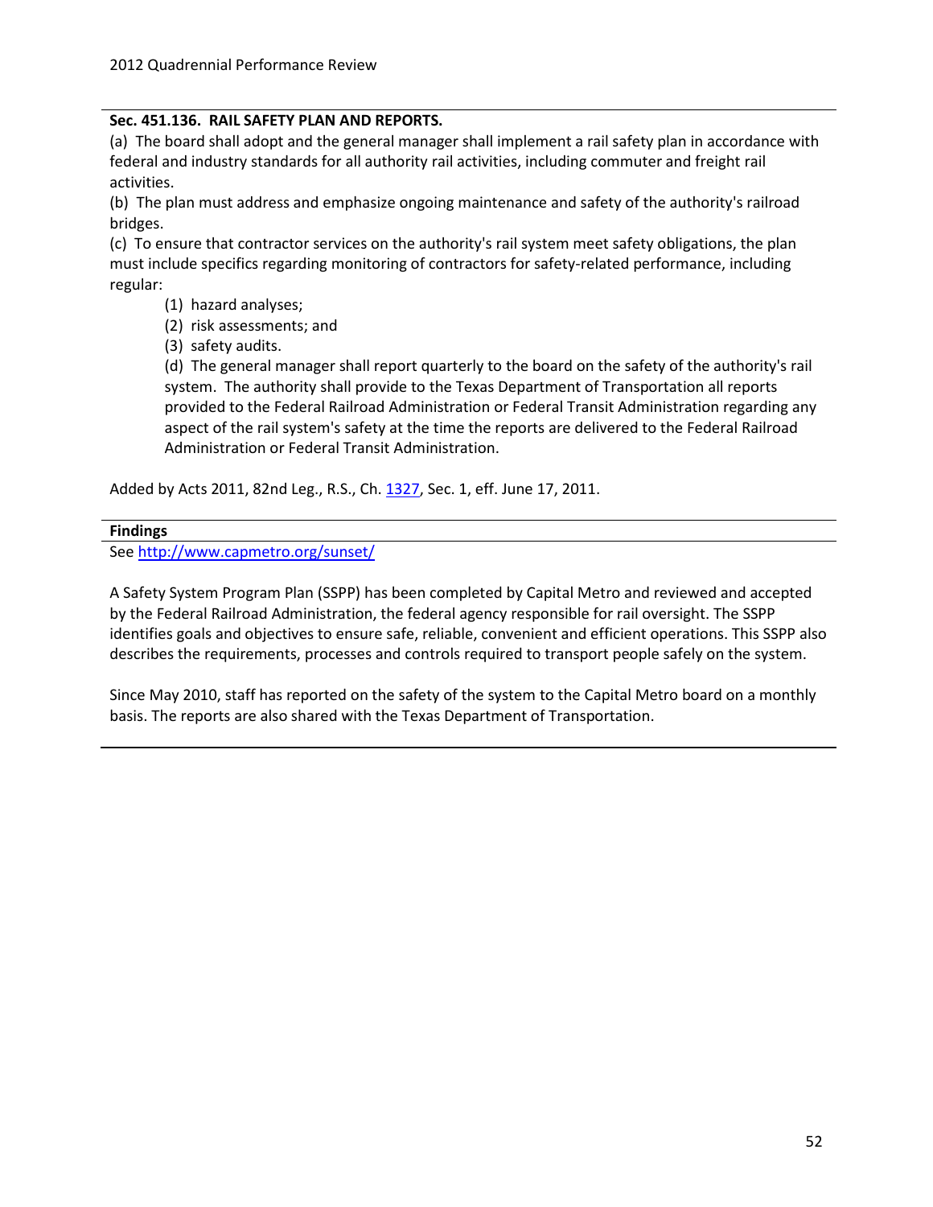**Sec. 451.136. RAIL SAFETY PLAN AND REPORTS.**

(a) The board shall adopt and the general manager shall implement a rail safety plan in accordance with federal and industry standards for all authority rail activities, including commuter and freight rail activities.

(b) The plan must address and emphasize ongoing maintenance and safety of the authority's railroad bridges.

(c) To ensure that contractor services on the authority's rail system meet safety obligations, the plan must include specifics regarding monitoring of contractors for safety-related performance, including regular:

> (1) hazard analyses;
>
> (2) risk assessments; and
>
> (3) safety audits.
>
> (d) The general manager shall report quarterly to the board on the safety of the authority's rail system. The authority shall provide to the Texas Department of Transportation all reports provided to the Federal Railroad Administration or Federal Transit Administration regarding any aspect of the rail system's safety at the time the reports are delivered to the Federal Railroad Administration or Federal Transit Administration.

Added by Acts 2011, 82nd Leg., R.S., Ch. [1327](1327), Sec. 1, eff. June 17, 2011.

**Findings**

See [http://www.capmetro.org/sunset/](http://www.capmetro.org/sunset/)

A Safety System Program Plan (SSPP) has been completed by Capital Metro and reviewed and accepted by the Federal Railroad Administration, the federal agency responsible for rail oversight. The SSPP identifies goals and objectives to ensure safe, reliable, convenient and efficient operations. This SSPP also describes the requirements, processes and controls required to transport people safely on the system.

Since May 2010, staff has reported on the safety of the system to the Capital Metro board on a monthly basis. The reports are also shared with the Texas Department of Transportation.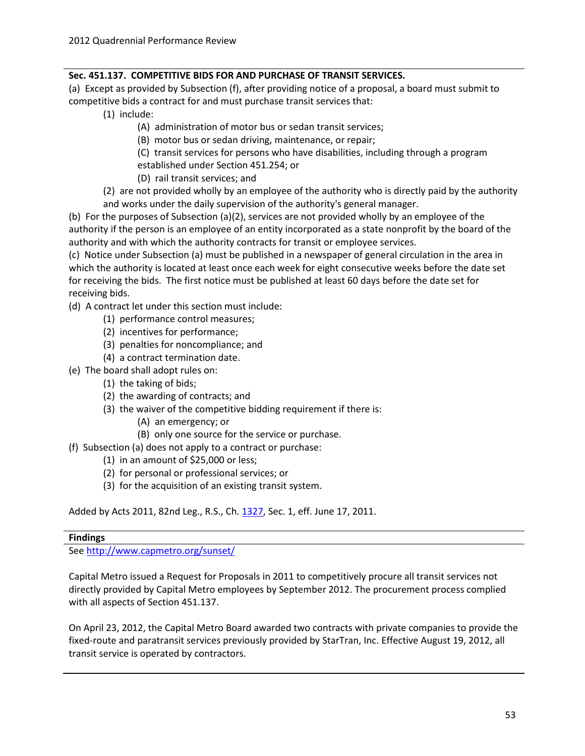**Sec. 451.137. COMPETITIVE BIDS FOR AND PURCHASE OF TRANSIT SERVICES.**

(a) Except as provided by Subsection (f), after providing notice of a proposal, a board must submit to competitive bids a contract for and must purchase transit services that:

- (1) include:
  - (A) administration of motor bus or sedan transit services;
  - (B) motor bus or sedan driving, maintenance, or repair;
  - (C) transit services for persons who have disabilities, including through a program established under Section 451.254; or
  - (D) rail transit services; and
- (2) are not provided wholly by an employee of the authority who is directly paid by the authority and works under the daily supervision of the authority's general manager.

(b) For the purposes of Subsection (a)(2), services are not provided wholly by an employee of the authority if the person is an employee of an entity incorporated as a state nonprofit by the board of the authority and with which the authority contracts for transit or employee services.

(c) Notice under Subsection (a) must be published in a newspaper of general circulation in the area in which the authority is located at least once each week for eight consecutive weeks before the date set for receiving the bids. The first notice must be published at least 60 days before the date set for receiving bids.

(d) A contract let under this section must include:

- (1) performance control measures;
- (2) incentives for performance;
- (3) penalties for noncompliance; and
- (4) a contract termination date.

(e) The board shall adopt rules on:

- (1) the taking of bids;
- (2) the awarding of contracts; and
- (3) the waiver of the competitive bidding requirement if there is:
  - (A) an emergency; or
  - (B) only one source for the service or purchase.

(f) Subsection (a) does not apply to a contract or purchase:

- (1) in an amount of $25,000 or less;
- (2) for personal or professional services; or
- (3) for the acquisition of an existing transit system.

Added by Acts 2011, 82nd Leg., R.S., Ch. 1327, Sec. 1, eff. June 17, 2011.

**Findings**

See http://www.capmetro.org/sunset/

Capital Metro issued a Request for Proposals in 2011 to competitively procure all transit services not directly provided by Capital Metro employees by September 2012. The procurement process complied with all aspects of Section 451.137.

On April 23, 2012, the Capital Metro Board awarded two contracts with private companies to provide the fixed-route and paratransit services previously provided by StarTran, Inc. Effective August 19, 2012, all transit service is operated by contractors.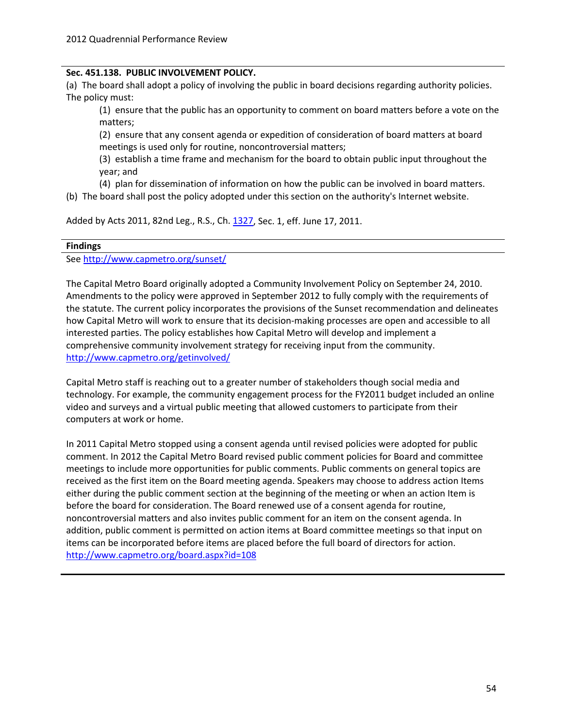### Sec. 451.138. PUBLIC INVOLVEMENT POLICY.

(a) The board shall adopt a policy of involving the public in board decisions regarding authority policies. The policy must:

(1) ensure that the public has an opportunity to comment on board matters before a vote on the matters;

(2) ensure that any consent agenda or expedition of consideration of board matters at board meetings is used only for routine, noncontroversial matters;

(3) establish a time frame and mechanism for the board to obtain public input throughout the year; and

(4) plan for dissemination of information on how the public can be involved in board matters.

(b) The board shall post the policy adopted under this section on the authority's Internet website.

Added by Acts 2011, 82nd Leg., R.S., Ch. 1327, Sec. 1, eff. June 17, 2011.

### Findings

See http://www.capmetro.org/sunset/

The Capital Metro Board originally adopted a Community Involvement Policy on September 24, 2010. Amendments to the policy were approved in September 2012 to fully comply with the requirements of the statute. The current policy incorporates the provisions of the Sunset recommendation and delineates how Capital Metro will work to ensure that its decision-making processes are open and accessible to all interested parties. The policy establishes how Capital Metro will develop and implement a comprehensive community involvement strategy for receiving input from the community. http://www.capmetro.org/getinvolved/

Capital Metro staff is reaching out to a greater number of stakeholders though social media and technology. For example, the community engagement process for the FY2011 budget included an online video and surveys and a virtual public meeting that allowed customers to participate from their computers at work or home.

In 2011 Capital Metro stopped using a consent agenda until revised policies were adopted for public comment. In 2012 the Capital Metro Board revised public comment policies for Board and committee meetings to include more opportunities for public comments. Public comments on general topics are received as the first item on the Board meeting agenda. Speakers may choose to address action Items either during the public comment section at the beginning of the meeting or when an action Item is before the board for consideration. The Board renewed use of a consent agenda for routine, noncontroversial matters and also invites public comment for an item on the consent agenda. In addition, public comment is permitted on action items at Board committee meetings so that input on items can be incorporated before items are placed before the full board of directors for action. http://www.capmetro.org/board.aspx?id=108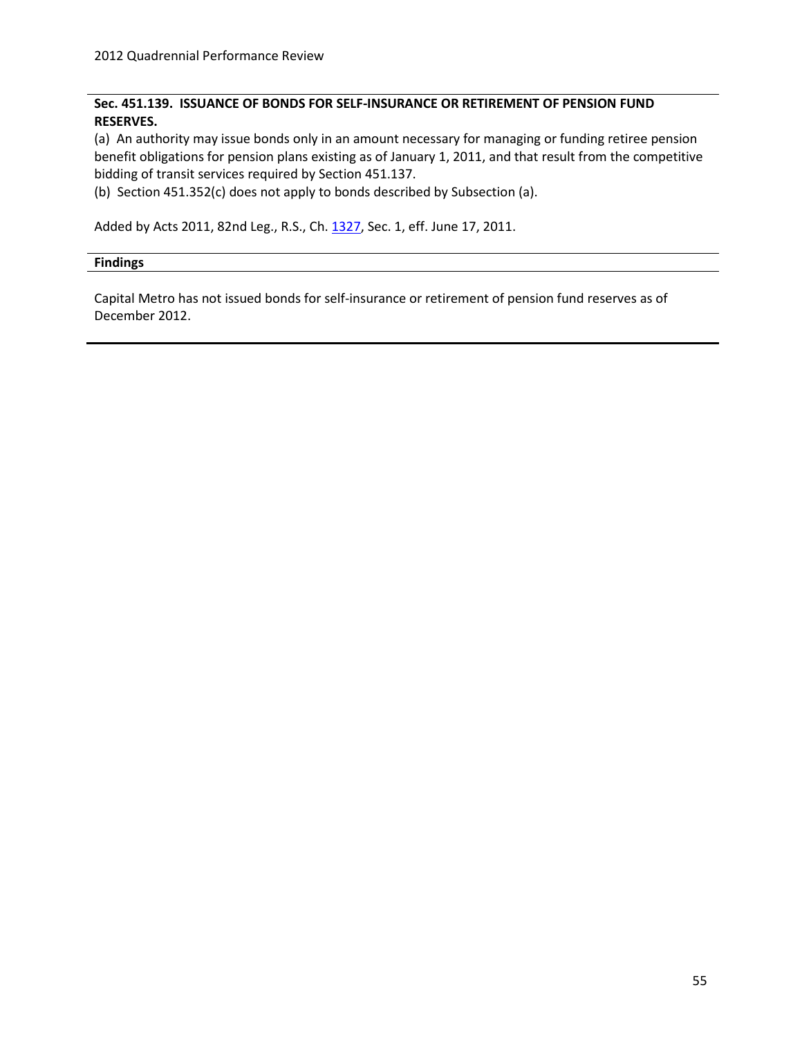**Sec. 451.139. ISSUANCE OF BONDS FOR SELF-INSURANCE OR RETIREMENT OF PENSION FUND RESERVES.**

(a) An authority may issue bonds only in an amount necessary for managing or funding retiree pension benefit obligations for pension plans existing as of January 1, 2011, and that result from the competitive bidding of transit services required by Section 451.137.

(b) Section 451.352(c) does not apply to bonds described by Subsection (a).

Added by Acts 2011, 82nd Leg., R.S., Ch. 1327, Sec. 1, eff. June 17, 2011.

**Findings**

Capital Metro has not issued bonds for self-insurance or retirement of pension fund reserves as of December 2012.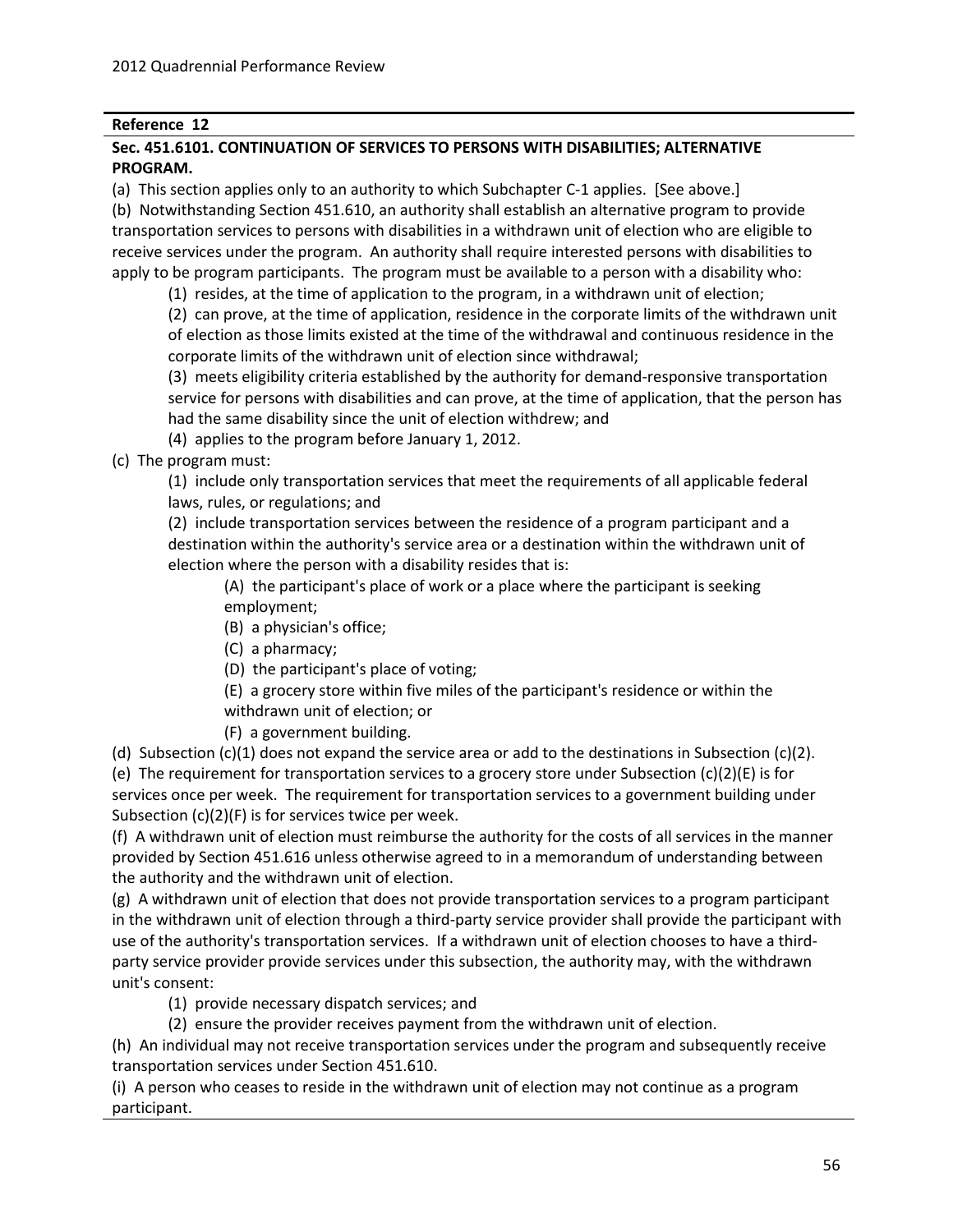**Reference 12**

**Sec. 451.6101. CONTINUATION OF SERVICES TO PERSONS WITH DISABILITIES; ALTERNATIVE PROGRAM.**

(a) This section applies only to an authority to which Subchapter C-1 applies. [See above.]

(b) Notwithstanding Section 451.610, an authority shall establish an alternative program to provide transportation services to persons with disabilities in a withdrawn unit of election who are eligible to receive services under the program. An authority shall require interested persons with disabilities to apply to be program participants. The program must be available to a person with a disability who:

> (1) resides, at the time of application to the program, in a withdrawn unit of election;
>
> (2) can prove, at the time of application, residence in the corporate limits of the withdrawn unit of election as those limits existed at the time of the withdrawal and continuous residence in the corporate limits of the withdrawn unit of election since withdrawal;
>
> (3) meets eligibility criteria established by the authority for demand-responsive transportation service for persons with disabilities and can prove, at the time of application, that the person has had the same disability since the unit of election withdrew; and
>
> (4) applies to the program before January 1, 2012.

(c) The program must:

> (1) include only transportation services that meet the requirements of all applicable federal laws, rules, or regulations; and
>
> (2) include transportation services between the residence of a program participant and a destination within the authority's service area or a destination within the withdrawn unit of election where the person with a disability resides that is:
>
> > (A) the participant's place of work or a place where the participant is seeking employment;
> >
> > (B) a physician's office;
> >
> > (C) a pharmacy;
> >
> > (D) the participant's place of voting;
> >
> > (E) a grocery store within five miles of the participant's residence or within the withdrawn unit of election; or
> >
> > (F) a government building.

(d) Subsection (c)(1) does not expand the service area or add to the destinations in Subsection (c)(2).

(e) The requirement for transportation services to a grocery store under Subsection (c)(2)(E) is for services once per week. The requirement for transportation services to a government building under Subsection (c)(2)(F) is for services twice per week.

(f) A withdrawn unit of election must reimburse the authority for the costs of all services in the manner provided by Section 451.616 unless otherwise agreed to in a memorandum of understanding between the authority and the withdrawn unit of election.

(g) A withdrawn unit of election that does not provide transportation services to a program participant in the withdrawn unit of election through a third-party service provider shall provide the participant with use of the authority's transportation services. If a withdrawn unit of election chooses to have a third-party service provider provide services under this subsection, the authority may, with the withdrawn unit's consent:

> (1) provide necessary dispatch services; and
>
> (2) ensure the provider receives payment from the withdrawn unit of election.

(h) An individual may not receive transportation services under the program and subsequently receive transportation services under Section 451.610.

(i) A person who ceases to reside in the withdrawn unit of election may not continue as a program participant.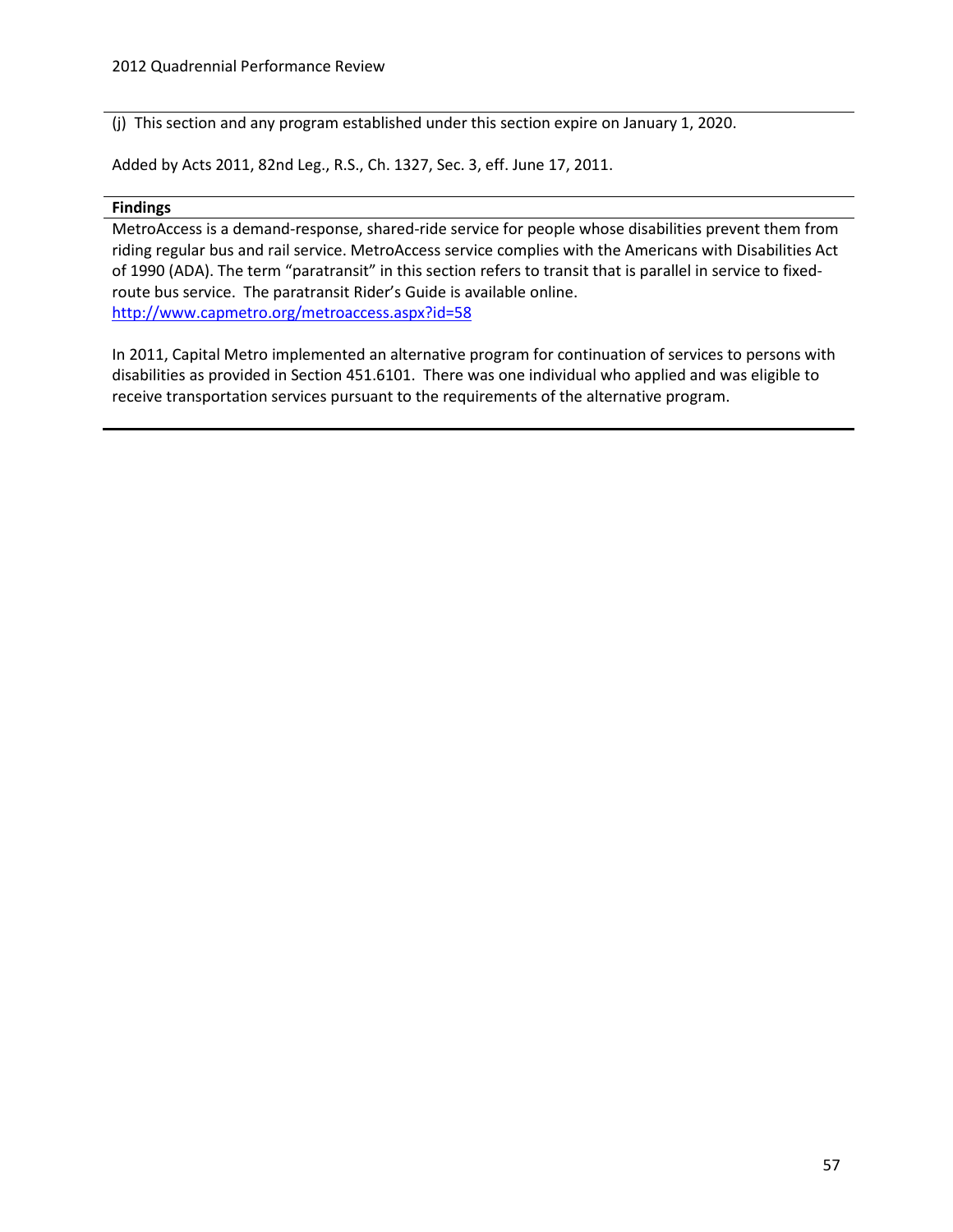(j) This section and any program established under this section expire on January 1, 2020.

Added by Acts 2011, 82nd Leg., R.S., Ch. 1327, Sec. 3, eff. June 17, 2011.

**Findings**

MetroAccess is a demand-response, shared-ride service for people whose disabilities prevent them from riding regular bus and rail service. MetroAccess service complies with the Americans with Disabilities Act of 1990 (ADA). The term "paratransit" in this section refers to transit that is parallel in service to fixed-route bus service. The paratransit Rider's Guide is available online. http://www.capmetro.org/metroaccess.aspx?id=58

In 2011, Capital Metro implemented an alternative program for continuation of services to persons with disabilities as provided in Section 451.6101. There was one individual who applied and was eligible to receive transportation services pursuant to the requirements of the alternative program.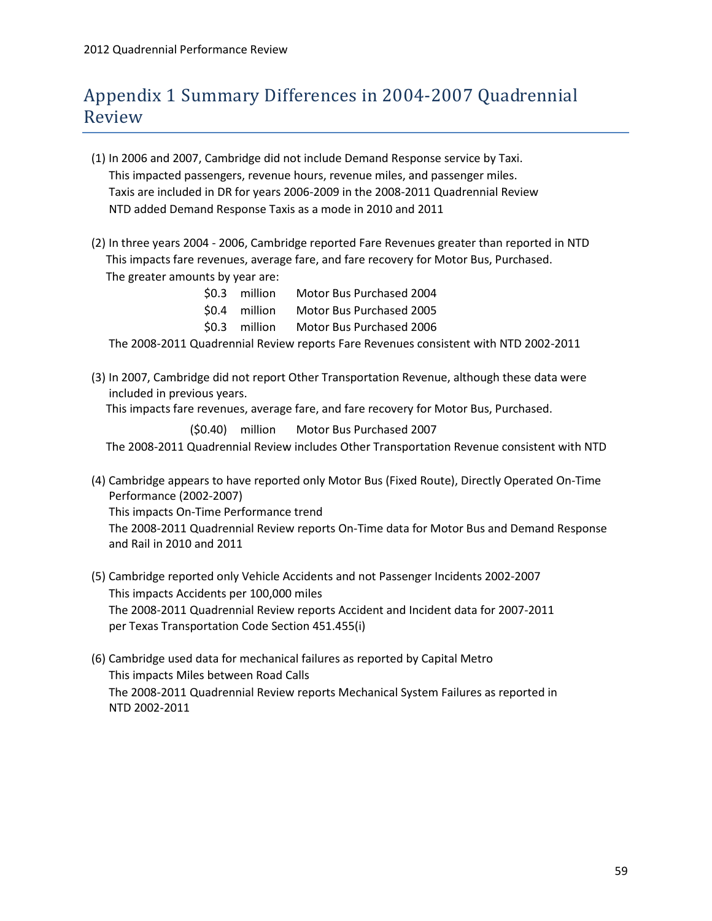# Appendix 1 Summary Differences in 2004-2007 Quadrennial Review

(1) In 2006 and 2007, Cambridge did not include Demand Response service by Taxi.
This impacted passengers, revenue hours, revenue miles, and passenger miles.
Taxis are included in DR for years 2006-2009 in the 2008-2011 Quadrennial Review
NTD added Demand Response Taxis as a mode in 2010 and 2011

(2) In three years 2004 - 2006, Cambridge reported Fare Revenues greater than reported in NTD
This impacts fare revenues, average fare, and fare recovery for Motor Bus, Purchased.
The greater amounts by year are:

| | | |
|---|---|---|
| $0.3 | million | Motor Bus Purchased 2004 |
| $0.4 | million | Motor Bus Purchased 2005 |
| $0.3 | million | Motor Bus Purchased 2006 |

The 2008-2011 Quadrennial Review reports Fare Revenues consistent with NTD 2002-2011

(3) In 2007, Cambridge did not report Other Transportation Revenue, although these data were included in previous years.
This impacts fare revenues, average fare, and fare recovery for Motor Bus, Purchased.

| | | |
|---|---|---|
| ($0.40) | million | Motor Bus Purchased 2007 |

The 2008-2011 Quadrennial Review includes Other Transportation Revenue consistent with NTD

(4) Cambridge appears to have reported only Motor Bus (Fixed Route), Directly Operated On-Time Performance (2002-2007)
This impacts On-Time Performance trend
The 2008-2011 Quadrennial Review reports On-Time data for Motor Bus and Demand Response and Rail in 2010 and 2011

(5) Cambridge reported only Vehicle Accidents and not Passenger Incidents 2002-2007
This impacts Accidents per 100,000 miles
The 2008-2011 Quadrennial Review reports Accident and Incident data for 2007-2011 per Texas Transportation Code Section 451.455(i)

(6) Cambridge used data for mechanical failures as reported by Capital Metro
This impacts Miles between Road Calls
The 2008-2011 Quadrennial Review reports Mechanical System Failures as reported in NTD 2002-2011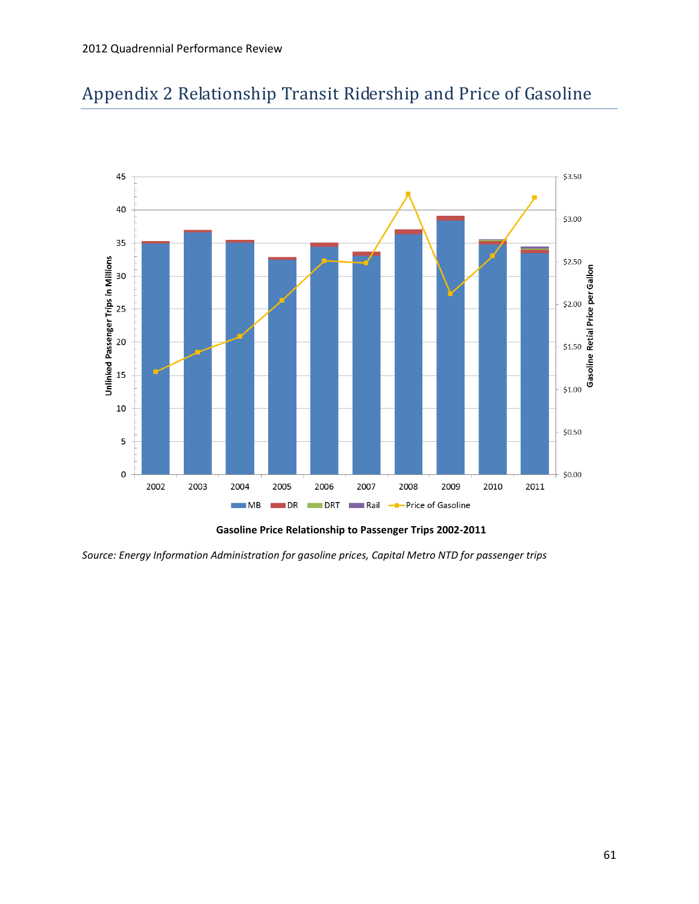# Appendix 2 Relationship Transit Ridership and Price of Gasoline

Unlinked Passenger Trips in Millions

45
40
35
30
25
20
15
10
5
0

Gasoline Retail Price per Gallon

$3.50
$3.00
$2.50
$2.00
$1.50
$1.00
$0.50
$0.00

2002 2003 2004 2005 2006 2007 2008 2009 2010 2011

MB DR DRT Rail Price of Gasoline

**Gasoline Price Relationship to Passenger Trips 2002-2011**

*Source: Energy Information Administration for gasoline prices, Capital Metro NTD for passenger trips*